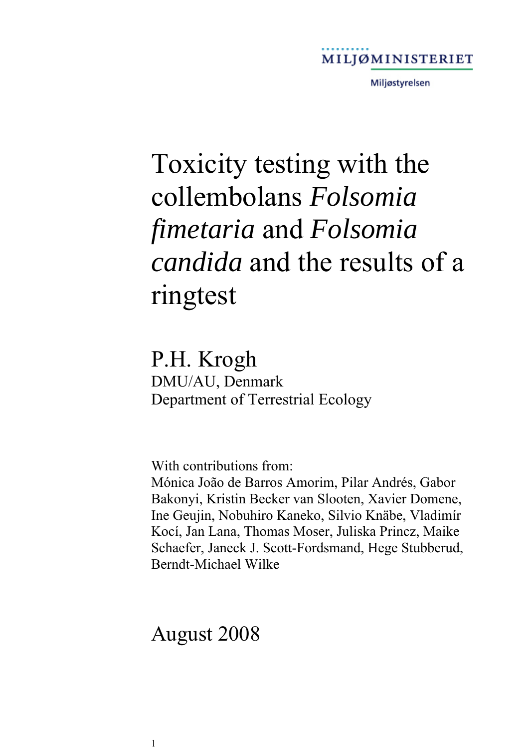MILJØMINISTERIET

Miljøstyrelsen

# Toxicity testing with the collembolans *Folsomia fimetaria* and *Folsomia candida* and the results of a ringtest

## P.H. Krogh

DMU/AU, Denmark

Department of Terrestrial Ecology

With contributions from:

Mónica João de Barros Amorim, Pilar Andrés, Gabor Bakonyi, Kristin Becker van Slooten, Xavier Domene, Ine Geujin, Nobuhiro Kaneko, Silvio Knäbe, Vladimír Kocí, Jan Lana, Thomas Moser, Juliska Princz, Maike Schaefer, Janeck J. Scott-Fordsmand, Hege Stubberud, Berndt-Michael Wilke

August 2008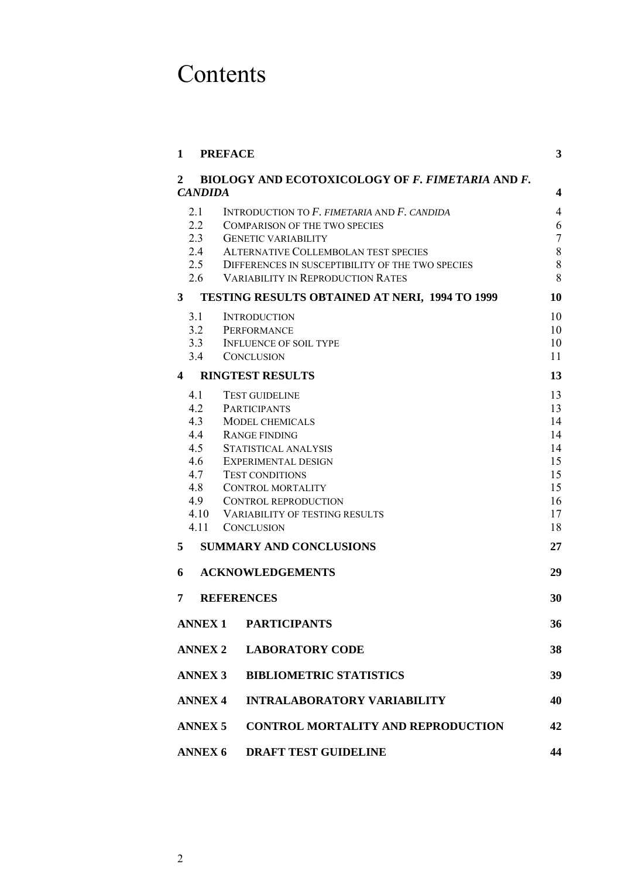# Contents

| | | |
|---|---|---|
| **1** | **PREFACE** | **3** |
| **2** | **BIOLOGY AND ECOTOXICOLOGY OF *F. FIMETARIA* AND *F. CANDIDA*** | **4** |
| 2.1 | INTRODUCTION TO *F. FIMETARIA* AND *F. CANDIDA* | 4 |
| 2.2 | COMPARISON OF THE TWO SPECIES | 6 |
| 2.3 | GENETIC VARIABILITY | 7 |
| 2.4 | ALTERNATIVE COLLEMBOLAN TEST SPECIES | 8 |
| 2.5 | DIFFERENCES IN SUSCEPTIBILITY OF THE TWO SPECIES | 8 |
| 2.6 | VARIABILITY IN REPRODUCTION RATES | 8 |
| **3** | **TESTING RESULTS OBTAINED AT NERI, 1994 TO 1999** | **10** |
| 3.1 | INTRODUCTION | 10 |
| 3.2 | PERFORMANCE | 10 |
| 3.3 | INFLUENCE OF SOIL TYPE | 10 |
| 3.4 | CONCLUSION | 11 |
| **4** | **RINGTEST RESULTS** | **13** |
| 4.1 | TEST GUIDELINE | 13 |
| 4.2 | PARTICIPANTS | 13 |
| 4.3 | MODEL CHEMICALS | 14 |
| 4.4 | RANGE FINDING | 14 |
| 4.5 | STATISTICAL ANALYSIS | 14 |
| 4.6 | EXPERIMENTAL DESIGN | 15 |
| 4.7 | TEST CONDITIONS | 15 |
| 4.8 | CONTROL MORTALITY | 15 |
| 4.9 | CONTROL REPRODUCTION | 16 |
| 4.10 | VARIABILITY OF TESTING RESULTS | 17 |
| 4.11 | CONCLUSION | 18 |
| **5** | **SUMMARY AND CONCLUSIONS** | **27** |
| **6** | **ACKNOWLEDGEMENTS** | **29** |
| **7** | **REFERENCES** | **30** |
| **ANNEX 1** | **PARTICIPANTS** | **36** |
| **ANNEX 2** | **LABORATORY CODE** | **38** |
| **ANNEX 3** | **BIBLIOMETRIC STATISTICS** | **39** |
| **ANNEX 4** | **INTRALABORATORY VARIABILITY** | **40** |
| **ANNEX 5** | **CONTROL MORTALITY AND REPRODUCTION** | **42** |
| **ANNEX 6** | **DRAFT TEST GUIDELINE** | **44** |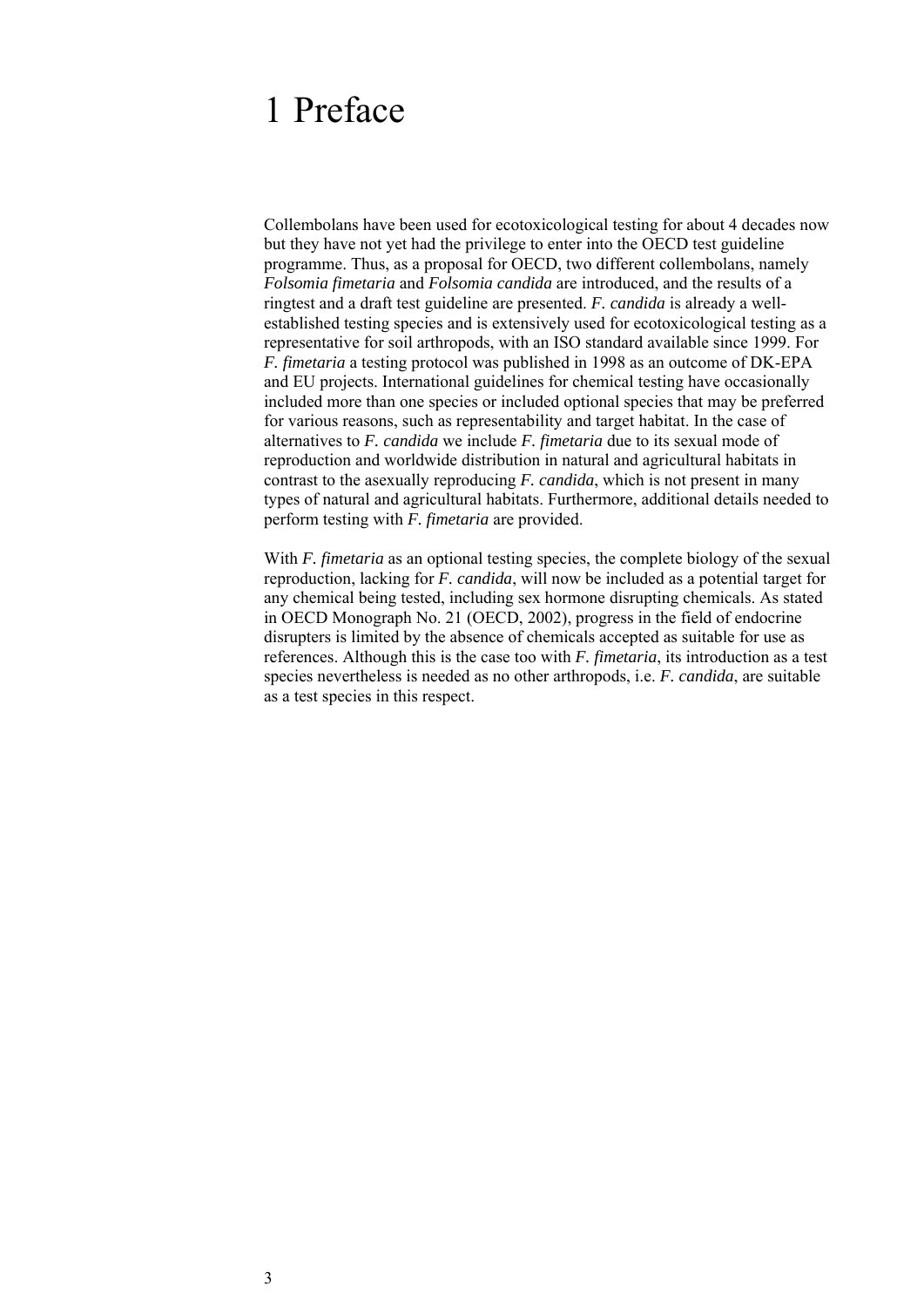# 1 Preface

Collembolans have been used for ecotoxicological testing for about 4 decades now but they have not yet had the privilege to enter into the OECD test guideline programme. Thus, as a proposal for OECD, two different collembolans, namely *Folsomia fimetaria* and *Folsomia candida* are introduced, and the results of a ringtest and a draft test guideline are presented. *F. candida* is already a well-established testing species and is extensively used for ecotoxicological testing as a representative for soil arthropods, with an ISO standard available since 1999. For *F. fimetaria* a testing protocol was published in 1998 as an outcome of DK-EPA and EU projects. International guidelines for chemical testing have occasionally included more than one species or included optional species that may be preferred for various reasons, such as representability and target habitat. In the case of alternatives to *F. candida* we include *F. fimetaria* due to its sexual mode of reproduction and worldwide distribution in natural and agricultural habitats in contrast to the asexually reproducing *F. candida*, which is not present in many types of natural and agricultural habitats. Furthermore, additional details needed to perform testing with *F. fimetaria* are provided.

With *F. fimetaria* as an optional testing species, the complete biology of the sexual reproduction, lacking for *F. candida*, will now be included as a potential target for any chemical being tested, including sex hormone disrupting chemicals. As stated in OECD Monograph No. 21 (OECD, 2002), progress in the field of endocrine disrupters is limited by the absence of chemicals accepted as suitable for use as references. Although this is the case too with *F. fimetaria*, its introduction as a test species nevertheless is needed as no other arthropods, i.e. *F. candida*, are suitable as a test species in this respect.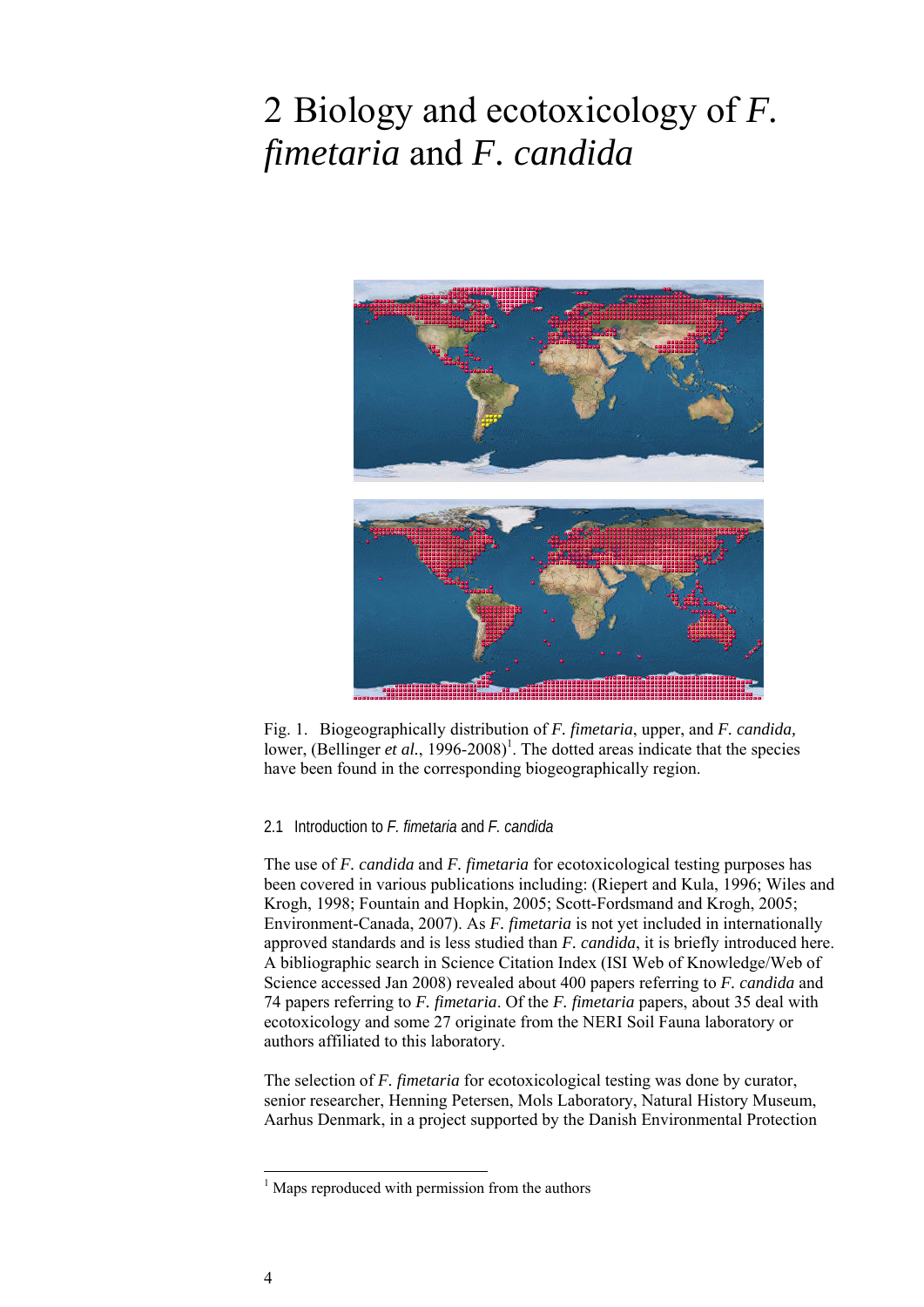# 2 Biology and ecotoxicology of *F. fimetaria* and *F. candida*

Fig. 1. Biogeographically distribution of *F. fimetaria*, upper, and *F. candida,* lower, (Bellinger *et al.*, 1996-2008)[1]. The dotted areas indicate that the species have been found in the corresponding biogeographically region.

### 2.1 Introduction to *F. fimetaria* and *F. candida*

The use of *F. candida* and *F. fimetaria* for ecotoxicological testing purposes has been covered in various publications including: (Riepert and Kula, 1996; Wiles and Krogh, 1998; Fountain and Hopkin, 2005; Scott-Fordsmand and Krogh, 2005; Environment-Canada, 2007). As *F. fimetaria* is not yet included in internationally approved standards and is less studied than *F. candida*, it is briefly introduced here. A bibliographic search in Science Citation Index (ISI Web of Knowledge/Web of Science accessed Jan 2008) revealed about 400 papers referring to *F. candida* and 74 papers referring to *F. fimetaria*. Of the *F. fimetaria* papers, about 35 deal with ecotoxicology and some 27 originate from the NERI Soil Fauna laboratory or authors affiliated to this laboratory.

The selection of *F. fimetaria* for ecotoxicological testing was done by curator, senior researcher, Henning Petersen, Mols Laboratory, Natural History Museum, Aarhus Denmark, in a project supported by the Danish Environmental Protection

---

[1] Maps reproduced with permission from the authors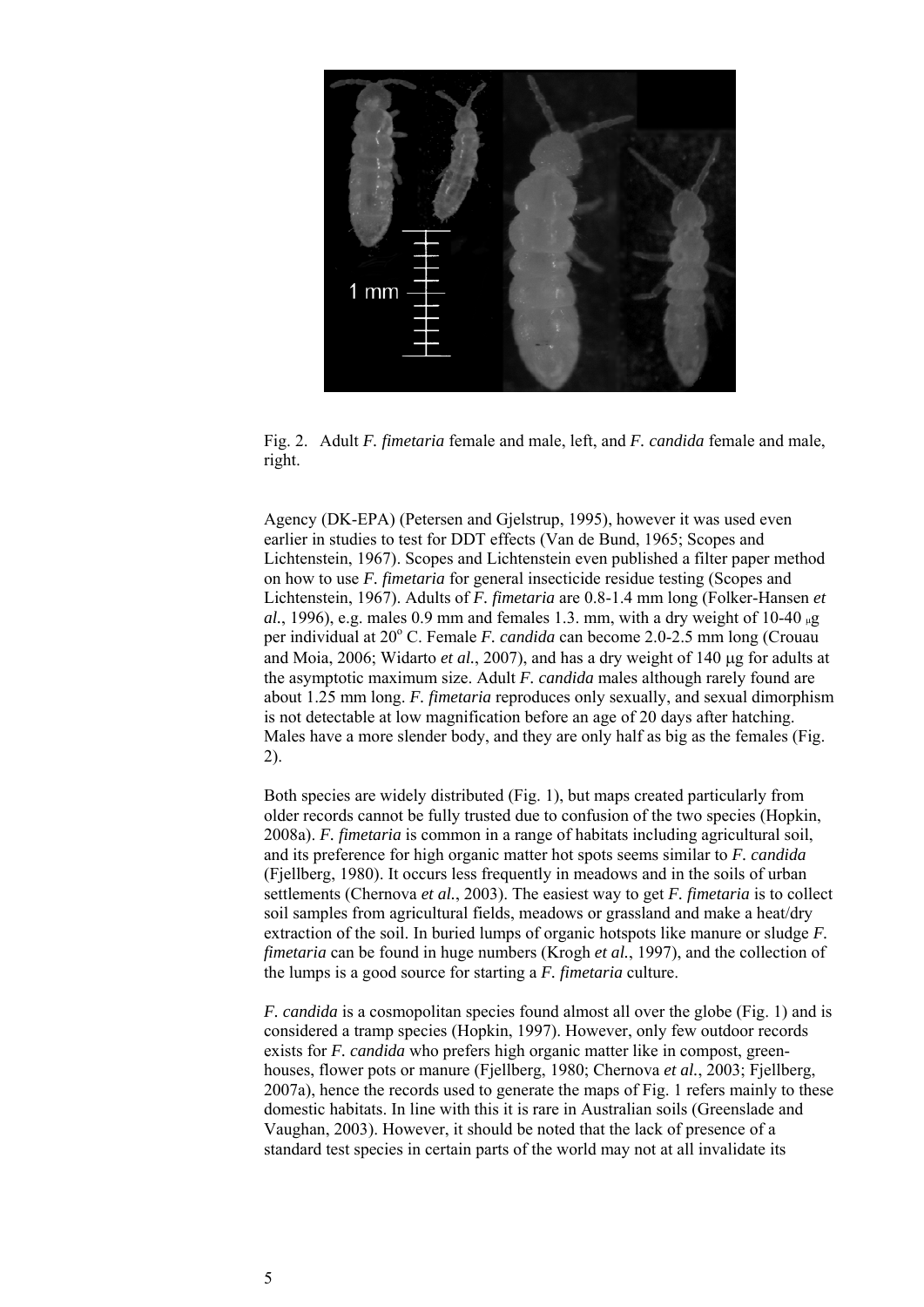Fig. 2. Adult *F. fimetaria* female and male, left, and *F. candida* female and male, right.

Agency (DK-EPA) (Petersen and Gjelstrup, 1995), however it was used even earlier in studies to test for DDT effects (Van de Bund, 1965; Scopes and Lichtenstein, 1967). Scopes and Lichtenstein even published a filter paper method on how to use *F. fimetaria* for general insecticide residue testing (Scopes and Lichtenstein, 1967). Adults of *F. fimetaria* are 0.8-1.4 mm long (Folker-Hansen *et al.*, 1996), e.g. males 0.9 mm and females 1.3. mm, with a dry weight of 10-40 μg per individual at 20$^{o}$ C. Female *F. candida* can become 2.0-2.5 mm long (Crouau and Moia, 2006; Widarto *et al.*, 2007), and has a dry weight of 140 μg for adults at the asymptotic maximum size. Adult *F. candida* males although rarely found are about 1.25 mm long. *F. fimetaria* reproduces only sexually, and sexual dimorphism is not detectable at low magnification before an age of 20 days after hatching. Males have a more slender body, and they are only half as big as the females (Fig. 2).

Both species are widely distributed (Fig. 1), but maps created particularly from older records cannot be fully trusted due to confusion of the two species (Hopkin, 2008a). *F. fimetaria* is common in a range of habitats including agricultural soil, and its preference for high organic matter hot spots seems similar to *F. candida* (Fjellberg, 1980). It occurs less frequently in meadows and in the soils of urban settlements (Chernova *et al.*, 2003). The easiest way to get *F. fimetaria* is to collect soil samples from agricultural fields, meadows or grassland and make a heat/dry extraction of the soil. In buried lumps of organic hotspots like manure or sludge *F. fimetaria* can be found in huge numbers (Krogh *et al.*, 1997), and the collection of the lumps is a good source for starting a *F. fimetaria* culture.

*F. candida* is a cosmopolitan species found almost all over the globe (Fig. 1) and is considered a tramp species (Hopkin, 1997). However, only few outdoor records exists for *F. candida* who prefers high organic matter like in compost, green-houses, flower pots or manure (Fjellberg, 1980; Chernova *et al.*, 2003; Fjellberg, 2007a), hence the records used to generate the maps of Fig. 1 refers mainly to these domestic habitats. In line with this it is rare in Australian soils (Greenslade and Vaughan, 2003). However, it should be noted that the lack of presence of a standard test species in certain parts of the world may not at all invalidate its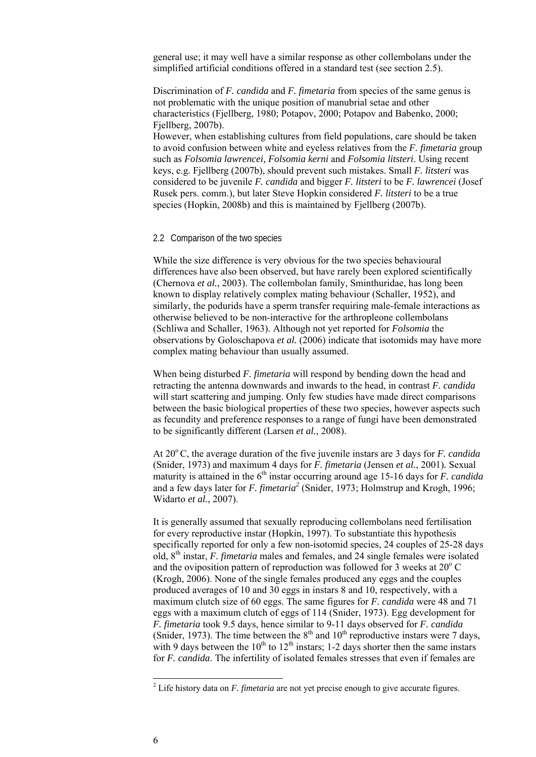general use; it may well have a similar response as other collembolans under the simplified artificial conditions offered in a standard test (see section 2.5).

Discrimination of *F. candida* and *F. fimetaria* from species of the same genus is not problematic with the unique position of manubrial setae and other characteristics (Fjellberg, 1980; Potapov, 2000; Potapov and Babenko, 2000; Fjellberg, 2007b).
However, when establishing cultures from field populations, care should be taken to avoid confusion between white and eyeless relatives from the *F. fimetaria* group such as *Folsomia lawrencei, Folsomia kerni* and *Folsomia litsteri*. Using recent keys, e.g. Fjellberg (2007b), should prevent such mistakes. Small *F. litsteri* was considered to be juvenile *F. candida* and bigger *F. litsteri* to be *F. lawrencei* (Josef Rusek pers. comm.), but later Steve Hopkin considered *F. litsteri* to be a true species (Hopkin, 2008b) and this is maintained by Fjellberg (2007b).

## 2.2 Comparison of the two species

While the size difference is very obvious for the two species behavioural differences have also been observed, but have rarely been explored scientifically (Chernova *et al.*, 2003). The collembolan family, Sminthuridae, has long been known to display relatively complex mating behaviour (Schaller, 1952), and similarly, the podurids have a sperm transfer requiring male-female interactions as otherwise believed to be non-interactive for the arthropleone collembolans (Schliwa and Schaller, 1963). Although not yet reported for *Folsomia* the observations by Goloschapova *et al.* (2006) indicate that isotomids may have more complex mating behaviour than usually assumed.

When being disturbed *F. fimetaria* will respond by bending down the head and retracting the antenna downwards and inwards to the head, in contrast *F. candida* will start scattering and jumping. Only few studies have made direct comparisons between the basic biological properties of these two species, however aspects such as fecundity and preference responses to a range of fungi have been demonstrated to be significantly different (Larsen *et al.*, 2008).

At 20$^{o}$ C, the average duration of the five juvenile instars are 3 days for *F. candida* (Snider, 1973) and maximum 4 days for *F. fimetaria* (Jensen *et al.*, 2001). Sexual maturity is attained in the 6$^{th}$ instar occurring around age 15-16 days for *F. candida* and a few days later for *F. fimetaria*[2] (Snider, 1973; Holmstrup and Krogh, 1996; Widarto *et al.*, 2007).

It is generally assumed that sexually reproducing collembolans need fertilisation for every reproductive instar (Hopkin, 1997). To substantiate this hypothesis specifically reported for only a few non-isotomid species, 24 couples of 25-28 days old, 8$^{th}$ instar, *F. fimetaria* males and females, and 24 single females were isolated and the oviposition pattern of reproduction was followed for 3 weeks at 20$^{o}$ C (Krogh, 2006). None of the single females produced any eggs and the couples produced averages of 10 and 30 eggs in instars 8 and 10, respectively, with a maximum clutch size of 60 eggs. The same figures for *F. candida* were 48 and 71 eggs with a maximum clutch of eggs of 114 (Snider, 1973). Egg development for *F. fimetaria* took 9.5 days, hence similar to 9-11 days observed for *F. candida* (Snider, 1973). The time between the 8$^{th}$ and 10$^{th}$ reproductive instars were 7 days, with 9 days between the 10$^{th}$ to 12$^{th}$ instars; 1-2 days shorter then the same instars for *F. candida*. The infertility of isolated females stresses that even if females are

[2] Life history data on *F. fimetaria* are not yet precise enough to give accurate figures.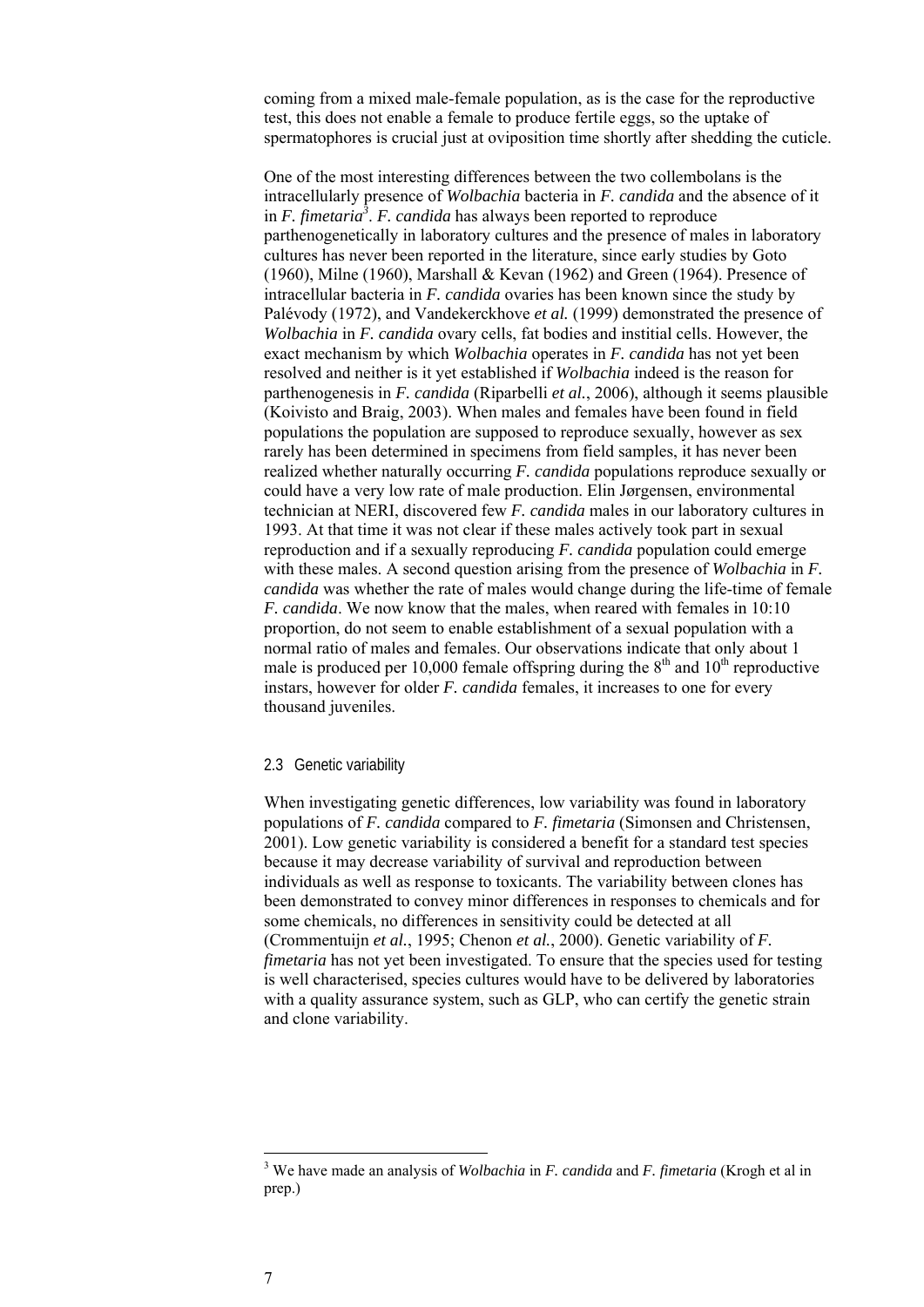coming from a mixed male-female population, as is the case for the reproductive test, this does not enable a female to produce fertile eggs, so the uptake of spermatophores is crucial just at oviposition time shortly after shedding the cuticle.

One of the most interesting differences between the two collembolans is the intracellularly presence of *Wolbachia* bacteria in *F. candida* and the absence of it in *F. fimetaria*[3]. *F. candida* has always been reported to reproduce parthenogenetically in laboratory cultures and the presence of males in laboratory cultures has never been reported in the literature, since early studies by Goto (1960), Milne (1960), Marshall & Kevan (1962) and Green (1964). Presence of intracellular bacteria in *F. candida* ovaries has been known since the study by Palévody (1972), and Vandekerckhove *et al.* (1999) demonstrated the presence of *Wolbachia* in *F. candida* ovary cells, fat bodies and institial cells. However, the exact mechanism by which *Wolbachia* operates in *F. candida* has not yet been resolved and neither is it yet established if *Wolbachia* indeed is the reason for parthenogenesis in *F. candida* (Riparbelli *et al.*, 2006), although it seems plausible (Koivisto and Braig, 2003). When males and females have been found in field populations the population are supposed to reproduce sexually, however as sex rarely has been determined in specimens from field samples, it has never been realized whether naturally occurring *F. candida* populations reproduce sexually or could have a very low rate of male production. Elin Jørgensen, environmental technician at NERI, discovered few *F. candida* males in our laboratory cultures in 1993. At that time it was not clear if these males actively took part in sexual reproduction and if a sexually reproducing *F. candida* population could emerge with these males. A second question arising from the presence of *Wolbachia* in *F. candida* was whether the rate of males would change during the life-time of female *F. candida*. We now know that the males, when reared with females in 10:10 proportion, do not seem to enable establishment of a sexual population with a normal ratio of males and females. Our observations indicate that only about 1 male is produced per 10,000 female offspring during the 8$^{th}$ and 10$^{th}$ reproductive instars, however for older *F. candida* females, it increases to one for every thousand juveniles.

### 2.3 Genetic variability

When investigating genetic differences, low variability was found in laboratory populations of *F. candida* compared to *F. fimetaria* (Simonsen and Christensen, 2001). Low genetic variability is considered a benefit for a standard test species because it may decrease variability of survival and reproduction between individuals as well as response to toxicants. The variability between clones has been demonstrated to convey minor differences in responses to chemicals and for some chemicals, no differences in sensitivity could be detected at all (Crommentuijn *et al.*, 1995; Chenon *et al.*, 2000). Genetic variability of *F. fimetaria* has not yet been investigated. To ensure that the species used for testing is well characterised, species cultures would have to be delivered by laboratories with a quality assurance system, such as GLP, who can certify the genetic strain and clone variability.

[3] We have made an analysis of *Wolbachia* in *F. candida* and *F. fimetaria* (Krogh et al in prep.)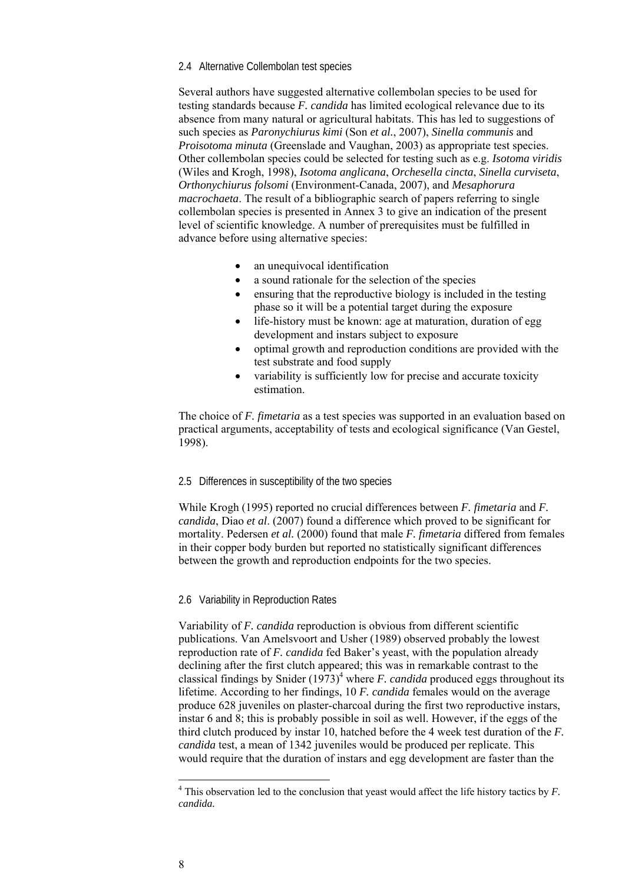### 2.4 Alternative Collembolan test species

Several authors have suggested alternative collembolan species to be used for testing standards because *F. candida* has limited ecological relevance due to its absence from many natural or agricultural habitats. This has led to suggestions of such species as *Paronychiurus kimi* (Son *et al.*, 2007), *Sinella communis* and *Proisotoma minuta* (Greenslade and Vaughan, 2003) as appropriate test species. Other collembolan species could be selected for testing such as e.g. *Isotoma viridis* (Wiles and Krogh, 1998), *Isotoma anglicana*, *Orchesella cincta*, *Sinella curviseta*, *Orthonychiurus folsomi* (Environment-Canada, 2007), and *Mesaphorura macrochaeta*. The result of a bibliographic search of papers referring to single collembolan species is presented in Annex 3 to give an indication of the present level of scientific knowledge. A number of prerequisites must be fulfilled in advance before using alternative species:

- an unequivocal identification
- a sound rationale for the selection of the species
- ensuring that the reproductive biology is included in the testing phase so it will be a potential target during the exposure
- life-history must be known: age at maturation, duration of egg development and instars subject to exposure
- optimal growth and reproduction conditions are provided with the test substrate and food supply
- variability is sufficiently low for precise and accurate toxicity estimation.

The choice of *F. fimetaria* as a test species was supported in an evaluation based on practical arguments, acceptability of tests and ecological significance (Van Gestel, 1998).

### 2.5 Differences in susceptibility of the two species

While Krogh (1995) reported no crucial differences between *F. fimetaria* and *F. candida*, Diao *et al*. (2007) found a difference which proved to be significant for mortality. Pedersen *et al.* (2000) found that male *F. fimetaria* differed from females in their copper body burden but reported no statistically significant differences between the growth and reproduction endpoints for the two species.

### 2.6 Variability in Reproduction Rates

Variability of *F. candida* reproduction is obvious from different scientific publications. Van Amelsvoort and Usher (1989) observed probably the lowest reproduction rate of *F. candida* fed Baker's yeast, with the population already declining after the first clutch appeared; this was in remarkable contrast to the classical findings by Snider (1973)[4] where *F. candida* produced eggs throughout its lifetime. According to her findings, 10 *F. candida* females would on the average produce 628 juveniles on plaster-charcoal during the first two reproductive instars, instar 6 and 8; this is probably possible in soil as well. However, if the eggs of the third clutch produced by instar 10, hatched before the 4 week test duration of the *F. candida* test, a mean of 1342 juveniles would be produced per replicate. This would require that the duration of instars and egg development are faster than the

[4] This observation led to the conclusion that yeast would affect the life history tactics by *F. candida.*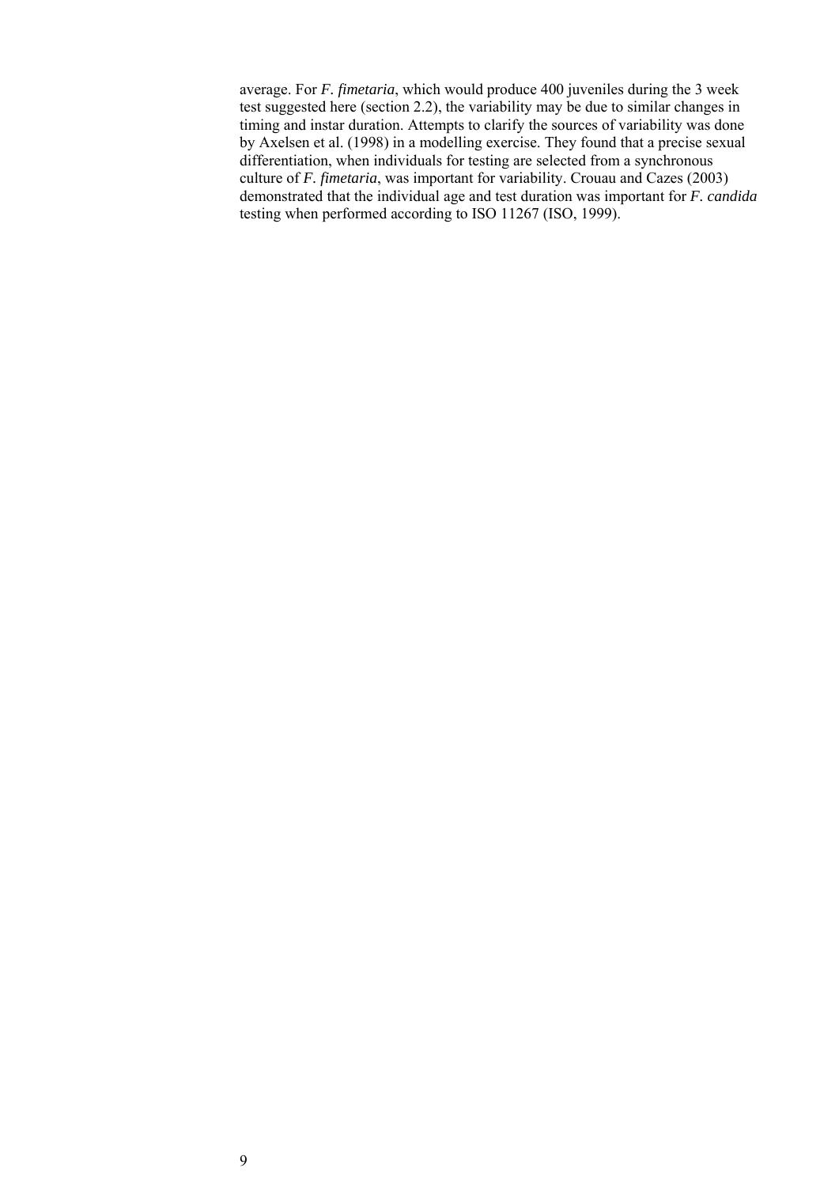average. For *F. fimetaria*, which would produce 400 juveniles during the 3 week test suggested here (section 2.2), the variability may be due to similar changes in timing and instar duration. Attempts to clarify the sources of variability was done by Axelsen et al. (1998) in a modelling exercise. They found that a precise sexual differentiation, when individuals for testing are selected from a synchronous culture of *F. fimetaria*, was important for variability. Crouau and Cazes (2003) demonstrated that the individual age and test duration was important for *F. candida* testing when performed according to ISO 11267 (ISO, 1999).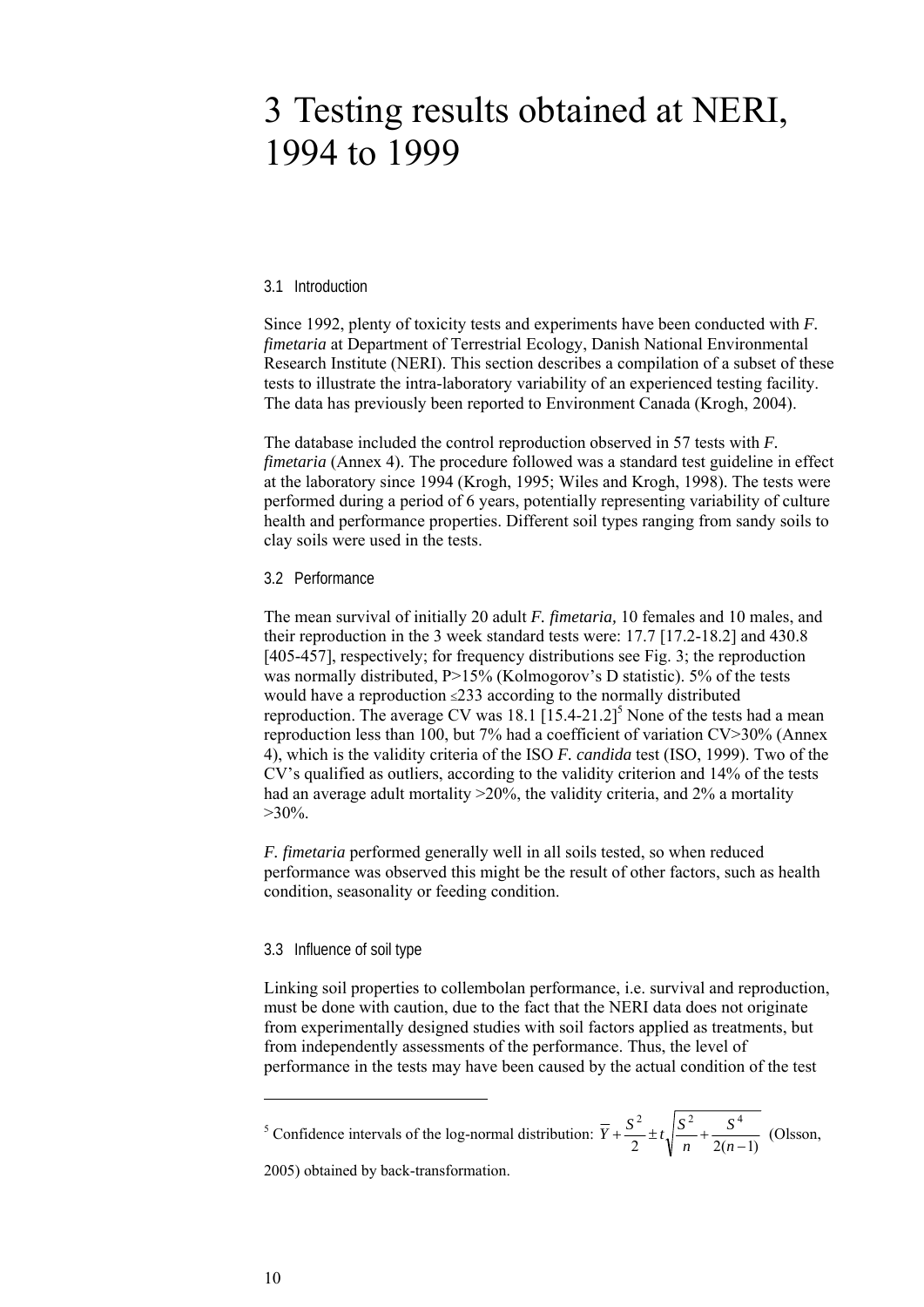# 3 Testing results obtained at NERI, 1994 to 1999

## 3.1 Introduction

Since 1992, plenty of toxicity tests and experiments have been conducted with *F. fimetaria* at Department of Terrestrial Ecology, Danish National Environmental Research Institute (NERI). This section describes a compilation of a subset of these tests to illustrate the intra-laboratory variability of an experienced testing facility. The data has previously been reported to Environment Canada (Krogh, 2004).

The database included the control reproduction observed in 57 tests with *F. fimetaria* (Annex 4). The procedure followed was a standard test guideline in effect at the laboratory since 1994 (Krogh, 1995; Wiles and Krogh, 1998). The tests were performed during a period of 6 years, potentially representing variability of culture health and performance properties. Different soil types ranging from sandy soils to clay soils were used in the tests.

## 3.2 Performance

The mean survival of initially 20 adult *F. fimetaria,* 10 females and 10 males, and their reproduction in the 3 week standard tests were: 17.7 [17.2-18.2] and 430.8 [405-457], respectively; for frequency distributions see Fig. 3; the reproduction was normally distributed, P>15% (Kolmogorov's D statistic). 5% of the tests would have a reproduction ≤233 according to the normally distributed reproduction. The average CV was 18.1 [15.4-21.2][5] None of the tests had a mean reproduction less than 100, but 7% had a coefficient of variation CV>30% (Annex 4), which is the validity criteria of the ISO *F. candida* test (ISO, 1999). Two of the CV's qualified as outliers, according to the validity criterion and 14% of the tests had an average adult mortality >20%, the validity criteria, and 2% a mortality >30%.

*F. fimetaria* performed generally well in all soils tested, so when reduced performance was observed this might be the result of other factors, such as health condition, seasonality or feeding condition.

## 3.3 Influence of soil type

Linking soil properties to collembolan performance, i.e. survival and reproduction, must be done with caution, due to the fact that the NERI data does not originate from experimentally designed studies with soil factors applied as treatments, but from independently assessments of the performance. Thus, the level of performance in the tests may have been caused by the actual condition of the test

---

[5] Confidence intervals of the log-normal distribution: $\overline{Y} + \frac{S^2}{2} \pm t\sqrt{\frac{S^2}{n} + \frac{S^4}{2(n-1)}}$ (Olsson, 2005) obtained by back-transformation.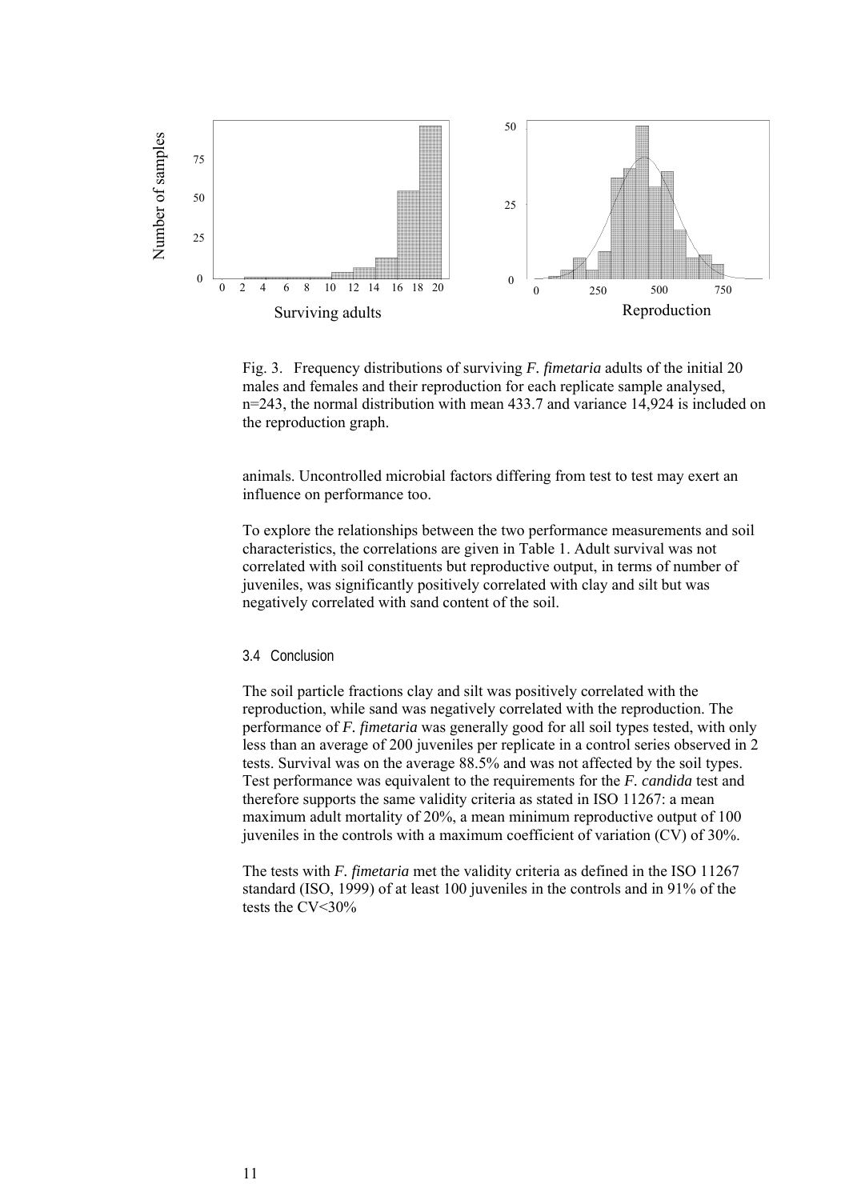Fig. 3. Frequency distributions of surviving *F. fimetaria* adults of the initial 20 males and females and their reproduction for each replicate sample analysed, n=243, the normal distribution with mean 433.7 and variance 14,924 is included on the reproduction graph.

animals. Uncontrolled microbial factors differing from test to test may exert an influence on performance too.

To explore the relationships between the two performance measurements and soil characteristics, the correlations are given in Table 1. Adult survival was not correlated with soil constituents but reproductive output, in terms of number of juveniles, was significantly positively correlated with clay and silt but was negatively correlated with sand content of the soil.

### 3.4 Conclusion

The soil particle fractions clay and silt was positively correlated with the reproduction, while sand was negatively correlated with the reproduction. The performance of *F. fimetaria* was generally good for all soil types tested, with only less than an average of 200 juveniles per replicate in a control series observed in 2 tests. Survival was on the average 88.5% and was not affected by the soil types. Test performance was equivalent to the requirements for the *F. candida* test and therefore supports the same validity criteria as stated in ISO 11267: a mean maximum adult mortality of 20%, a mean minimum reproductive output of 100 juveniles in the controls with a maximum coefficient of variation (CV) of 30%.

The tests with *F. fimetaria* met the validity criteria as defined in the ISO 11267 standard (ISO, 1999) of at least 100 juveniles in the controls and in 91% of the tests the CV<30%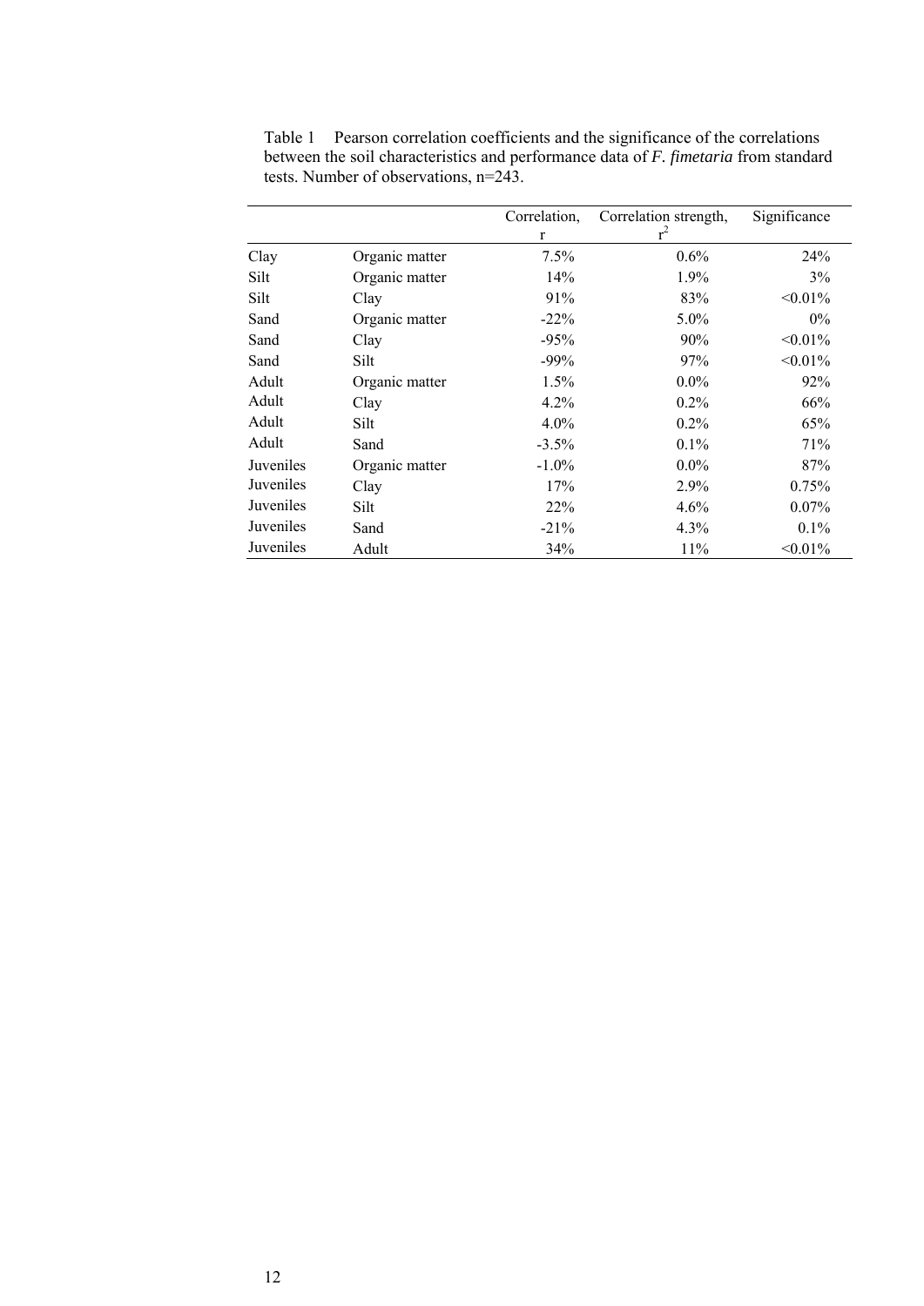Table 1 Pearson correlation coefficients and the significance of the correlations between the soil characteristics and performance data of *F. fimetaria* from standard tests. Number of observations, n=243.

| | | Correlation, r | Correlation strength, $r^2$ | Significance |
|---|---|---|---|---|
| Clay | Organic matter | 7.5% | 0.6% | 24% |
| Silt | Organic matter | 14% | 1.9% | 3% |
| Silt | Clay | 91% | 83% | <0.01% |
| Sand | Organic matter | -22% | 5.0% | 0% |
| Sand | Clay | -95% | 90% | <0.01% |
| Sand | Silt | -99% | 97% | <0.01% |
| Adult | Organic matter | 1.5% | 0.0% | 92% |
| Adult | Clay | 4.2% | 0.2% | 66% |
| Adult | Silt | 4.0% | 0.2% | 65% |
| Adult | Sand | -3.5% | 0.1% | 71% |
| Juveniles | Organic matter | -1.0% | 0.0% | 87% |
| Juveniles | Clay | 17% | 2.9% | 0.75% |
| Juveniles | Silt | 22% | 4.6% | 0.07% |
| Juveniles | Sand | -21% | 4.3% | 0.1% |
| Juveniles | Adult | 34% | 11% | <0.01% |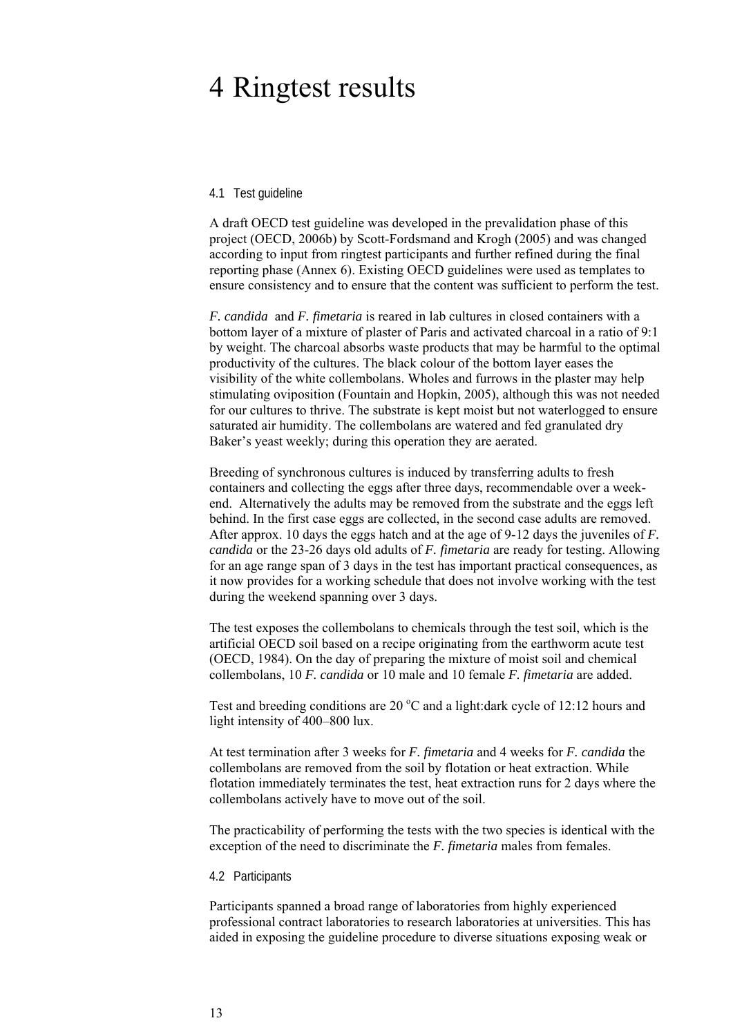# 4 Ringtest results

## 4.1 Test guideline

A draft OECD test guideline was developed in the prevalidation phase of this project (OECD, 2006b) by Scott-Fordsmand and Krogh (2005) and was changed according to input from ringtest participants and further refined during the final reporting phase (Annex 6). Existing OECD guidelines were used as templates to ensure consistency and to ensure that the content was sufficient to perform the test.

*F. candida* and *F. fimetaria* is reared in lab cultures in closed containers with a bottom layer of a mixture of plaster of Paris and activated charcoal in a ratio of 9:1 by weight. The charcoal absorbs waste products that may be harmful to the optimal productivity of the cultures. The black colour of the bottom layer eases the visibility of the white collembolans. Wholes and furrows in the plaster may help stimulating oviposition (Fountain and Hopkin, 2005), although this was not needed for our cultures to thrive. The substrate is kept moist but not waterlogged to ensure saturated air humidity. The collembolans are watered and fed granulated dry Baker's yeast weekly; during this operation they are aerated.

Breeding of synchronous cultures is induced by transferring adults to fresh containers and collecting the eggs after three days, recommendable over a week-end. Alternatively the adults may be removed from the substrate and the eggs left behind. In the first case eggs are collected, in the second case adults are removed. After approx. 10 days the eggs hatch and at the age of 9-12 days the juveniles of *F. candida* or the 23-26 days old adults of *F. fimetaria* are ready for testing. Allowing for an age range span of 3 days in the test has important practical consequences, as it now provides for a working schedule that does not involve working with the test during the weekend spanning over 3 days.

The test exposes the collembolans to chemicals through the test soil, which is the artificial OECD soil based on a recipe originating from the earthworm acute test (OECD, 1984). On the day of preparing the mixture of moist soil and chemical collembolans, 10 *F. candida* or 10 male and 10 female *F. fimetaria* are added.

Test and breeding conditions are 20 °C and a light:dark cycle of 12:12 hours and light intensity of 400–800 lux.

At test termination after 3 weeks for *F. fimetaria* and 4 weeks for *F. candida* the collembolans are removed from the soil by flotation or heat extraction. While flotation immediately terminates the test, heat extraction runs for 2 days where the collembolans actively have to move out of the soil.

The practicability of performing the tests with the two species is identical with the exception of the need to discriminate the *F. fimetaria* males from females.

## 4.2 Participants

Participants spanned a broad range of laboratories from highly experienced professional contract laboratories to research laboratories at universities. This has aided in exposing the guideline procedure to diverse situations exposing weak or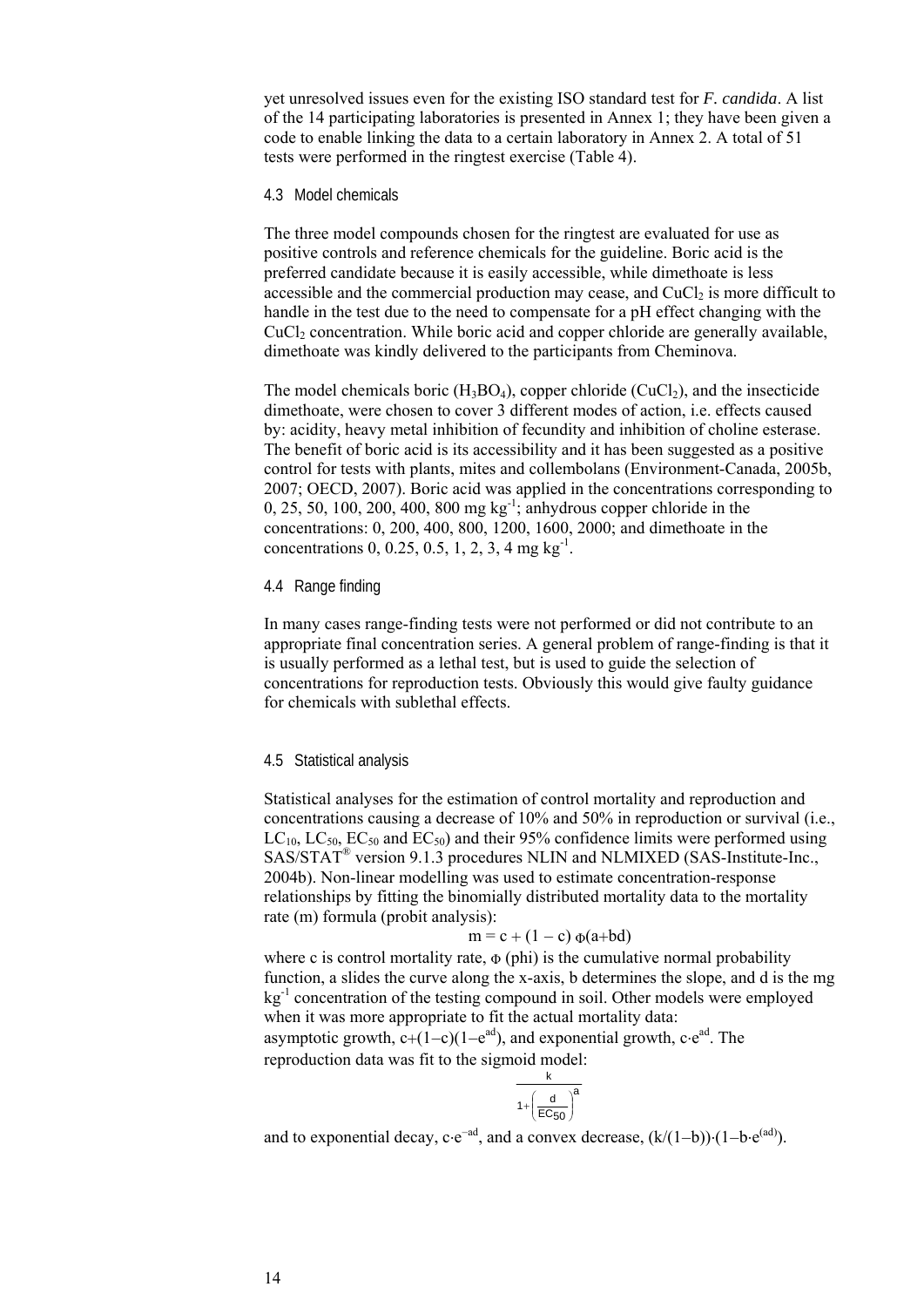yet unresolved issues even for the existing ISO standard test for *F. candida*. A list of the 14 participating laboratories is presented in Annex 1; they have been given a code to enable linking the data to a certain laboratory in Annex 2. A total of 51 tests were performed in the ringtest exercise (Table 4).

### 4.3 Model chemicals

The three model compounds chosen for the ringtest are evaluated for use as positive controls and reference chemicals for the guideline. Boric acid is the preferred candidate because it is easily accessible, while dimethoate is less accessible and the commercial production may cease, and $CuCl_2$ is more difficult to handle in the test due to the need to compensate for a pH effect changing with the $CuCl_2$ concentration. While boric acid and copper chloride are generally available, dimethoate was kindly delivered to the participants from Cheminova.

The model chemicals boric ($H_3BO_4$), copper chloride ($CuCl_2$), and the insecticide dimethoate, were chosen to cover 3 different modes of action, i.e. effects caused by: acidity, heavy metal inhibition of fecundity and inhibition of choline esterase. The benefit of boric acid is its accessibility and it has been suggested as a positive control for tests with plants, mites and collembolans (Environment-Canada, 2005b, 2007; OECD, 2007). Boric acid was applied in the concentrations corresponding to 0, 25, 50, 100, 200, 400, 800 mg $kg^{-1}$; anhydrous copper chloride in the concentrations: 0, 200, 400, 800, 1200, 1600, 2000; and dimethoate in the concentrations 0, 0.25, 0.5, 1, 2, 3, 4 mg $kg^{-1}$.

### 4.4 Range finding

In many cases range-finding tests were not performed or did not contribute to an appropriate final concentration series. A general problem of range-finding is that it is usually performed as a lethal test, but is used to guide the selection of concentrations for reproduction tests. Obviously this would give faulty guidance for chemicals with sublethal effects.

### 4.5 Statistical analysis

Statistical analyses for the estimation of control mortality and reproduction and concentrations causing a decrease of 10% and 50% in reproduction or survival (i.e., $LC_{10}$, $LC_{50}$, $EC_{50}$ and $EC_{50}$) and their 95% confidence limits were performed using SAS/STAT® version 9.1.3 procedures NLIN and NLMIXED (SAS-Institute-Inc., 2004b). Non-linear modelling was used to estimate concentration-response relationships by fitting the binomially distributed mortality data to the mortality rate (m) formula (probit analysis):

$$m = c + (1 - c)\,\Phi(a + bd)$$

where c is control mortality rate, $\Phi$ (phi) is the cumulative normal probability function, a slides the curve along the x-axis, b determines the slope, and d is the mg $kg^{-1}$ concentration of the testing compound in soil. Other models were employed when it was more appropriate to fit the actual mortality data: asymptotic growth, $c+(1-c)(1-e^{ad})$, and exponential growth, $c \cdot e^{ad}$. The reproduction data was fit to the sigmoid model:

$$\frac{k}{1+\left(\frac{d}{EC_{50}}\right)^{a}}$$

and to exponential decay, $c \cdot e^{-ad}$, and a convex decrease, $(k/(1-b)) \cdot (1-b \cdot e^{(ad)})$.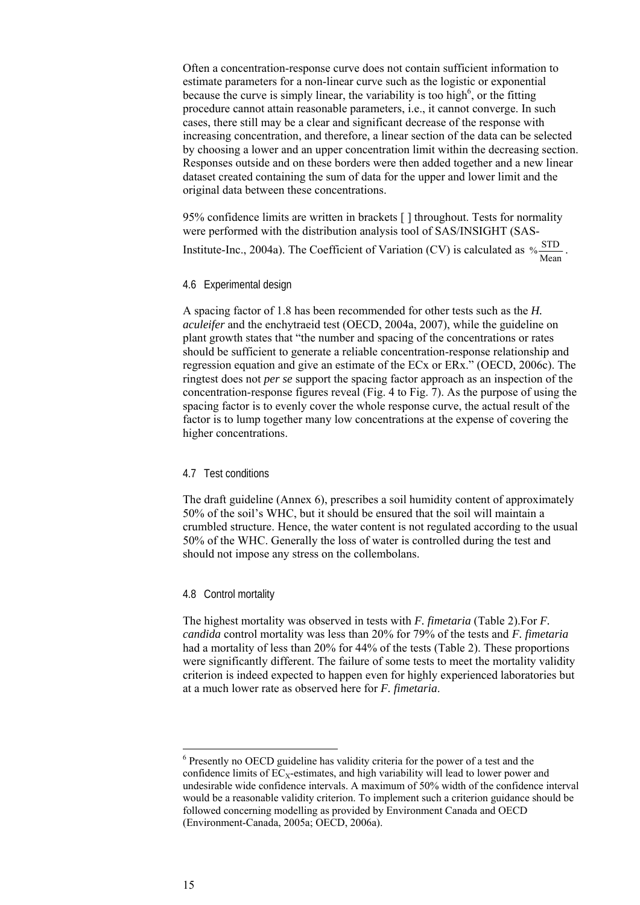Often a concentration-response curve does not contain sufficient information to estimate parameters for a non-linear curve such as the logistic or exponential because the curve is simply linear, the variability is too high[6], or the fitting procedure cannot attain reasonable parameters, i.e., it cannot converge. In such cases, there still may be a clear and significant decrease of the response with increasing concentration, and therefore, a linear section of the data can be selected by choosing a lower and an upper concentration limit within the decreasing section. Responses outside and on these borders were then added together and a new linear dataset created containing the sum of data for the upper and lower limit and the original data between these concentrations.

95% confidence limits are written in brackets [ ] throughout. Tests for normality were performed with the distribution analysis tool of SAS/INSIGHT (SAS-Institute-Inc., 2004a). The Coefficient of Variation (CV) is calculated as $\% \frac{\text{STD}}{\text{Mean}}$.

### 4.6 Experimental design

A spacing factor of 1.8 has been recommended for other tests such as the *H. aculeifer* and the enchytraeid test (OECD, 2004a, 2007), while the guideline on plant growth states that "the number and spacing of the concentrations or rates should be sufficient to generate a reliable concentration-response relationship and regression equation and give an estimate of the ECx or ERx." (OECD, 2006c). The ringtest does not *per se* support the spacing factor approach as an inspection of the concentration-response figures reveal (Fig. 4 to Fig. 7). As the purpose of using the spacing factor is to evenly cover the whole response curve, the actual result of the factor is to lump together many low concentrations at the expense of covering the higher concentrations.

### 4.7 Test conditions

The draft guideline (Annex 6), prescribes a soil humidity content of approximately 50% of the soil's WHC, but it should be ensured that the soil will maintain a crumbled structure. Hence, the water content is not regulated according to the usual 50% of the WHC. Generally the loss of water is controlled during the test and should not impose any stress on the collembolans.

### 4.8 Control mortality

The highest mortality was observed in tests with *F. fimetaria* (Table 2).For *F. candida* control mortality was less than 20% for 79% of the tests and *F. fimetaria* had a mortality of less than 20% for 44% of the tests (Table 2). These proportions were significantly different. The failure of some tests to meet the mortality validity criterion is indeed expected to happen even for highly experienced laboratories but at a much lower rate as observed here for *F. fimetaria*.

---

[6] Presently no OECD guideline has validity criteria for the power of a test and the confidence limits of $EC_X$-estimates, and high variability will lead to lower power and undesirable wide confidence intervals. A maximum of 50% width of the confidence interval would be a reasonable validity criterion. To implement such a criterion guidance should be followed concerning modelling as provided by Environment Canada and OECD (Environment-Canada, 2005a; OECD, 2006a).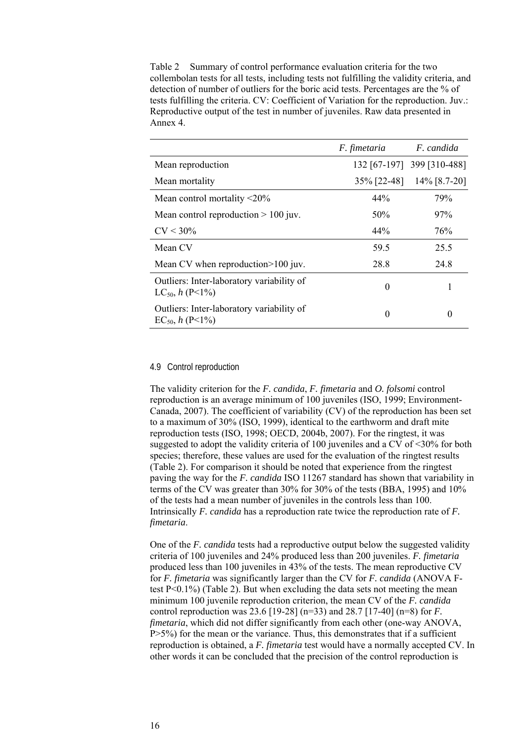Table 2 Summary of control performance evaluation criteria for the two collembolan tests for all tests, including tests not fulfilling the validity criteria, and detection of number of outliers for the boric acid tests. Percentages are the % of tests fulfilling the criteria. CV: Coefficient of Variation for the reproduction. Juv.: Reproductive output of the test in number of juveniles. Raw data presented in Annex 4.

| | *F. fimetaria* | *F. candida* |
|---|---|---|
| Mean reproduction | 132 [67-197] | 399 [310-488] |
| Mean mortality | 35% [22-48] | 14% [8.7-20] |
| Mean control mortality <20% | 44% | 79% |
| Mean control reproduction > 100 juv. | 50% | 97% |
| CV < 30% | 44% | 76% |
| Mean CV | 59.5 | 25.5 |
| Mean CV when reproduction>100 juv. | 28.8 | 24.8 |
| Outliers: Inter-laboratory variability of $LC_{50}$, $h$ ($P<1\%$) | 0 | 1 |
| Outliers: Inter-laboratory variability of $EC_{50}$, $h$ ($P<1\%$) | 0 | 0 |

### 4.9 Control reproduction

The validity criterion for the *F. candida*, *F. fimetaria* and *O. folsomi* control reproduction is an average minimum of 100 juveniles (ISO, 1999; Environment-Canada, 2007). The coefficient of variability (CV) of the reproduction has been set to a maximum of 30% (ISO, 1999), identical to the earthworm and draft mite reproduction tests (ISO, 1998; OECD, 2004b, 2007). For the ringtest, it was suggested to adopt the validity criteria of 100 juveniles and a CV of <30% for both species; therefore, these values are used for the evaluation of the ringtest results (Table 2). For comparison it should be noted that experience from the ringtest paving the way for the *F. candida* ISO 11267 standard has shown that variability in terms of the CV was greater than 30% for 30% of the tests (BBA, 1995) and 10% of the tests had a mean number of juveniles in the controls less than 100. Intrinsically *F. candida* has a reproduction rate twice the reproduction rate of *F. fimetaria*.

One of the *F. candida* tests had a reproductive output below the suggested validity criteria of 100 juveniles and 24% produced less than 200 juveniles. *F. fimetaria* produced less than 100 juveniles in 43% of the tests. The mean reproductive CV for *F. fimetaria* was significantly larger than the CV for *F. candida* (ANOVA F-test $P<0.1\%$) (Table 2). But when excluding the data sets not meeting the mean minimum 100 juvenile reproduction criterion, the mean CV of the *F. candida* control reproduction was 23.6 [19-28] ($n=33$) and 28.7 [17-40] ($n=8$) for *F. fimetaria*, which did not differ significantly from each other (one-way ANOVA, $P>5\%$) for the mean or the variance. Thus, this demonstrates that if a sufficient reproduction is obtained, a *F. fimetaria* test would have a normally accepted CV. In other words it can be concluded that the precision of the control reproduction is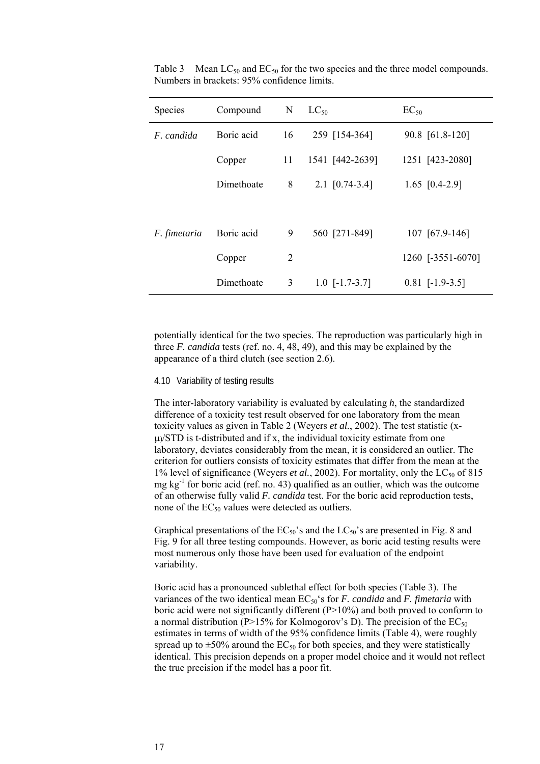Table 3 Mean $LC_{50}$ and $EC_{50}$ for the two species and the three model compounds. Numbers in brackets: 95% confidence limits.

| Species | Compound | N | $LC_{50}$ | $EC_{50}$ |
|---|---|---|---|---|
| *F. candida* | Boric acid | 16 | 259 [154-364] | 90.8 [61.8-120] |
| | Copper | 11 | 1541 [442-2639] | 1251 [423-2080] |
| | Dimethoate | 8 | 2.1 [0.74-3.4] | 1.65 [0.4-2.9] |
| *F. fimetaria* | Boric acid | 9 | 560 [271-849] | 107 [67.9-146] |
| | Copper | 2 | | 1260 [-3551-6070] |
| | Dimethoate | 3 | 1.0 [-1.7-3.7] | 0.81 [-1.9-3.5] |

potentially identical for the two species. The reproduction was particularly high in three *F. candida* tests (ref. no. 4, 48, 49), and this may be explained by the appearance of a third clutch (see section 2.6).

### 4.10 Variability of testing results

The inter-laboratory variability is evaluated by calculating *h*, the standardized difference of a toxicity test result observed for one laboratory from the mean toxicity values as given in Table 2 (Weyers *et al.*, 2002). The test statistic $(x-\mu)/STD$ is t-distributed and if x, the individual toxicity estimate from one laboratory, deviates considerably from the mean, it is considered an outlier. The criterion for outliers consists of toxicity estimates that differ from the mean at the 1% level of significance (Weyers *et al.*, 2002). For mortality, only the $LC_{50}$ of 815 mg $kg^{-1}$ for boric acid (ref. no. 43) qualified as an outlier, which was the outcome of an otherwise fully valid *F. candida* test. For the boric acid reproduction tests, none of the $EC_{50}$ values were detected as outliers.

Graphical presentations of the $EC_{50}$'s and the $LC_{50}$'s are presented in Fig. 8 and Fig. 9 for all three testing compounds. However, as boric acid testing results were most numerous only those have been used for evaluation of the endpoint variability.

Boric acid has a pronounced sublethal effect for both species (Table 3). The variances of the two identical mean $EC_{50}$'s for *F. candida* and *F. fimetaria* with boric acid were not significantly different (P>10%) and both proved to conform to a normal distribution (P>15% for Kolmogorov's D). The precision of the $EC_{50}$ estimates in terms of width of the 95% confidence limits (Table 4), were roughly spread up to ±50% around the $EC_{50}$ for both species, and they were statistically identical. This precision depends on a proper model choice and it would not reflect the true precision if the model has a poor fit.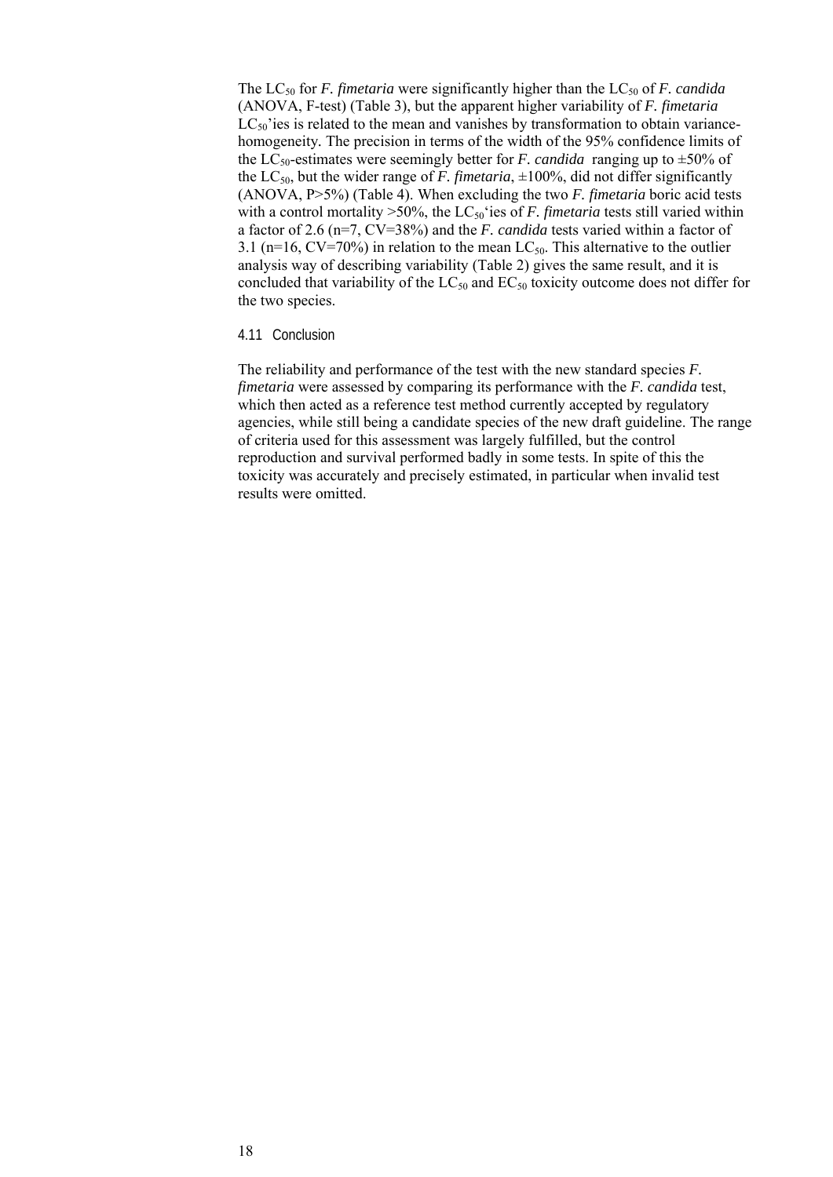The $LC_{50}$ for *F. fimetaria* were significantly higher than the $LC_{50}$ of *F. candida* (ANOVA, F-test) (Table 3), but the apparent higher variability of *F. fimetaria* $LC_{50}$'ies is related to the mean and vanishes by transformation to obtain variance-homogeneity. The precision in terms of the width of the 95% confidence limits of the $LC_{50}$-estimates were seemingly better for *F. candida* ranging up to ±50% of the $LC_{50}$, but the wider range of *F. fimetaria*, ±100%, did not differ significantly (ANOVA, P>5%) (Table 4). When excluding the two *F. fimetaria* boric acid tests with a control mortality >50%, the $LC_{50}$'ies of *F. fimetaria* tests still varied within a factor of 2.6 (n=7, CV=38%) and the *F. candida* tests varied within a factor of 3.1 (n=16, CV=70%) in relation to the mean $LC_{50}$. This alternative to the outlier analysis way of describing variability (Table 2) gives the same result, and it is concluded that variability of the $LC_{50}$ and $EC_{50}$ toxicity outcome does not differ for the two species.

### 4.11 Conclusion

The reliability and performance of the test with the new standard species *F. fimetaria* were assessed by comparing its performance with the *F. candida* test, which then acted as a reference test method currently accepted by regulatory agencies, while still being a candidate species of the new draft guideline. The range of criteria used for this assessment was largely fulfilled, but the control reproduction and survival performed badly in some tests. In spite of this the toxicity was accurately and precisely estimated, in particular when invalid test results were omitted.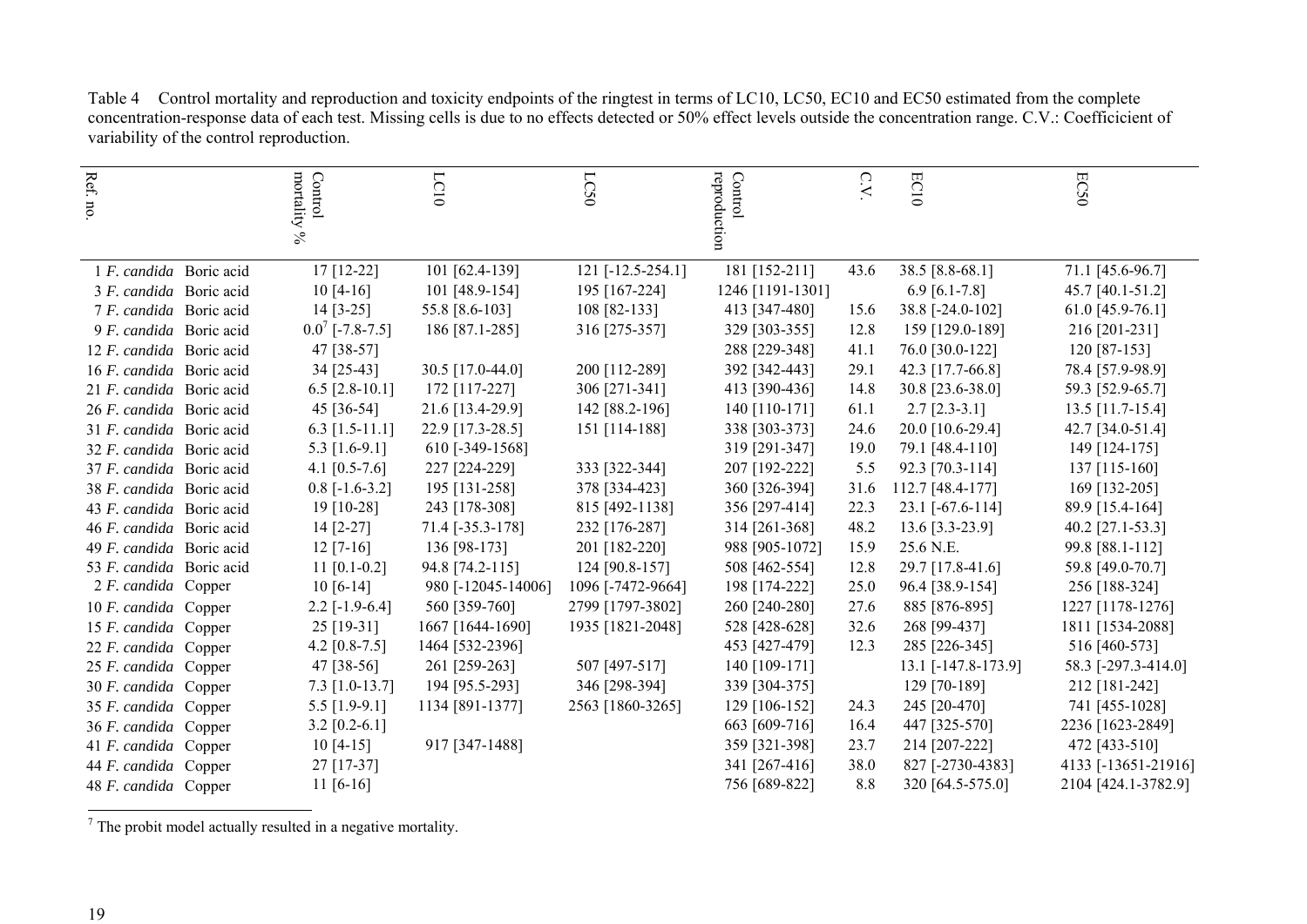Table 4 Control mortality and reproduction and toxicity endpoints of the ringtest in terms of LC10, LC50, EC10 and EC50 estimated from the complete concentration-response data of each test. Missing cells is due to no effects detected or 50% effect levels outside the concentration range. C.V.: Coefficicient of variability of the control reproduction.

| Ref. no. | | Control mortality % | LC10 | LC50 | Control reproduction | C.V. | EC10 | EC50 |
|---|---|---|---|---|---|---|---|---|
| 1 *F. candida* | Boric acid | 17 [12-22] | 101 [62.4-139] | 121 [-12.5-254.1] | 181 [152-211] | 43.6 | 38.5 [8.8-68.1] | 71.1 [45.6-96.7] |
| 3 *F. candida* | Boric acid | 10 [4-16] | 101 [48.9-154] | 195 [167-224] | 1246 [1191-1301] | | 6.9 [6.1-7.8] | 45.7 [40.1-51.2] |
| 7 *F. candida* | Boric acid | 14 [3-25] | 55.8 [8.6-103] | 108 [82-133] | 413 [347-480] | 15.6 | 38.8 [-24.0-102] | 61.0 [45.9-76.1] |
| 9 *F. candida* | Boric acid | 0.0[7] [-7.8-7.5] | 186 [87.1-285] | 316 [275-357] | 329 [303-355] | 12.8 | 159 [129.0-189] | 216 [201-231] |
| 12 *F. candida* | Boric acid | 47 [38-57] | | | 288 [229-348] | 41.1 | 76.0 [30.0-122] | 120 [87-153] |
| 16 *F. candida* | Boric acid | 34 [25-43] | 30.5 [17.0-44.0] | 200 [112-289] | 392 [342-443] | 29.1 | 42.3 [17.7-66.8] | 78.4 [57.9-98.9] |
| 21 *F. candida* | Boric acid | 6.5 [2.8-10.1] | 172 [117-227] | 306 [271-341] | 413 [390-436] | 14.8 | 30.8 [23.6-38.0] | 59.3 [52.9-65.7] |
| 26 *F. candida* | Boric acid | 45 [36-54] | 21.6 [13.4-29.9] | 142 [88.2-196] | 140 [110-171] | 61.1 | 2.7 [2.3-3.1] | 13.5 [11.7-15.4] |
| 31 *F. candida* | Boric acid | 6.3 [1.5-11.1] | 22.9 [17.3-28.5] | 151 [114-188] | 338 [303-373] | 24.6 | 20.0 [10.6-29.4] | 42.7 [34.0-51.4] |
| 32 *F. candida* | Boric acid | 5.3 [1.6-9.1] | 610 [-349-1568] | | 319 [291-347] | 19.0 | 79.1 [48.4-110] | 149 [124-175] |
| 37 *F. candida* | Boric acid | 4.1 [0.5-7.6] | 227 [224-229] | 333 [322-344] | 207 [192-222] | 5.5 | 92.3 [70.3-114] | 137 [115-160] |
| 38 *F. candida* | Boric acid | 0.8 [-1.6-3.2] | 195 [131-258] | 378 [334-423] | 360 [326-394] | 31.6 | 112.7 [48.4-177] | 169 [132-205] |
| 43 *F. candida* | Boric acid | 19 [10-28] | 243 [178-308] | 815 [492-1138] | 356 [297-414] | 22.3 | 23.1 [-67.6-114] | 89.9 [15.4-164] |
| 46 *F. candida* | Boric acid | 14 [2-27] | 71.4 [-35.3-178] | 232 [176-287] | 314 [261-368] | 48.2 | 13.6 [3.3-23.9] | 40.2 [27.1-53.3] |
| 49 *F. candida* | Boric acid | 12 [7-16] | 136 [98-173] | 201 [182-220] | 988 [905-1072] | 15.9 | 25.6 N.E. | 99.8 [88.1-112] |
| 53 *F. candida* | Boric acid | 11 [0.1-0.2] | 94.8 [74.2-115] | 124 [90.8-157] | 508 [462-554] | 12.8 | 29.7 [17.8-41.6] | 59.8 [49.0-70.7] |
| 2 *F. candida* | Copper | 10 [6-14] | 980 [-12045-14006] | 1096 [-7472-9664] | 198 [174-222] | 25.0 | 96.4 [38.9-154] | 256 [188-324] |
| 10 *F. candida* | Copper | 2.2 [-1.9-6.4] | 560 [359-760] | 2799 [1797-3802] | 260 [240-280] | 27.6 | 885 [876-895] | 1227 [1178-1276] |
| 15 *F. candida* | Copper | 25 [19-31] | 1667 [1644-1690] | 1935 [1821-2048] | 528 [428-628] | 32.6 | 268 [99-437] | 1811 [1534-2088] |
| 22 *F. candida* | Copper | 4.2 [0.8-7.5] | 1464 [532-2396] | | 453 [427-479] | 12.3 | 285 [226-345] | 516 [460-573] |
| 25 *F. candida* | Copper | 47 [38-56] | 261 [259-263] | 507 [497-517] | 140 [109-171] | | 13.1 [-147.8-173.9] | 58.3 [-297.3-414.0] |
| 30 *F. candida* | Copper | 7.3 [1.0-13.7] | 194 [95.5-293] | 346 [298-394] | 339 [304-375] | | 129 [70-189] | 212 [181-242] |
| 35 *F. candida* | Copper | 5.5 [1.9-9.1] | 1134 [891-1377] | 2563 [1860-3265] | 129 [106-152] | 24.3 | 245 [20-470] | 741 [455-1028] |
| 36 *F. candida* | Copper | 3.2 [0.2-6.1] | | | 663 [609-716] | 16.4 | 447 [325-570] | 2236 [1623-2849] |
| 41 *F. candida* | Copper | 10 [4-15] | 917 [347-1488] | | 359 [321-398] | 23.7 | 214 [207-222] | 472 [433-510] |
| 44 *F. candida* | Copper | 27 [17-37] | | | 341 [267-416] | 38.0 | 827 [-2730-4383] | 4133 [-13651-21916] |
| 48 *F. candida* | Copper | 11 [6-16] | | | 756 [689-822] | 8.8 | 320 [64.5-575.0] | 2104 [424.1-3782.9] |

[7] The probit model actually resulted in a negative mortality.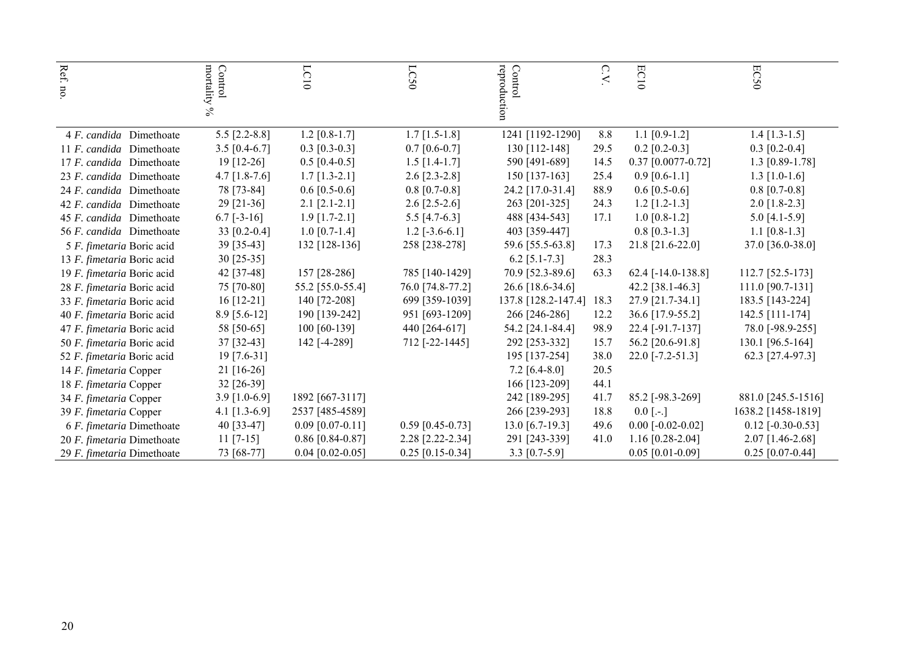| Ref. no. | Control mortality % | LC10 | LC50 | Control reproduction | C.V. | EC10 | EC50 |
|---|---|---|---|---|---|---|---|
| 4 *F. candida* Dimethoate | 5.5 [2.2-8.8] | 1.2 [0.8-1.7] | 1.7 [1.5-1.8] | 1241 [1192-1290] | 8.8 | 1.1 [0.9-1.2] | 1.4 [1.3-1.5] |
| 11 *F. candida* Dimethoate | 3.5 [0.4-6.7] | 0.3 [0.3-0.3] | 0.7 [0.6-0.7] | 130 [112-148] | 29.5 | 0.2 [0.2-0.3] | 0.3 [0.2-0.4] |
| 17 *F. candida* Dimethoate | 19 [12-26] | 0.5 [0.4-0.5] | 1.5 [1.4-1.7] | 590 [491-689] | 14.5 | 0.37 [0.0077-0.72] | 1.3 [0.89-1.78] |
| 23 *F. candida* Dimethoate | 4.7 [1.8-7.6] | 1.7 [1.3-2.1] | 2.6 [2.3-2.8] | 150 [137-163] | 25.4 | 0.9 [0.6-1.1] | 1.3 [1.0-1.6] |
| 24 *F. candida* Dimethoate | 78 [73-84] | 0.6 [0.5-0.6] | 0.8 [0.7-0.8] | 24.2 [17.0-31.4] | 88.9 | 0.6 [0.5-0.6] | 0.8 [0.7-0.8] |
| 42 *F. candida* Dimethoate | 29 [21-36] | 2.1 [2.1-2.1] | 2.6 [2.5-2.6] | 263 [201-325] | 24.3 | 1.2 [1.2-1.3] | 2.0 [1.8-2.3] |
| 45 *F. candida* Dimethoate | 6.7 [-3-16] | 1.9 [1.7-2.1] | 5.5 [4.7-6.3] | 488 [434-543] | 17.1 | 1.0 [0.8-1.2] | 5.0 [4.1-5.9] |
| 56 *F. candida* Dimethoate | 33 [0.2-0.4] | 1.0 [0.7-1.4] | 1.2 [-3.6-6.1] | 403 [359-447] | | 0.8 [0.3-1.3] | 1.1 [0.8-1.3] |
| 5 *F. fimetaria* Boric acid | 39 [35-43] | 132 [128-136] | 258 [238-278] | 59.6 [55.5-63.8] | 17.3 | 21.8 [21.6-22.0] | 37.0 [36.0-38.0] |
| 13 *F. fimetaria* Boric acid | 30 [25-35] | | | 6.2 [5.1-7.3] | 28.3 | | |
| 19 *F. fimetaria* Boric acid | 42 [37-48] | 157 [28-286] | 785 [140-1429] | 70.9 [52.3-89.6] | 63.3 | 62.4 [-14.0-138.8] | 112.7 [52.5-173] |
| 28 *F. fimetaria* Boric acid | 75 [70-80] | 55.2 [55.0-55.4] | 76.0 [74.8-77.2] | 26.6 [18.6-34.6] | | 42.2 [38.1-46.3] | 111.0 [90.7-131] |
| 33 *F. fimetaria* Boric acid | 16 [12-21] | 140 [72-208] | 699 [359-1039] | 137.8 [128.2-147.4] | 18.3 | 27.9 [21.7-34.1] | 183.5 [143-224] |
| 40 *F. fimetaria* Boric acid | 8.9 [5.6-12] | 190 [139-242] | 951 [693-1209] | 266 [246-286] | 12.2 | 36.6 [17.9-55.2] | 142.5 [111-174] |
| 47 *F. fimetaria* Boric acid | 58 [50-65] | 100 [60-139] | 440 [264-617] | 54.2 [24.1-84.4] | 98.9 | 22.4 [-91.7-137] | 78.0 [-98.9-255] |
| 50 *F. fimetaria* Boric acid | 37 [32-43] | 142 [-4-289] | 712 [-22-1445] | 292 [253-332] | 15.7 | 56.2 [20.6-91.8] | 130.1 [96.5-164] |
| 52 *F. fimetaria* Boric acid | 19 [7.6-31] | | | 195 [137-254] | 38.0 | 22.0 [-7.2-51.3] | 62.3 [27.4-97.3] |
| 14 *F. fimetaria* Copper | 21 [16-26] | | | 7.2 [6.4-8.0] | 20.5 | | |
| 18 *F. fimetaria* Copper | 32 [26-39] | | | 166 [123-209] | 44.1 | | |
| 34 *F. fimetaria* Copper | 3.9 [1.0-6.9] | 1892 [667-3117] | | 242 [189-295] | 41.7 | 85.2 [-98.3-269] | 881.0 [245.5-1516] |
| 39 *F. fimetaria* Copper | 4.1 [1.3-6.9] | 2537 [485-4589] | | 266 [239-293] | 18.8 | 0.0 [-.-] | 1638.2 [1458-1819] |
| 6 *F. fimetaria* Dimethoate | 40 [33-47] | 0.09 [0.07-0.11] | 0.59 [0.45-0.73] | 13.0 [6.7-19.3] | 49.6 | 0.00 [-0.02-0.02] | 0.12 [-0.30-0.53] |
| 20 *F. fimetaria* Dimethoate | 11 [7-15] | 0.86 [0.84-0.87] | 2.28 [2.22-2.34] | 291 [243-339] | 41.0 | 1.16 [0.28-2.04] | 2.07 [1.46-2.68] |
| 29 *F. fimetaria* Dimethoate | 73 [68-77] | 0.04 [0.02-0.05] | 0.25 [0.15-0.34] | 3.3 [0.7-5.9] | | 0.05 [0.01-0.09] | 0.25 [0.07-0.44] |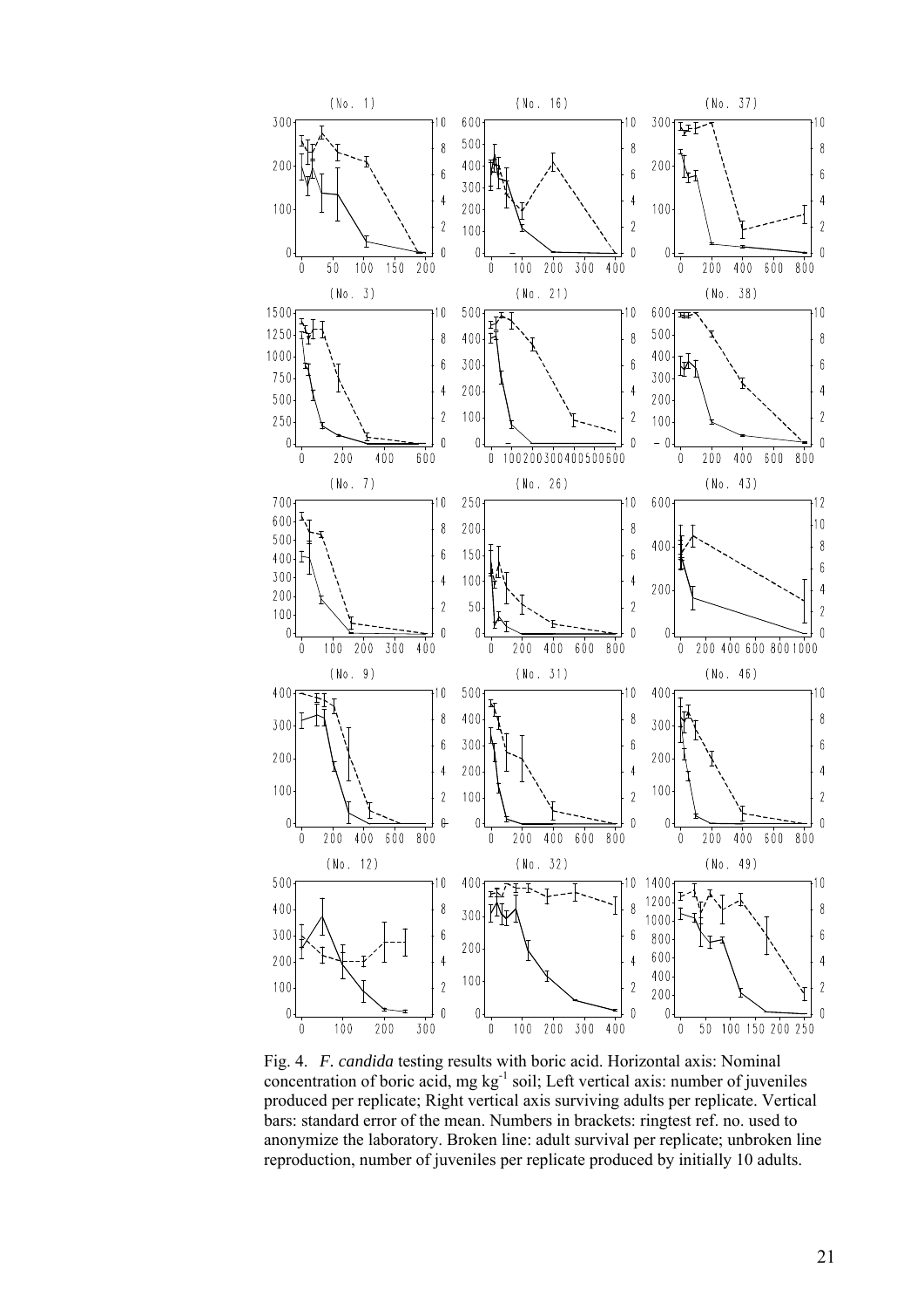Fig. 4. *F. candida* testing results with boric acid. Horizontal axis: Nominal concentration of boric acid, mg kg$^{-1}$ soil; Left vertical axis: number of juveniles produced per replicate; Right vertical axis surviving adults per replicate. Vertical bars: standard error of the mean. Numbers in brackets: ringtest ref. no. used to anonymize the laboratory. Broken line: adult survival per replicate; unbroken line reproduction, number of juveniles per replicate produced by initially 10 adults.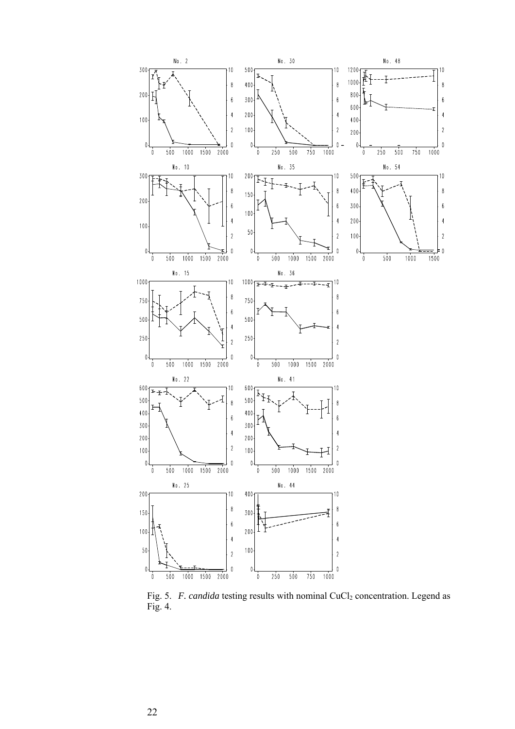Fig. 5. *F. candida* testing results with nominal $CuCl_2$ concentration. Legend as Fig. 4.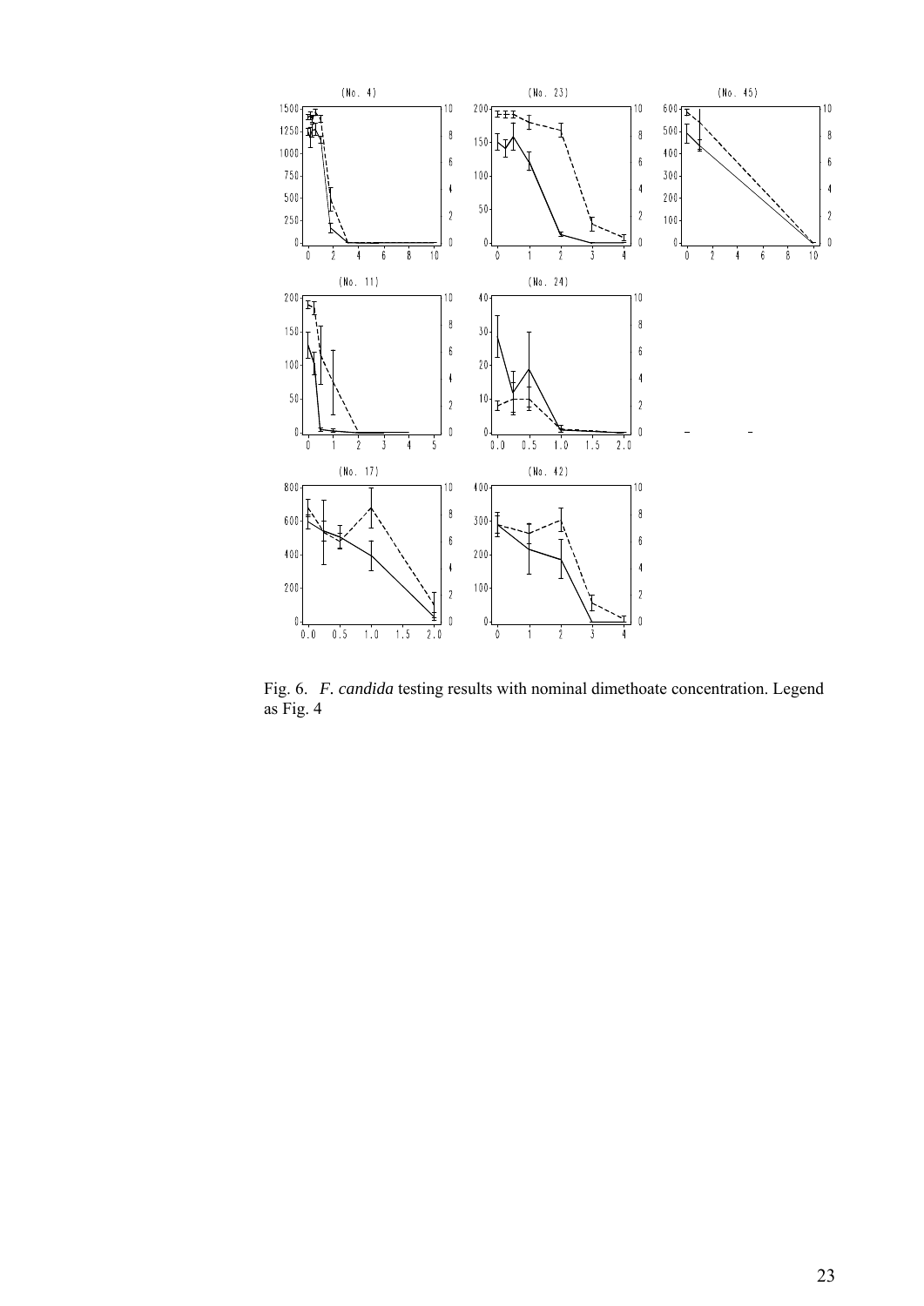Fig. 6. *F. candida* testing results with nominal dimethoate concentration. Legend as Fig. 4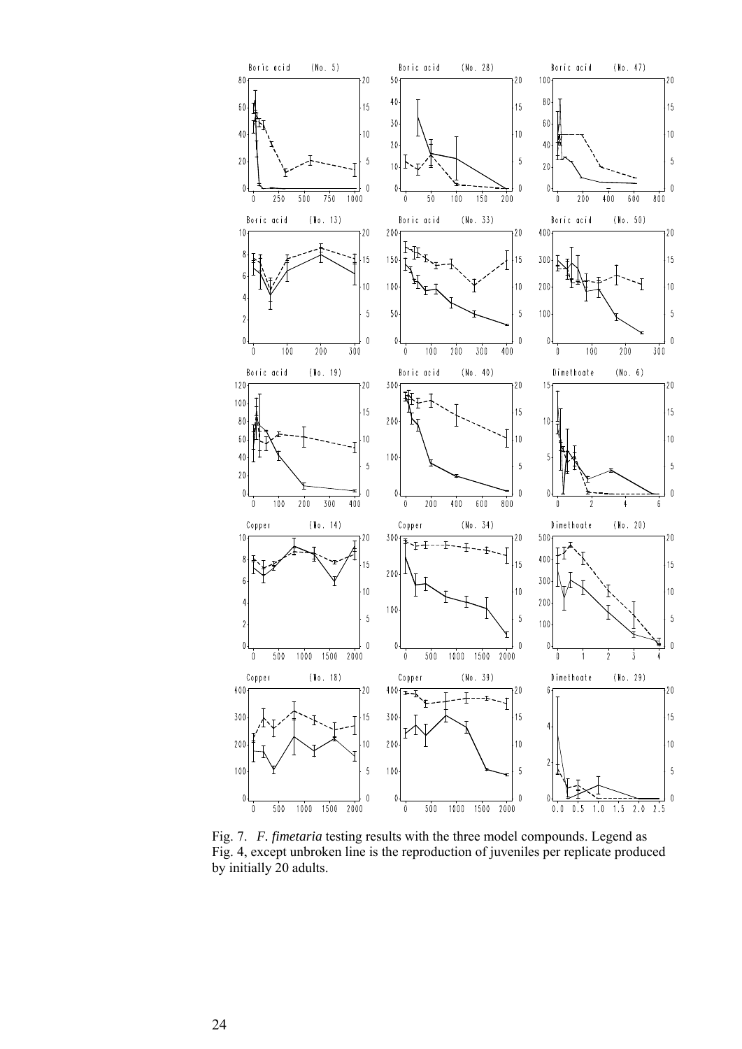Fig. 7. *F. fimetaria* testing results with the three model compounds. Legend as Fig. 4, except unbroken line is the reproduction of juveniles per replicate produced by initially 20 adults.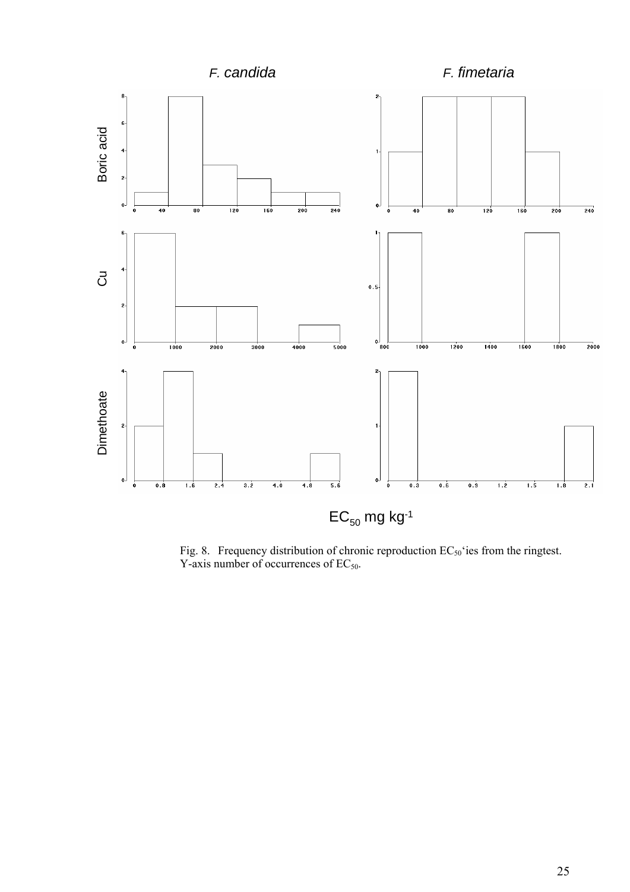Fig. 8. Frequency distribution of chronic reproduction $EC_{50}$'ies from the ringtest. Y-axis number of occurrences of $EC_{50}$.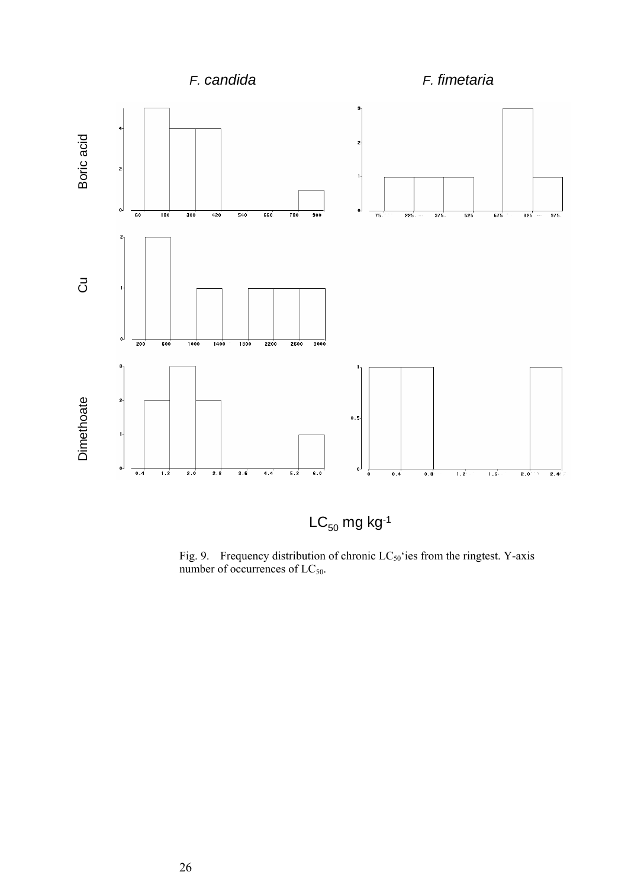*F. candida* *F. fimetaria*

Boric acid

Cu

Dimethoate

$LC_{50}$ mg kg$^{-1}$

Fig. 9. Frequency distribution of chronic $LC_{50}$'ies from the ringtest. Y-axis number of occurrences of $LC_{50}$.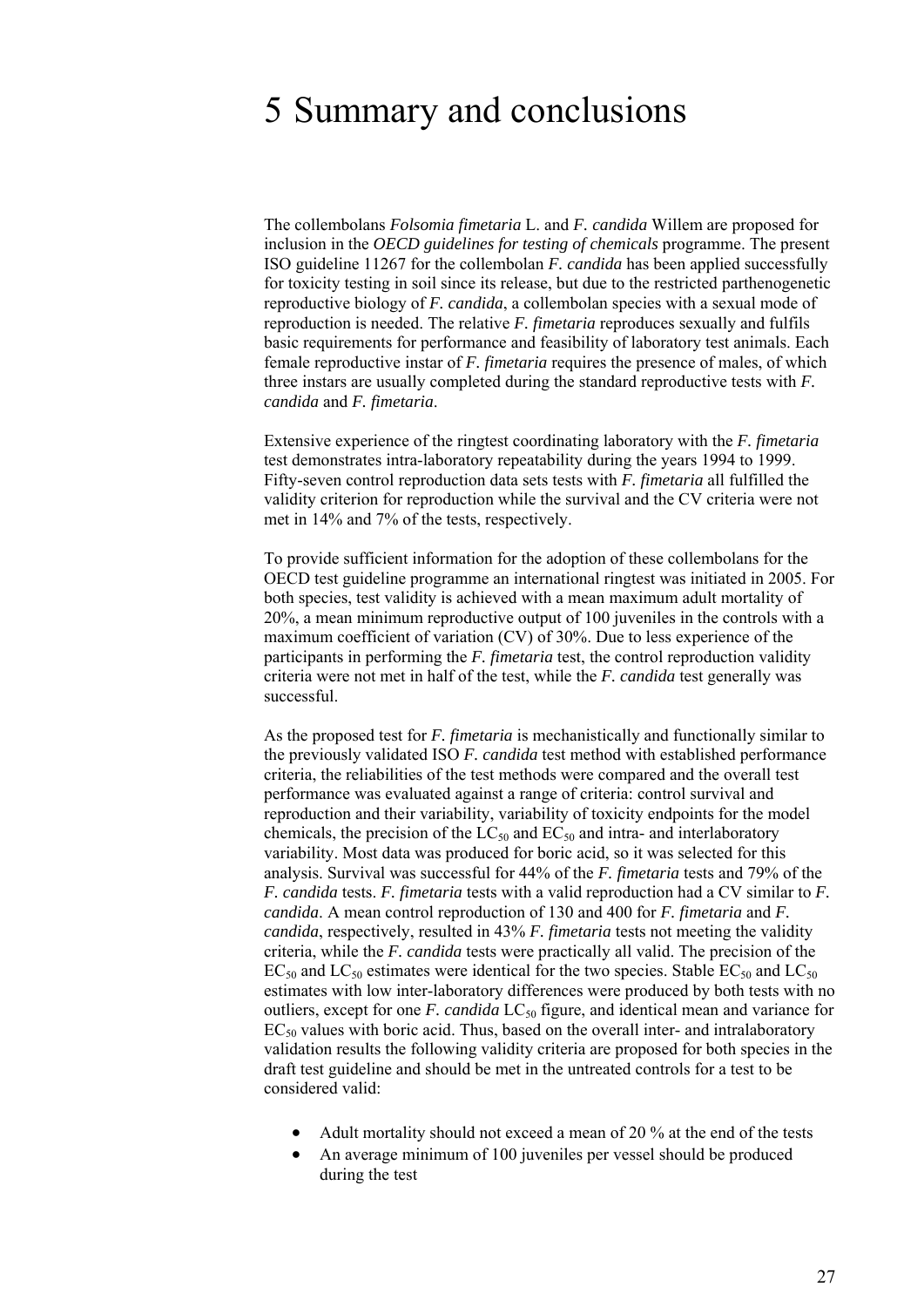# 5 Summary and conclusions

The collembolans *Folsomia fimetaria* L. and *F. candida* Willem are proposed for inclusion in the *OECD guidelines for testing of chemicals* programme. The present ISO guideline 11267 for the collembolan *F. candida* has been applied successfully for toxicity testing in soil since its release, but due to the restricted parthenogenetic reproductive biology of *F. candida*, a collembolan species with a sexual mode of reproduction is needed. The relative *F. fimetaria* reproduces sexually and fulfils basic requirements for performance and feasibility of laboratory test animals. Each female reproductive instar of *F. fimetaria* requires the presence of males, of which three instars are usually completed during the standard reproductive tests with *F. candida* and *F. fimetaria*.

Extensive experience of the ringtest coordinating laboratory with the *F. fimetaria* test demonstrates intra-laboratory repeatability during the years 1994 to 1999. Fifty-seven control reproduction data sets tests with *F. fimetaria* all fulfilled the validity criterion for reproduction while the survival and the CV criteria were not met in 14% and 7% of the tests, respectively.

To provide sufficient information for the adoption of these collembolans for the OECD test guideline programme an international ringtest was initiated in 2005. For both species, test validity is achieved with a mean maximum adult mortality of 20%, a mean minimum reproductive output of 100 juveniles in the controls with a maximum coefficient of variation (CV) of 30%. Due to less experience of the participants in performing the *F. fimetaria* test, the control reproduction validity criteria were not met in half of the test, while the *F. candida* test generally was successful.

As the proposed test for *F. fimetaria* is mechanistically and functionally similar to the previously validated ISO *F. candida* test method with established performance criteria, the reliabilities of the test methods were compared and the overall test performance was evaluated against a range of criteria: control survival and reproduction and their variability, variability of toxicity endpoints for the model chemicals, the precision of the $LC_{50}$ and $EC_{50}$ and intra- and interlaboratory variability. Most data was produced for boric acid, so it was selected for this analysis. Survival was successful for 44% of the *F. fimetaria* tests and 79% of the *F. candida* tests. *F. fimetaria* tests with a valid reproduction had a CV similar to *F. candida*. A mean control reproduction of 130 and 400 for *F. fimetaria* and *F. candida*, respectively, resulted in 43% *F. fimetaria* tests not meeting the validity criteria, while the *F. candida* tests were practically all valid. The precision of the $EC_{50}$ and $LC_{50}$ estimates were identical for the two species. Stable $EC_{50}$ and $LC_{50}$ estimates with low inter-laboratory differences were produced by both tests with no outliers, except for one *F. candida* $LC_{50}$ figure, and identical mean and variance for $EC_{50}$ values with boric acid. Thus, based on the overall inter- and intralaboratory validation results the following validity criteria are proposed for both species in the draft test guideline and should be met in the untreated controls for a test to be considered valid:

- Adult mortality should not exceed a mean of 20 % at the end of the tests
- An average minimum of 100 juveniles per vessel should be produced during the test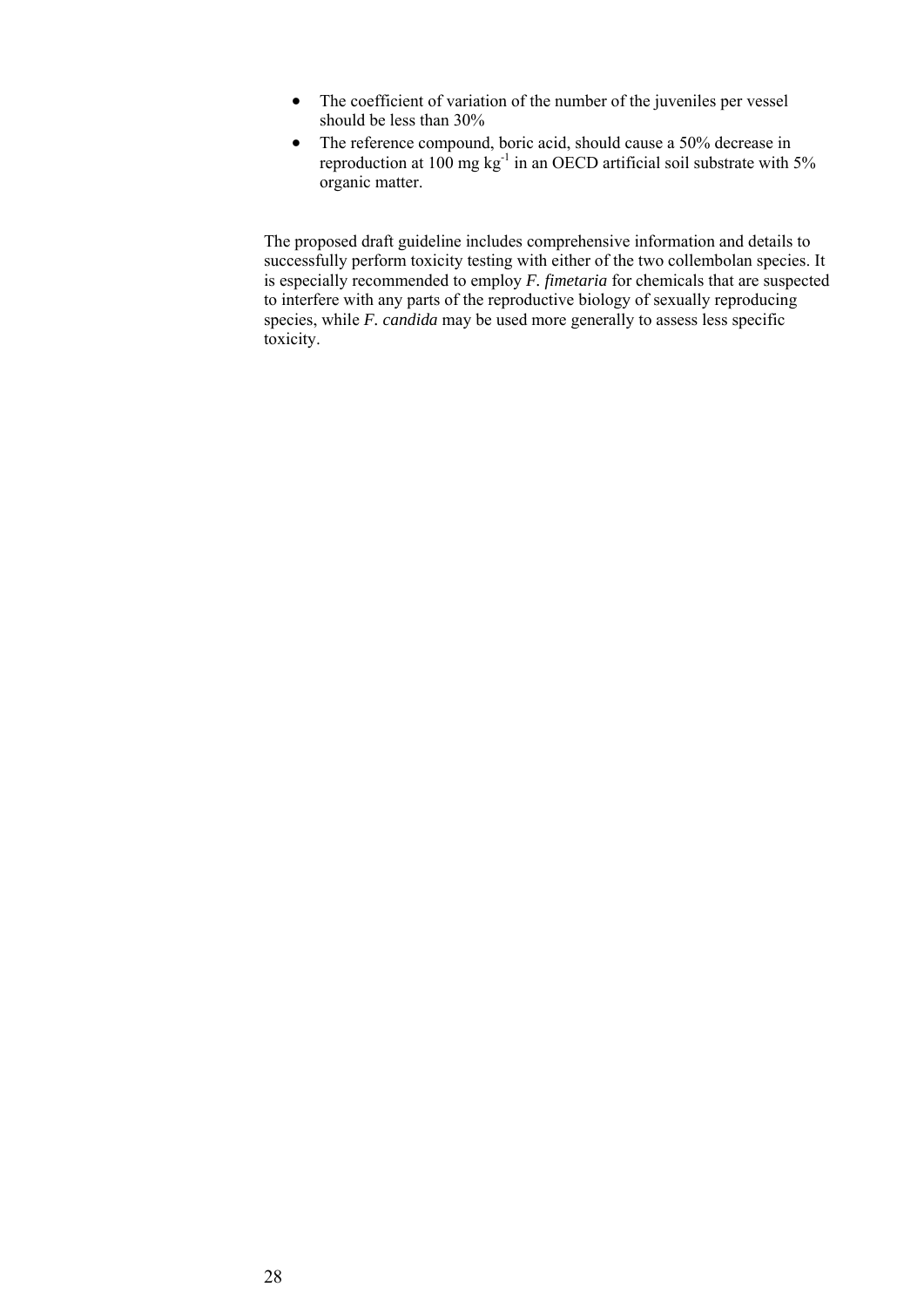- The coefficient of variation of the number of the juveniles per vessel should be less than 30%
- The reference compound, boric acid, should cause a 50% decrease in reproduction at 100 mg $kg^{-1}$ in an OECD artificial soil substrate with 5% organic matter.

The proposed draft guideline includes comprehensive information and details to successfully perform toxicity testing with either of the two collembolan species. It is especially recommended to employ *F. fimetaria* for chemicals that are suspected to interfere with any parts of the reproductive biology of sexually reproducing species, while *F. candida* may be used more generally to assess less specific toxicity.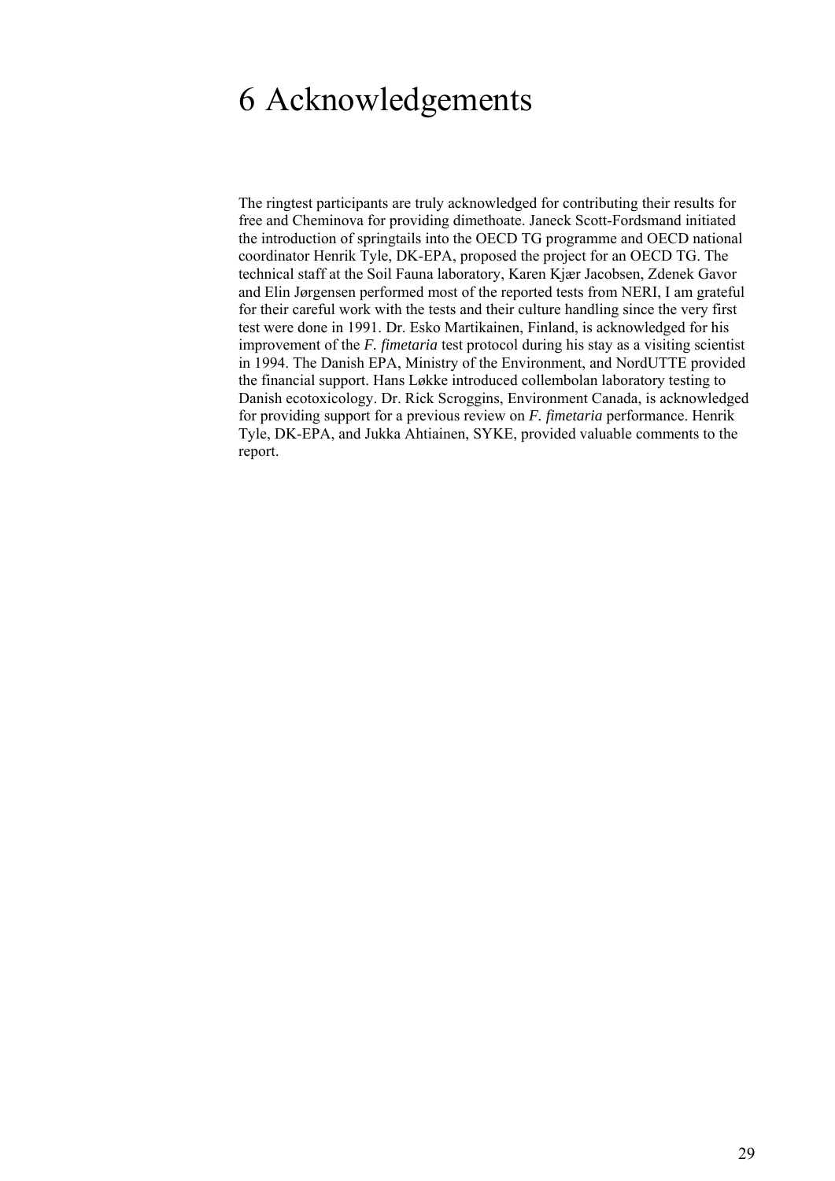# 6 Acknowledgements

The ringtest participants are truly acknowledged for contributing their results for free and Cheminova for providing dimethoate. Janeck Scott-Fordsmand initiated the introduction of springtails into the OECD TG programme and OECD national coordinator Henrik Tyle, DK-EPA, proposed the project for an OECD TG. The technical staff at the Soil Fauna laboratory, Karen Kjær Jacobsen, Zdenek Gavor and Elin Jørgensen performed most of the reported tests from NERI, I am grateful for their careful work with the tests and their culture handling since the very first test were done in 1991. Dr. Esko Martikainen, Finland, is acknowledged for his improvement of the *F. fimetaria* test protocol during his stay as a visiting scientist in 1994. The Danish EPA, Ministry of the Environment, and NordUTTE provided the financial support. Hans Løkke introduced collembolan laboratory testing to Danish ecotoxicology. Dr. Rick Scroggins, Environment Canada, is acknowledged for providing support for a previous review on *F. fimetaria* performance. Henrik Tyle, DK-EPA, and Jukka Ahtiainen, SYKE, provided valuable comments to the report.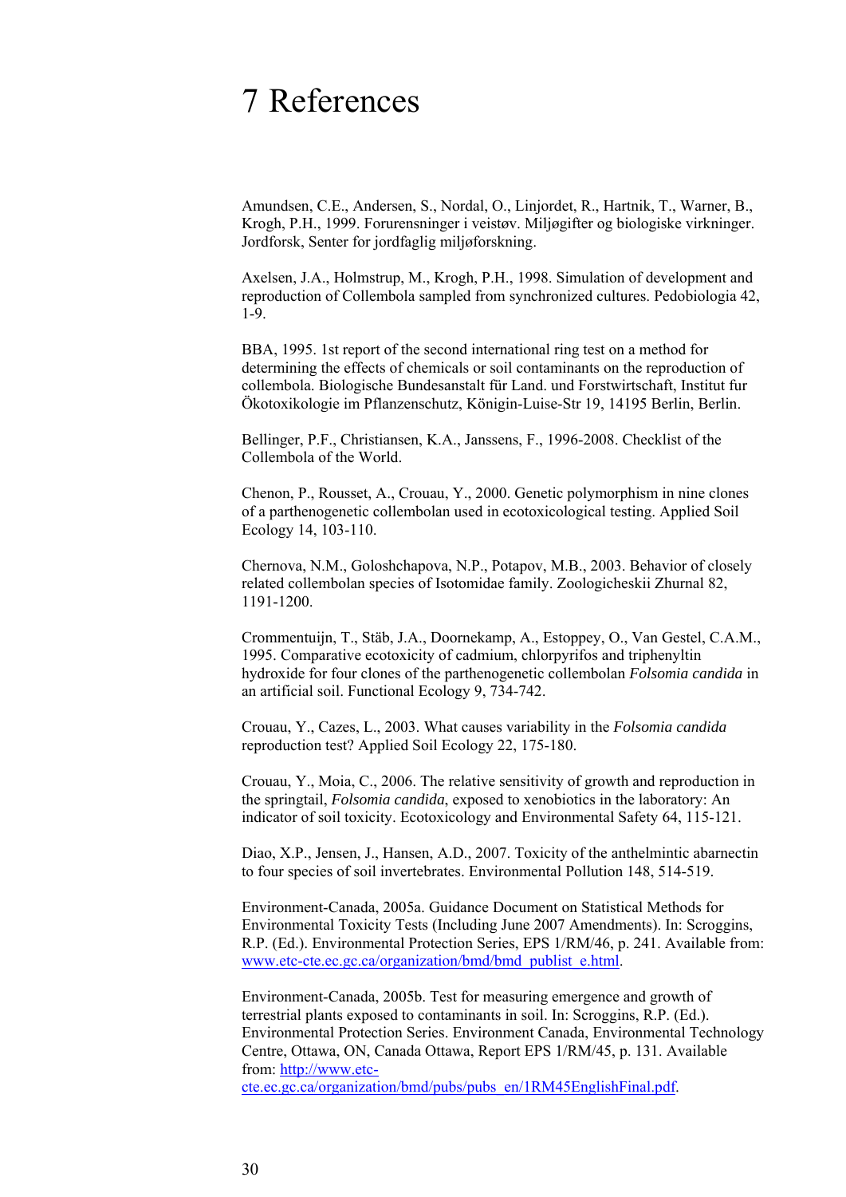# 7 References

Amundsen, C.E., Andersen, S., Nordal, O., Linjordet, R., Hartnik, T., Warner, B., Krogh, P.H., 1999. Forurensninger i veistøv. Miljøgifter og biologiske virkninger. Jordforsk, Senter for jordfaglig miljøforskning.

Axelsen, J.A., Holmstrup, M., Krogh, P.H., 1998. Simulation of development and reproduction of Collembola sampled from synchronized cultures. Pedobiologia 42, 1-9.

BBA, 1995. 1st report of the second international ring test on a method for determining the effects of chemicals or soil contaminants on the reproduction of collembola. Biologische Bundesanstalt für Land. und Forstwirtschaft, Institut fur Ökotoxikologie im Pflanzenschutz, Königin-Luise-Str 19, 14195 Berlin, Berlin.

Bellinger, P.F., Christiansen, K.A., Janssens, F., 1996-2008. Checklist of the Collembola of the World.

Chenon, P., Rousset, A., Crouau, Y., 2000. Genetic polymorphism in nine clones of a parthenogenetic collembolan used in ecotoxicological testing. Applied Soil Ecology 14, 103-110.

Chernova, N.M., Goloshchapova, N.P., Potapov, M.B., 2003. Behavior of closely related collembolan species of Isotomidae family. Zoologicheskii Zhurnal 82, 1191-1200.

Crommentuijn, T., Stäb, J.A., Doornekamp, A., Estoppey, O., Van Gestel, C.A.M., 1995. Comparative ecotoxicity of cadmium, chlorpyrifos and triphenyltin hydroxide for four clones of the parthenogenetic collembolan *Folsomia candida* in an artificial soil. Functional Ecology 9, 734-742.

Crouau, Y., Cazes, L., 2003. What causes variability in the *Folsomia candida* reproduction test? Applied Soil Ecology 22, 175-180.

Crouau, Y., Moia, C., 2006. The relative sensitivity of growth and reproduction in the springtail, *Folsomia candida*, exposed to xenobiotics in the laboratory: An indicator of soil toxicity. Ecotoxicology and Environmental Safety 64, 115-121.

Diao, X.P., Jensen, J., Hansen, A.D., 2007. Toxicity of the anthelmintic abarnectin to four species of soil invertebrates. Environmental Pollution 148, 514-519.

Environment-Canada, 2005a. Guidance Document on Statistical Methods for Environmental Toxicity Tests (Including June 2007 Amendments). In: Scroggins, R.P. (Ed.). Environmental Protection Series, EPS 1/RM/46, p. 241. Available from: www.etc-cte.ec.gc.ca/organization/bmd/bmd_publist_e.html.

Environment-Canada, 2005b. Test for measuring emergence and growth of terrestrial plants exposed to contaminants in soil. In: Scroggins, R.P. (Ed.). Environmental Protection Series. Environment Canada, Environmental Technology Centre, Ottawa, ON, Canada Ottawa, Report EPS 1/RM/45, p. 131. Available from: http://www.etc-cte.ec.gc.ca/organization/bmd/pubs/pubs_en/1RM45EnglishFinal.pdf.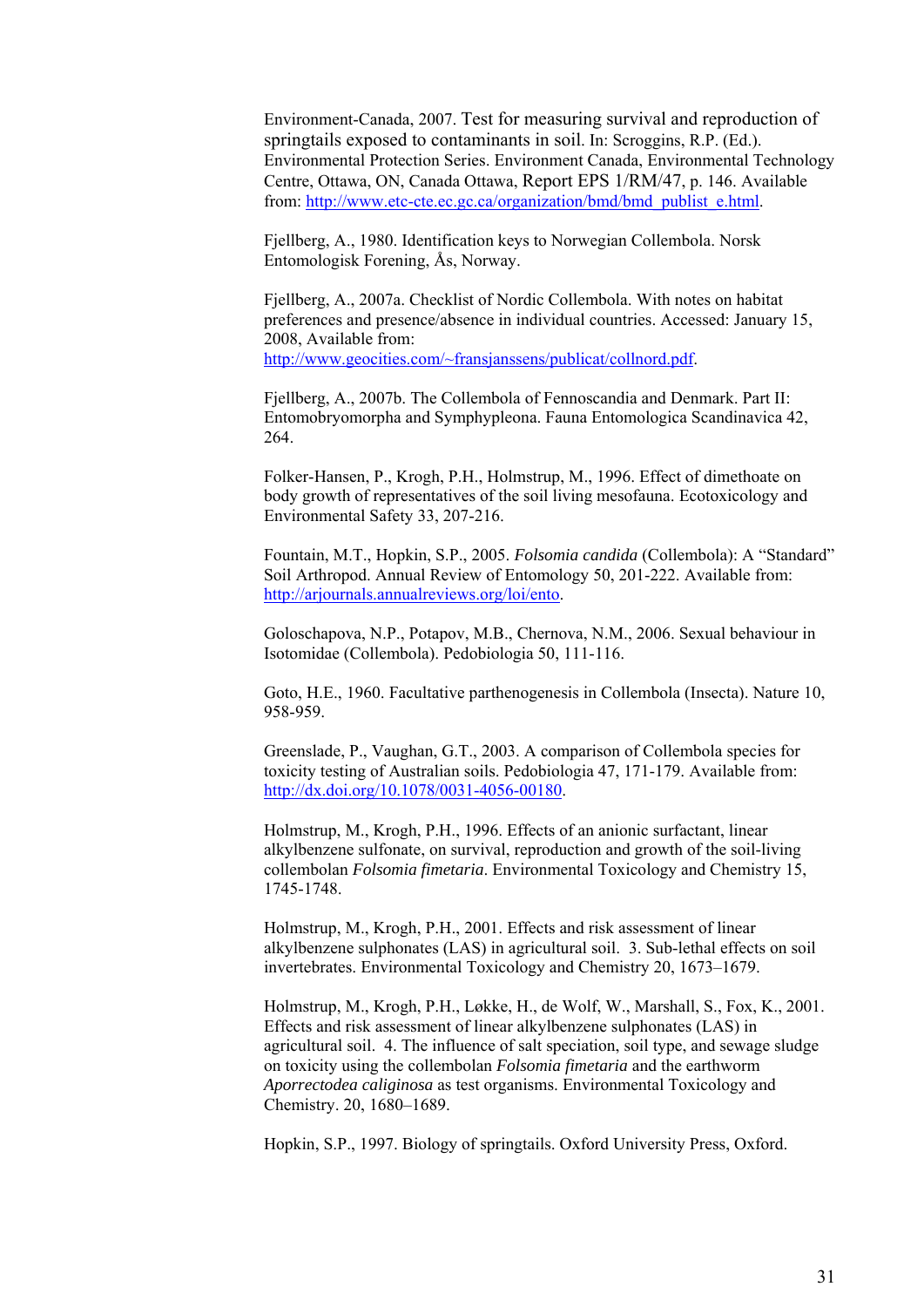Environment-Canada, 2007. Test for measuring survival and reproduction of springtails exposed to contaminants in soil. In: Scroggins, R.P. (Ed.). Environmental Protection Series. Environment Canada, Environmental Technology Centre, Ottawa, ON, Canada Ottawa, Report EPS 1/RM/47, p. 146. Available from: http://www.etc-cte.ec.gc.ca/organization/bmd/bmd_publist_e.html.

Fjellberg, A., 1980. Identification keys to Norwegian Collembola. Norsk Entomologisk Forening, Ås, Norway.

Fjellberg, A., 2007a. Checklist of Nordic Collembola. With notes on habitat preferences and presence/absence in individual countries. Accessed: January 15, 2008, Available from: http://www.geocities.com/~fransjanssens/publicat/collnord.pdf.

Fjellberg, A., 2007b. The Collembola of Fennoscandia and Denmark. Part II: Entomobryomorpha and Symphypleona. Fauna Entomologica Scandinavica 42, 264.

Folker-Hansen, P., Krogh, P.H., Holmstrup, M., 1996. Effect of dimethoate on body growth of representatives of the soil living mesofauna. Ecotoxicology and Environmental Safety 33, 207-216.

Fountain, M.T., Hopkin, S.P., 2005. *Folsomia candida* (Collembola): A "Standard" Soil Arthropod. Annual Review of Entomology 50, 201-222. Available from: http://arjournals.annualreviews.org/loi/ento.

Goloschapova, N.P., Potapov, M.B., Chernova, N.M., 2006. Sexual behaviour in Isotomidae (Collembola). Pedobiologia 50, 111-116.

Goto, H.E., 1960. Facultative parthenogenesis in Collembola (Insecta). Nature 10, 958-959.

Greenslade, P., Vaughan, G.T., 2003. A comparison of Collembola species for toxicity testing of Australian soils. Pedobiologia 47, 171-179. Available from: http://dx.doi.org/10.1078/0031-4056-00180.

Holmstrup, M., Krogh, P.H., 1996. Effects of an anionic surfactant, linear alkylbenzene sulfonate, on survival, reproduction and growth of the soil-living collembolan *Folsomia fimetaria*. Environmental Toxicology and Chemistry 15, 1745-1748.

Holmstrup, M., Krogh, P.H., 2001. Effects and risk assessment of linear alkylbenzene sulphonates (LAS) in agricultural soil. 3. Sub-lethal effects on soil invertebrates. Environmental Toxicology and Chemistry 20, 1673–1679.

Holmstrup, M., Krogh, P.H., Løkke, H., de Wolf, W., Marshall, S., Fox, K., 2001. Effects and risk assessment of linear alkylbenzene sulphonates (LAS) in agricultural soil. 4. The influence of salt speciation, soil type, and sewage sludge on toxicity using the collembolan *Folsomia fimetaria* and the earthworm *Aporrectodea caliginosa* as test organisms. Environmental Toxicology and Chemistry. 20, 1680–1689.

Hopkin, S.P., 1997. Biology of springtails. Oxford University Press, Oxford.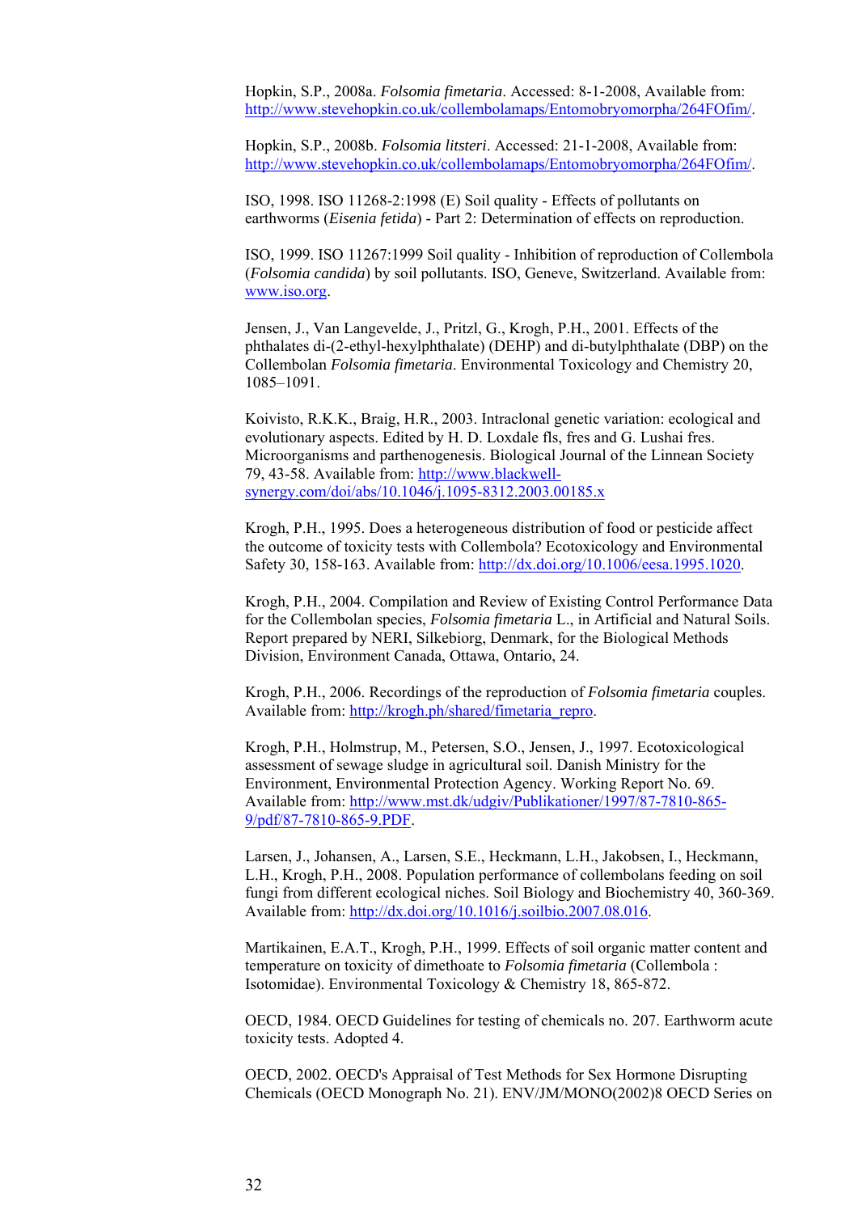Hopkin, S.P., 2008a. *Folsomia fimetaria*. Accessed: 8-1-2008, Available from: http://www.stevehopkin.co.uk/collembolamaps/Entomobryomorpha/264FOfim/.

Hopkin, S.P., 2008b. *Folsomia litsteri*. Accessed: 21-1-2008, Available from: http://www.stevehopkin.co.uk/collembolamaps/Entomobryomorpha/264FOfim/.

ISO, 1998. ISO 11268-2:1998 (E) Soil quality - Effects of pollutants on earthworms (*Eisenia fetida*) - Part 2: Determination of effects on reproduction.

ISO, 1999. ISO 11267:1999 Soil quality - Inhibition of reproduction of Collembola (*Folsomia candida*) by soil pollutants. ISO, Geneve, Switzerland. Available from: www.iso.org.

Jensen, J., Van Langevelde, J., Pritzl, G., Krogh, P.H., 2001. Effects of the phthalates di-(2-ethyl-hexylphthalate) (DEHP) and di-butylphthalate (DBP) on the Collembolan *Folsomia fimetaria*. Environmental Toxicology and Chemistry 20, 1085–1091.

Koivisto, R.K.K., Braig, H.R., 2003. Intraclonal genetic variation: ecological and evolutionary aspects. Edited by H. D. Loxdale fls, fres and G. Lushai fres. Microorganisms and parthenogenesis. Biological Journal of the Linnean Society 79, 43-58. Available from: http://www.blackwell-synergy.com/doi/abs/10.1046/j.1095-8312.2003.00185.x

Krogh, P.H., 1995. Does a heterogeneous distribution of food or pesticide affect the outcome of toxicity tests with Collembola? Ecotoxicology and Environmental Safety 30, 158-163. Available from: http://dx.doi.org/10.1006/eesa.1995.1020.

Krogh, P.H., 2004. Compilation and Review of Existing Control Performance Data for the Collembolan species, *Folsomia fimetaria* L., in Artificial and Natural Soils. Report prepared by NERI, Silkebiorg, Denmark, for the Biological Methods Division, Environment Canada, Ottawa, Ontario, 24.

Krogh, P.H., 2006. Recordings of the reproduction of *Folsomia fimetaria* couples. Available from: http://krogh.ph/shared/fimetaria_repro.

Krogh, P.H., Holmstrup, M., Petersen, S.O., Jensen, J., 1997. Ecotoxicological assessment of sewage sludge in agricultural soil. Danish Ministry for the Environment, Environmental Protection Agency. Working Report No. 69. Available from: http://www.mst.dk/udgiv/Publikationer/1997/87-7810-865-9/pdf/87-7810-865-9.PDF.

Larsen, J., Johansen, A., Larsen, S.E., Heckmann, L.H., Jakobsen, I., Heckmann, L.H., Krogh, P.H., 2008. Population performance of collembolans feeding on soil fungi from different ecological niches. Soil Biology and Biochemistry 40, 360-369. Available from: http://dx.doi.org/10.1016/j.soilbio.2007.08.016.

Martikainen, E.A.T., Krogh, P.H., 1999. Effects of soil organic matter content and temperature on toxicity of dimethoate to *Folsomia fimetaria* (Collembola : Isotomidae). Environmental Toxicology & Chemistry 18, 865-872.

OECD, 1984. OECD Guidelines for testing of chemicals no. 207. Earthworm acute toxicity tests. Adopted 4.

OECD, 2002. OECD's Appraisal of Test Methods for Sex Hormone Disrupting Chemicals (OECD Monograph No. 21). ENV/JM/MONO(2002)8 OECD Series on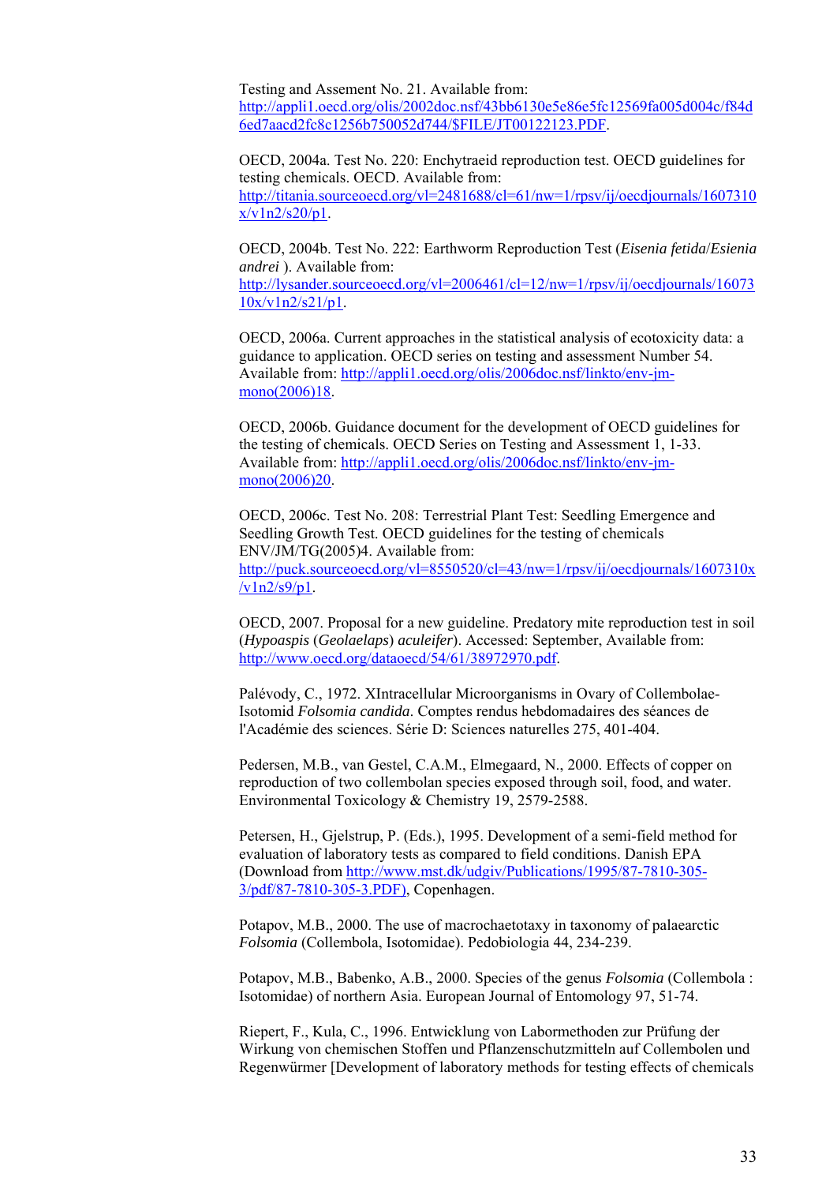Testing and Assement No. 21. Available from: http://appli1.oecd.org/olis/2002doc.nsf/43bb6130e5e86e5fc12569fa005d004c/f84d6ed7aacd2fc8c1256b750052d744/$FILE/JT00122123.PDF.

OECD, 2004a. Test No. 220: Enchytraeid reproduction test. OECD guidelines for testing chemicals. OECD. Available from: http://titania.sourceoecd.org/vl=2481688/cl=61/nw=1/rpsv/ij/oecdjournals/1607310x/v1n2/s20/p1.

OECD, 2004b. Test No. 222: Earthworm Reproduction Test (*Eisenia fetida*/*Esienia andrei* ). Available from: http://lysander.sourceoecd.org/vl=2006461/cl=12/nw=1/rpsv/ij/oecdjournals/1607310x/v1n2/s21/p1.

OECD, 2006a. Current approaches in the statistical analysis of ecotoxicity data: a guidance to application. OECD series on testing and assessment Number 54. Available from: http://appli1.oecd.org/olis/2006doc.nsf/linkto/env-jm-mono(2006)18.

OECD, 2006b. Guidance document for the development of OECD guidelines for the testing of chemicals. OECD Series on Testing and Assessment 1, 1-33. Available from: http://appli1.oecd.org/olis/2006doc.nsf/linkto/env-jm-mono(2006)20.

OECD, 2006c. Test No. 208: Terrestrial Plant Test: Seedling Emergence and Seedling Growth Test. OECD guidelines for the testing of chemicals ENV/JM/TG(2005)4. Available from: http://puck.sourceoecd.org/vl=8550520/cl=43/nw=1/rpsv/ij/oecdjournals/1607310x/v1n2/s9/p1.

OECD, 2007. Proposal for a new guideline. Predatory mite reproduction test in soil (*Hypoaspis* (*Geolaelaps*) *aculeifer*). Accessed: September, Available from: http://www.oecd.org/dataoecd/54/61/38972970.pdf.

Palévody, C., 1972. XIntracellular Microorganisms in Ovary of Collembolae-Isotomid *Folsomia candida*. Comptes rendus hebdomadaires des séances de l'Académie des sciences. Série D: Sciences naturelles 275, 401-404.

Pedersen, M.B., van Gestel, C.A.M., Elmegaard, N., 2000. Effects of copper on reproduction of two collembolan species exposed through soil, food, and water. Environmental Toxicology & Chemistry 19, 2579-2588.

Petersen, H., Gjelstrup, P. (Eds.), 1995. Development of a semi-field method for evaluation of laboratory tests as compared to field conditions. Danish EPA (Download from http://www.mst.dk/udgiv/Publications/1995/87-7810-305-3/pdf/87-7810-305-3.PDF), Copenhagen.

Potapov, M.B., 2000. The use of macrochaetotaxy in taxonomy of palaearctic *Folsomia* (Collembola, Isotomidae). Pedobiologia 44, 234-239.

Potapov, M.B., Babenko, A.B., 2000. Species of the genus *Folsomia* (Collembola : Isotomidae) of northern Asia. European Journal of Entomology 97, 51-74.

Riepert, F., Kula, C., 1996. Entwicklung von Labormethoden zur Prüfung der Wirkung von chemischen Stoffen und Pflanzenschutzmitteln auf Collembolen und Regenwürmer [Development of laboratory methods for testing effects of chemicals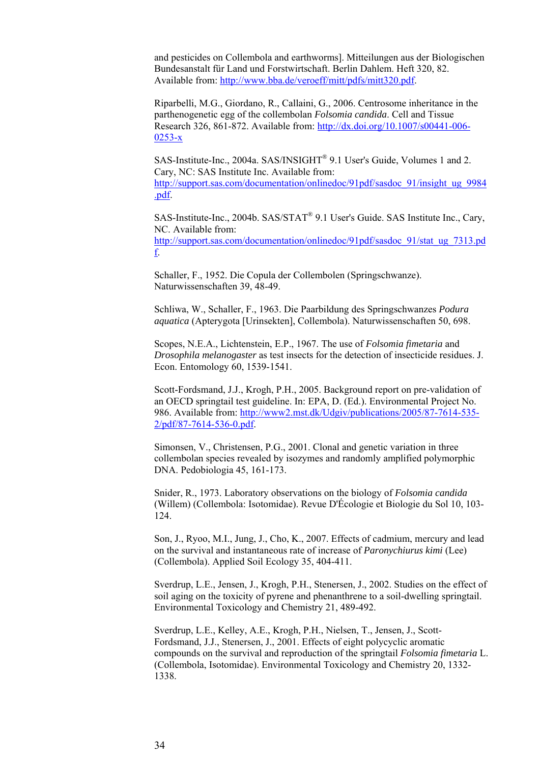and pesticides on Collembola and earthworms]. Mitteilungen aus der Biologischen Bundesanstalt für Land und Forstwirtschaft. Berlin Dahlem. Heft 320, 82. Available from: http://www.bba.de/veroeff/mitt/pdfs/mitt320.pdf.

Riparbelli, M.G., Giordano, R., Callaini, G., 2006. Centrosome inheritance in the parthenogenetic egg of the collembolan *Folsomia candida*. Cell and Tissue Research 326, 861-872. Available from: http://dx.doi.org/10.1007/s00441-006-0253-x

SAS-Institute-Inc., 2004a. SAS/INSIGHT® 9.1 User's Guide, Volumes 1 and 2. Cary, NC: SAS Institute Inc. Available from: http://support.sas.com/documentation/onlinedoc/91pdf/sasdoc_91/insight_ug_9984.pdf.

SAS-Institute-Inc., 2004b. SAS/STAT® 9.1 User's Guide. SAS Institute Inc., Cary, NC. Available from: http://support.sas.com/documentation/onlinedoc/91pdf/sasdoc_91/stat_ug_7313.pdf.

Schaller, F., 1952. Die Copula der Collembolen (Springschwanze). Naturwissenschaften 39, 48-49.

Schliwa, W., Schaller, F., 1963. Die Paarbildung des Springschwanzes *Podura aquatica* (Apterygota [Urinsekten], Collembola). Naturwissenschaften 50, 698.

Scopes, N.E.A., Lichtenstein, E.P., 1967. The use of *Folsomia fimetaria* and *Drosophila melanogaster* as test insects for the detection of insecticide residues. J. Econ. Entomology 60, 1539-1541.

Scott-Fordsmand, J.J., Krogh, P.H., 2005. Background report on pre-validation of an OECD springtail test guideline. In: EPA, D. (Ed.). Environmental Project No. 986. Available from: http://www2.mst.dk/Udgiv/publications/2005/87-7614-535-2/pdf/87-7614-536-0.pdf.

Simonsen, V., Christensen, P.G., 2001. Clonal and genetic variation in three collembolan species revealed by isozymes and randomly amplified polymorphic DNA. Pedobiologia 45, 161-173.

Snider, R., 1973. Laboratory observations on the biology of *Folsomia candida* (Willem) (Collembola: Isotomidae). Revue D'Écologie et Biologie du Sol 10, 103-124.

Son, J., Ryoo, M.I., Jung, J., Cho, K., 2007. Effects of cadmium, mercury and lead on the survival and instantaneous rate of increase of *Paronychiurus kimi* (Lee) (Collembola). Applied Soil Ecology 35, 404-411.

Sverdrup, L.E., Jensen, J., Krogh, P.H., Stenersen, J., 2002. Studies on the effect of soil aging on the toxicity of pyrene and phenanthrene to a soil-dwelling springtail. Environmental Toxicology and Chemistry 21, 489-492.

Sverdrup, L.E., Kelley, A.E., Krogh, P.H., Nielsen, T., Jensen, J., Scott-Fordsmand, J.J., Stenersen, J., 2001. Effects of eight polycyclic aromatic compounds on the survival and reproduction of the springtail *Folsomia fimetaria* L. (Collembola, Isotomidae). Environmental Toxicology and Chemistry 20, 1332-1338.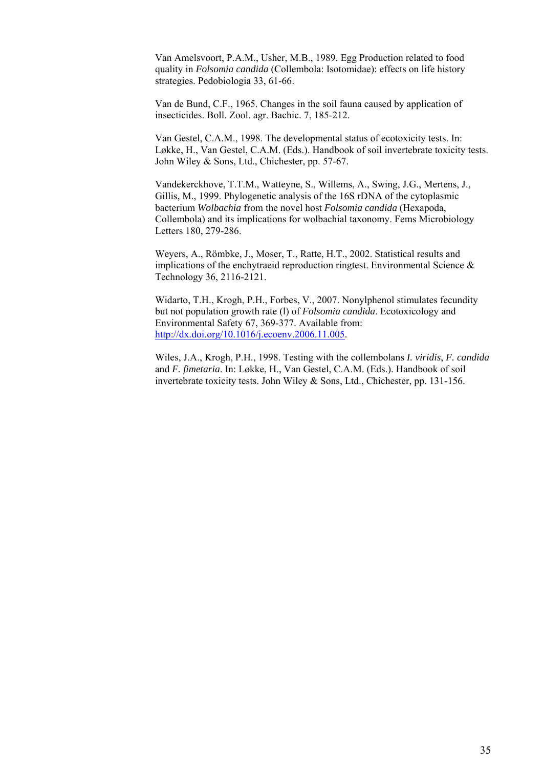Van Amelsvoort, P.A.M., Usher, M.B., 1989. Egg Production related to food quality in *Folsomia candida* (Collembola: Isotomidae): effects on life history strategies. Pedobiologia 33, 61-66.

Van de Bund, C.F., 1965. Changes in the soil fauna caused by application of insecticides. Boll. Zool. agr. Bachic. 7, 185-212.

Van Gestel, C.A.M., 1998. The developmental status of ecotoxicity tests. In: Løkke, H., Van Gestel, C.A.M. (Eds.). Handbook of soil invertebrate toxicity tests. John Wiley & Sons, Ltd., Chichester, pp. 57-67.

Vandekerckhove, T.T.M., Watteyne, S., Willems, A., Swing, J.G., Mertens, J., Gillis, M., 1999. Phylogenetic analysis of the 16S rDNA of the cytoplasmic bacterium *Wolbachia* from the novel host *Folsomia candida* (Hexapoda, Collembola) and its implications for wolbachial taxonomy. Fems Microbiology Letters 180, 279-286.

Weyers, A., Römbke, J., Moser, T., Ratte, H.T., 2002. Statistical results and implications of the enchytraeid reproduction ringtest. Environmental Science & Technology 36, 2116-2121.

Widarto, T.H., Krogh, P.H., Forbes, V., 2007. Nonylphenol stimulates fecundity but not population growth rate (l) of *Folsomia candida*. Ecotoxicology and Environmental Safety 67, 369-377. Available from: http://dx.doi.org/10.1016/j.ecoenv.2006.11.005.

Wiles, J.A., Krogh, P.H., 1998. Testing with the collembolans *I. viridis*, *F. candida* and *F. fimetaria*. In: Løkke, H., Van Gestel, C.A.M. (Eds.). Handbook of soil invertebrate toxicity tests. John Wiley & Sons, Ltd., Chichester, pp. 131-156.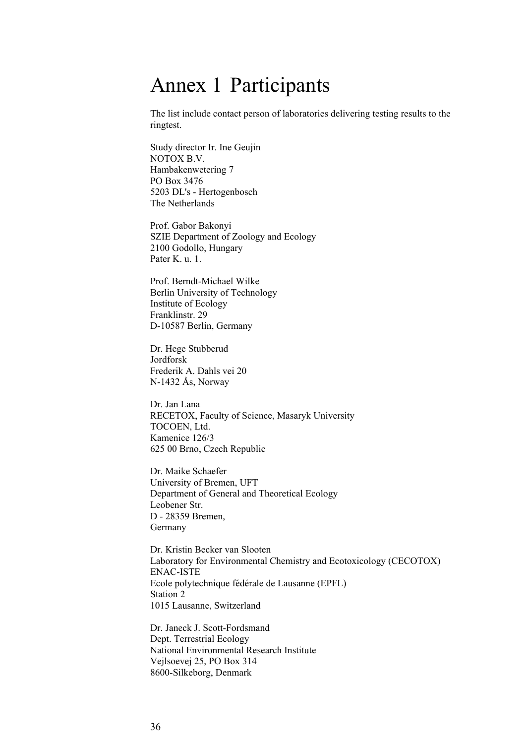# Annex 1 Participants

The list include contact person of laboratories delivering testing results to the ringtest.

Study director Ir. Ine Geujin  
NOTOX B.V.  
Hambakenwetering 7  
PO Box 3476  
5203 DL's - Hertogenbosch  
The Netherlands

Prof. Gabor Bakonyi  
SZIE Department of Zoology and Ecology  
2100 Godollo, Hungary  
Pater K. u. 1.

Prof. Berndt-Michael Wilke  
Berlin University of Technology  
Institute of Ecology  
Franklinstr. 29  
D-10587 Berlin, Germany

Dr. Hege Stubberud  
Jordforsk  
Frederik A. Dahls vei 20  
N-1432 Ås, Norway

Dr. Jan Lana  
RECETOX, Faculty of Science, Masaryk University  
TOCOEN, Ltd.  
Kamenice 126/3  
625 00 Brno, Czech Republic

Dr. Maike Schaefer  
University of Bremen, UFT  
Department of General and Theoretical Ecology  
Leobener Str.  
D - 28359 Bremen,  
Germany

Dr. Kristin Becker van Slooten  
Laboratory for Environmental Chemistry and Ecotoxicology (CECOTOX)  
ENAC-ISTE  
Ecole polytechnique fédérale de Lausanne (EPFL)  
Station 2  
1015 Lausanne, Switzerland

Dr. Janeck J. Scott-Fordsmand  
Dept. Terrestrial Ecology  
National Environmental Research Institute  
Vejlsoevej 25, PO Box 314  
8600-Silkeborg, Denmark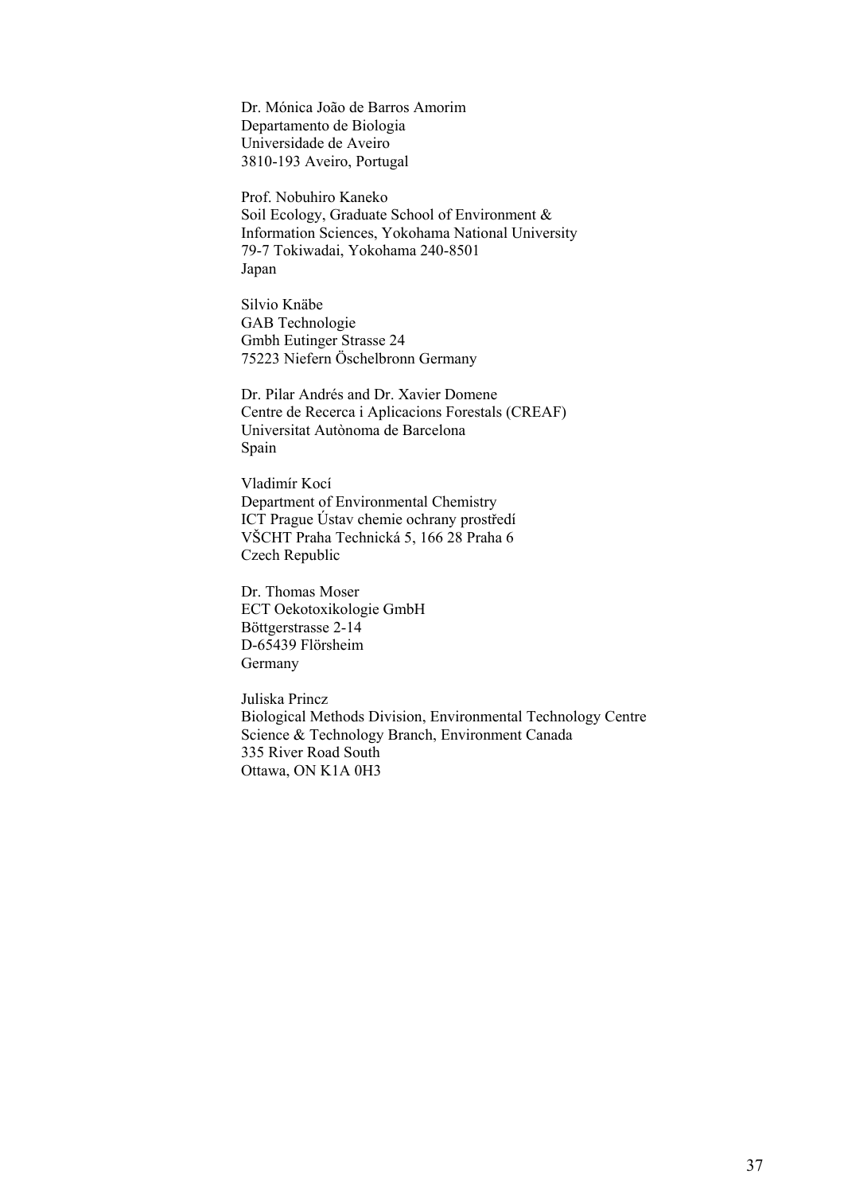Dr. Mónica João de Barros Amorim
Departamento de Biologia
Universidade de Aveiro
3810-193 Aveiro, Portugal

Prof. Nobuhiro Kaneko
Soil Ecology, Graduate School of Environment &
Information Sciences, Yokohama National University
79-7 Tokiwadai, Yokohama 240-8501
Japan

Silvio Knäbe
GAB Technologie
Gmbh Eutinger Strasse 24
75223 Niefern Öschelbronn Germany

Dr. Pilar Andrés and Dr. Xavier Domene
Centre de Recerca i Aplicacions Forestals (CREAF)
Universitat Autònoma de Barcelona
Spain

Vladimír Kocí
Department of Environmental Chemistry
ICT Prague Ústav chemie ochrany prostředí
VŠCHT Praha Technická 5, 166 28 Praha 6
Czech Republic

Dr. Thomas Moser
ECT Oekotoxikologie GmbH
Böttgerstrasse 2-14
D-65439 Flörsheim
Germany

Juliska Princz
Biological Methods Division, Environmental Technology Centre
Science & Technology Branch, Environment Canada
335 River Road South
Ottawa, ON K1A 0H3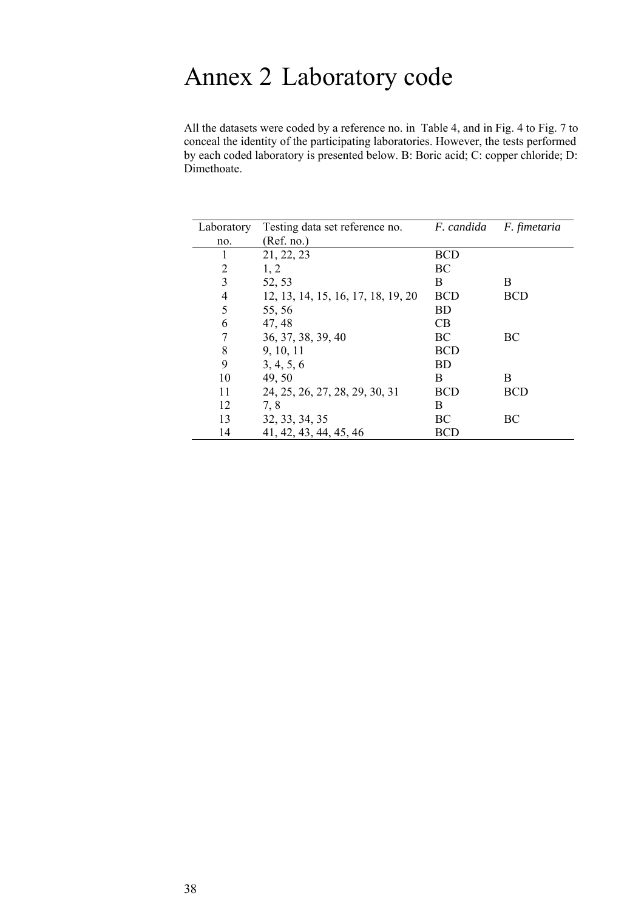# Annex 2 Laboratory code

All the datasets were coded by a reference no. in Table 4, and in Fig. 4 to Fig. 7 to conceal the identity of the participating laboratories. However, the tests performed by each coded laboratory is presented below. B: Boric acid; C: copper chloride; D: Dimethoate.

| Laboratory no. | Testing data set reference no. (Ref. no.) | *F. candida* | *F. fimetaria* |
|---|---|---|---|
| 1 | 21, 22, 23 | BCD | |
| 2 | 1, 2 | BC | |
| 3 | 52, 53 | B | B |
| 4 | 12, 13, 14, 15, 16, 17, 18, 19, 20 | BCD | BCD |
| 5 | 55, 56 | BD | |
| 6 | 47, 48 | CB | |
| 7 | 36, 37, 38, 39, 40 | BC | BC |
| 8 | 9, 10, 11 | BCD | |
| 9 | 3, 4, 5, 6 | BD | |
| 10 | 49, 50 | B | B |
| 11 | 24, 25, 26, 27, 28, 29, 30, 31 | BCD | BCD |
| 12 | 7, 8 | B | |
| 13 | 32, 33, 34, 35 | BC | BC |
| 14 | 41, 42, 43, 44, 45, 46 | BCD | |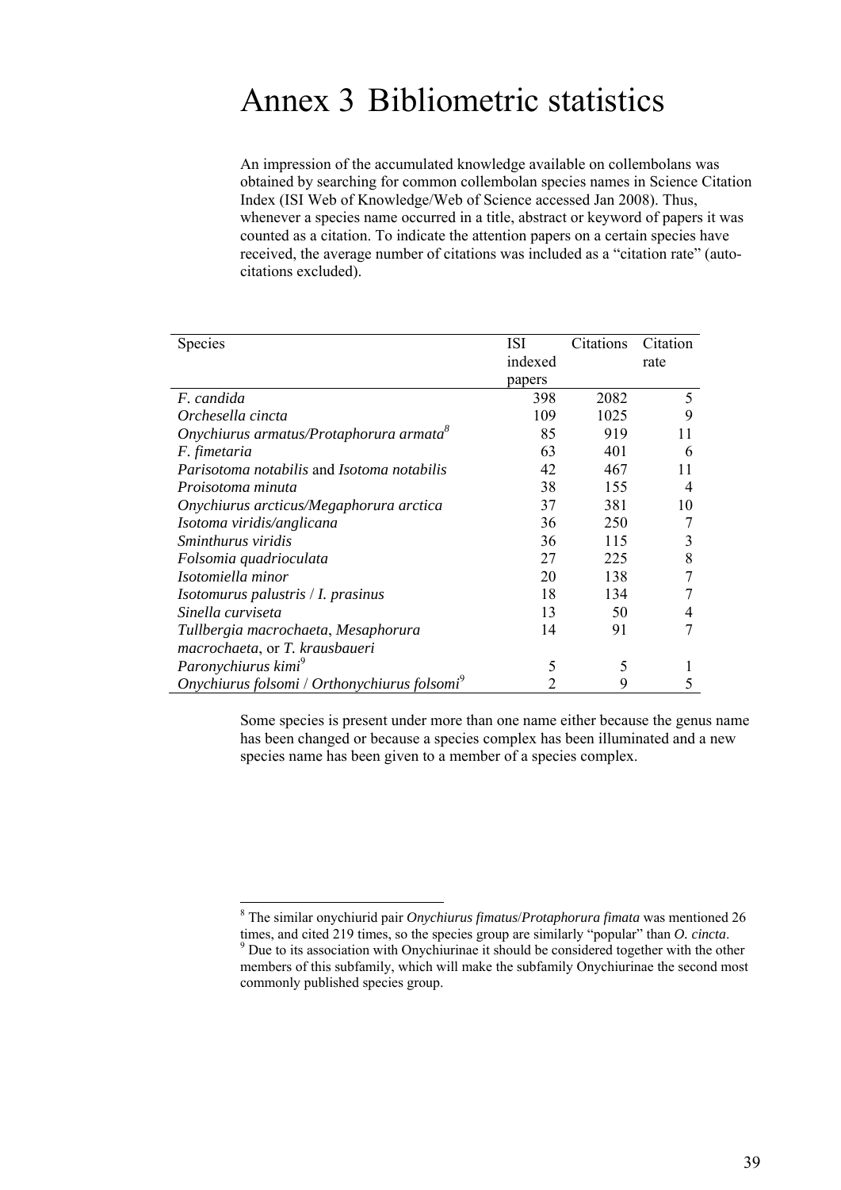# Annex 3 Bibliometric statistics

An impression of the accumulated knowledge available on collembolans was obtained by searching for common collembolan species names in Science Citation Index (ISI Web of Knowledge/Web of Science accessed Jan 2008). Thus, whenever a species name occurred in a title, abstract or keyword of papers it was counted as a citation. To indicate the attention papers on a certain species have received, the average number of citations was included as a "citation rate" (auto-citations excluded).

| Species | ISI indexed papers | Citations | Citation rate |
|---|---|---|---|
| *F. candida* | 398 | 2082 | 5 |
| *Orchesella cincta* | 109 | 1025 | 9 |
| *Onychiurus armatus/Protaphorura armata*[8] | 85 | 919 | 11 |
| *F. fimetaria* | 63 | 401 | 6 |
| *Parisotoma notabilis* and *Isotoma notabilis* | 42 | 467 | 11 |
| *Proisotoma minuta* | 38 | 155 | 4 |
| *Onychiurus arcticus/Megaphorura arctica* | 37 | 381 | 10 |
| *Isotoma viridis/anglicana* | 36 | 250 | 7 |
| *Sminthurus viridis* | 36 | 115 | 3 |
| *Folsomia quadrioculata* | 27 | 225 | 8 |
| *Isotomiella minor* | 20 | 138 | 7 |
| *Isotomurus palustris* / *I. prasinus* | 18 | 134 | 7 |
| *Sinella curviseta* | 13 | 50 | 4 |
| *Tullbergia macrochaeta*, *Mesaphorura macrochaeta*, or *T. krausbaueri* | 14 | 91 | 7 |
| *Paronychiurus kimi*[9] | 5 | 5 | 1 |
| *Onychiurus folsomi* / *Orthonychiurus folsomi*[9] | 2 | 9 | 5 |

Some species is present under more than one name either because the genus name has been changed or because a species complex has been illuminated and a new species name has been given to a member of a species complex.

[8] The similar onychiurid pair *Onychiurus fimatus*/*Protaphorura fimata* was mentioned 26 times, and cited 219 times, so the species group are similarly "popular" than *O. cincta*.

[9] Due to its association with Onychiurinae it should be considered together with the other members of this subfamily, which will make the subfamily Onychiurinae the second most commonly published species group.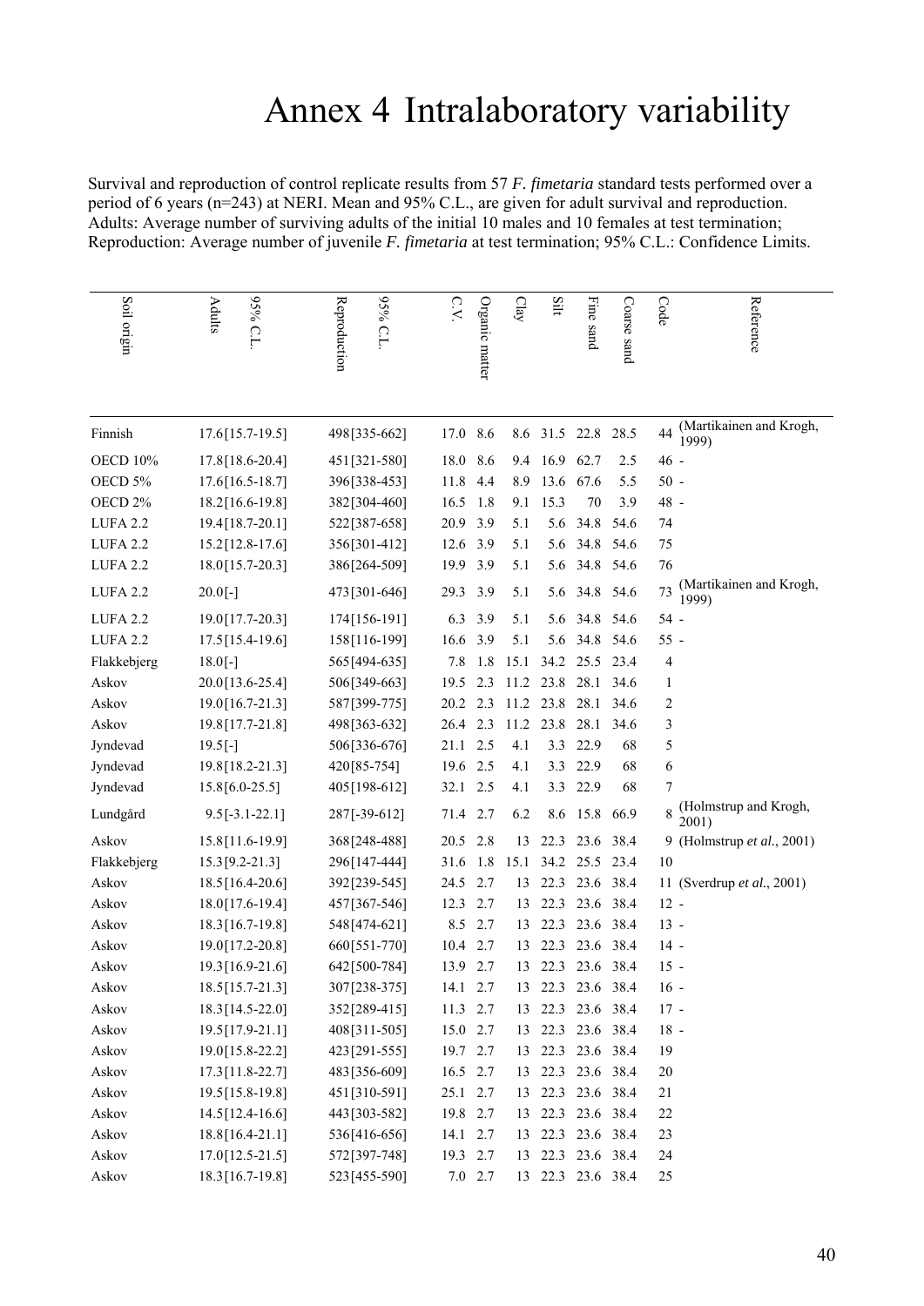# Annex 4 Intralaboratory variability

Survival and reproduction of control replicate results from 57 *F. fimetaria* standard tests performed over a period of 6 years (n=243) at NERI. Mean and 95% C.L., are given for adult survival and reproduction. Adults: Average number of surviving adults of the initial 10 males and 10 females at test termination; Reproduction: Average number of juvenile *F. fimetaria* at test termination; 95% C.L.: Confidence Limits.

| Soil origin | Adults 95% C.L. | Reproduction 95% C.L. | C.V. | Organic matter | Clay | Silt | Fine sand | Coarse sand | Code | Reference |
|---|---|---|---|---|---|---|---|---|---|---|
| Finnish | 17.6[15.7-19.5] | 498[335-662] | 17.0 | 8.6 | 8.6 | 31.5 | 22.8 | 28.5 | 44 | (Martikainen and Krogh, 1999) |
| OECD 10% | 17.8[18.6-20.4] | 451[321-580] | 18.0 | 8.6 | 9.4 | 16.9 | 62.7 | 2.5 | 46 | - |
| OECD 5% | 17.6[16.5-18.7] | 396[338-453] | 11.8 | 4.4 | 8.9 | 13.6 | 67.6 | 5.5 | 50 | - |
| OECD 2% | 18.2[16.6-19.8] | 382[304-460] | 16.5 | 1.8 | 9.1 | 15.3 | 70 | 3.9 | 48 | - |
| LUFA 2.2 | 19.4[18.7-20.1] | 522[387-658] | 20.9 | 3.9 | 5.1 | 5.6 | 34.8 | 54.6 | 74 | |
| LUFA 2.2 | 15.2[12.8-17.6] | 356[301-412] | 12.6 | 3.9 | 5.1 | 5.6 | 34.8 | 54.6 | 75 | |
| LUFA 2.2 | 18.0[15.7-20.3] | 386[264-509] | 19.9 | 3.9 | 5.1 | 5.6 | 34.8 | 54.6 | 76 | |
| LUFA 2.2 | 20.0[-] | 473[301-646] | 29.3 | 3.9 | 5.1 | 5.6 | 34.8 | 54.6 | 73 | (Martikainen and Krogh, 1999) |
| LUFA 2.2 | 19.0[17.7-20.3] | 174[156-191] | 6.3 | 3.9 | 5.1 | 5.6 | 34.8 | 54.6 | 54 | - |
| LUFA 2.2 | 17.5[15.4-19.6] | 158[116-199] | 16.6 | 3.9 | 5.1 | 5.6 | 34.8 | 54.6 | 55 | - |
| Flakkebjerg | 18.0[-] | 565[494-635] | 7.8 | 1.8 | 15.1 | 34.2 | 25.5 | 23.4 | 4 | |
| Askov | 20.0[13.6-25.4] | 506[349-663] | 19.5 | 2.3 | 11.2 | 23.8 | 28.1 | 34.6 | 1 | |
| Askov | 19.0[16.7-21.3] | 587[399-775] | 20.2 | 2.3 | 11.2 | 23.8 | 28.1 | 34.6 | 2 | |
| Askov | 19.8[17.7-21.8] | 498[363-632] | 26.4 | 2.3 | 11.2 | 23.8 | 28.1 | 34.6 | 3 | |
| Jyndevad | 19.5[-] | 506[336-676] | 21.1 | 2.5 | 4.1 | 3.3 | 22.9 | 68 | 5 | |
| Jyndevad | 19.8[18.2-21.3] | 420[85-754] | 19.6 | 2.5 | 4.1 | 3.3 | 22.9 | 68 | 6 | |
| Jyndevad | 15.8[6.0-25.5] | 405[198-612] | 32.1 | 2.5 | 4.1 | 3.3 | 22.9 | 68 | 7 | |
| Lundgård | 9.5[-3.1-22.1] | 287[-39-612] | 71.4 | 2.7 | 6.2 | 8.6 | 15.8 | 66.9 | 8 | (Holmstrup and Krogh, 2001) |
| Askov | 15.8[11.6-19.9] | 368[248-488] | 20.5 | 2.8 | 13 | 22.3 | 23.6 | 38.4 | 9 | (Holmstrup *et al.*, 2001) |
| Flakkebjerg | 15.3[9.2-21.3] | 296[147-444] | 31.6 | 1.8 | 15.1 | 34.2 | 25.5 | 23.4 | 10 | |
| Askov | 18.5[16.4-20.6] | 392[239-545] | 24.5 | 2.7 | 13 | 22.3 | 23.6 | 38.4 | 11 | (Sverdrup *et al.*, 2001) |
| Askov | 18.0[17.6-19.4] | 457[367-546] | 12.3 | 2.7 | 13 | 22.3 | 23.6 | 38.4 | 12 | - |
| Askov | 18.3[16.7-19.8] | 548[474-621] | 8.5 | 2.7 | 13 | 22.3 | 23.6 | 38.4 | 13 | - |
| Askov | 19.0[17.2-20.8] | 660[551-770] | 10.4 | 2.7 | 13 | 22.3 | 23.6 | 38.4 | 14 | - |
| Askov | 19.3[16.9-21.6] | 642[500-784] | 13.9 | 2.7 | 13 | 22.3 | 23.6 | 38.4 | 15 | - |
| Askov | 18.5[15.7-21.3] | 307[238-375] | 14.1 | 2.7 | 13 | 22.3 | 23.6 | 38.4 | 16 | - |
| Askov | 18.3[14.5-22.0] | 352[289-415] | 11.3 | 2.7 | 13 | 22.3 | 23.6 | 38.4 | 17 | - |
| Askov | 19.5[17.9-21.1] | 408[311-505] | 15.0 | 2.7 | 13 | 22.3 | 23.6 | 38.4 | 18 | - |
| Askov | 19.0[15.8-22.2] | 423[291-555] | 19.7 | 2.7 | 13 | 22.3 | 23.6 | 38.4 | 19 | |
| Askov | 17.3[11.8-22.7] | 483[356-609] | 16.5 | 2.7 | 13 | 22.3 | 23.6 | 38.4 | 20 | |
| Askov | 19.5[15.8-19.8] | 451[310-591] | 25.1 | 2.7 | 13 | 22.3 | 23.6 | 38.4 | 21 | |
| Askov | 14.5[12.4-16.6] | 443[303-582] | 19.8 | 2.7 | 13 | 22.3 | 23.6 | 38.4 | 22 | |
| Askov | 18.8[16.4-21.1] | 536[416-656] | 14.1 | 2.7 | 13 | 22.3 | 23.6 | 38.4 | 23 | |
| Askov | 17.0[12.5-21.5] | 572[397-748] | 19.3 | 2.7 | 13 | 22.3 | 23.6 | 38.4 | 24 | |
| Askov | 18.3[16.7-19.8] | 523[455-590] | 7.0 | 2.7 | 13 | 22.3 | 23.6 | 38.4 | 25 | |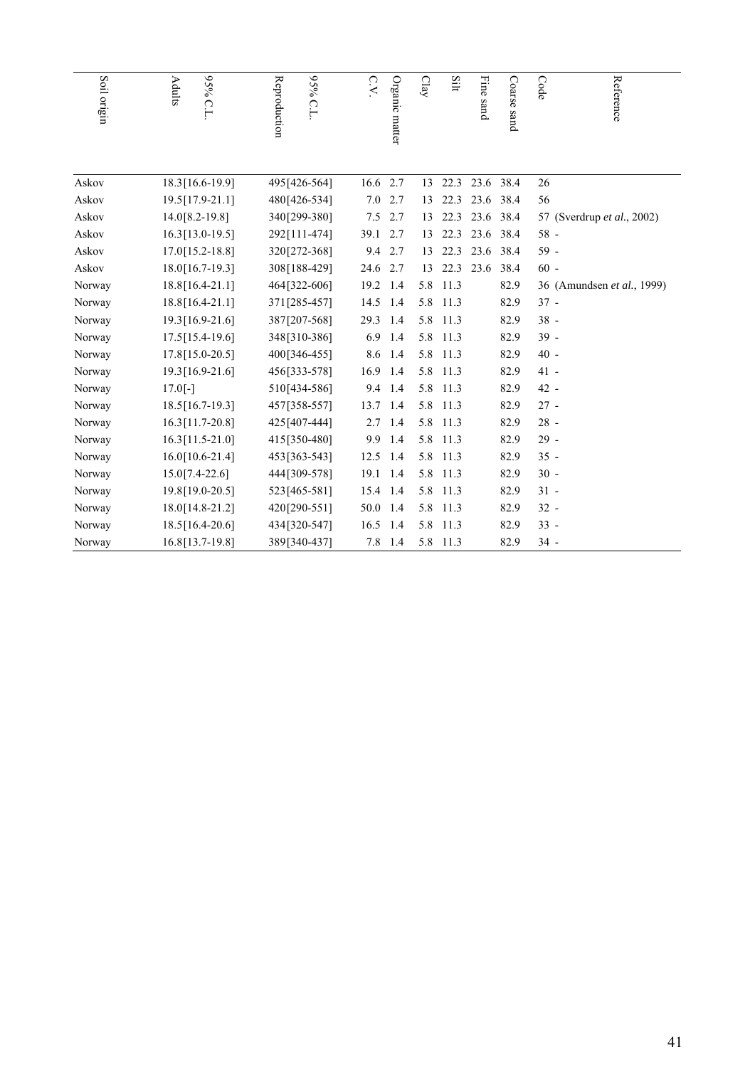| Soil origin | Adults | 95% C.L. | Reproduction | 95% C.L. | C.V. | Organic matter | Clay | Silt | Fine sand | Coarse sand | Code | Reference |
|---|---|---|---|---|---|---|---|---|---|---|---|---|
| Askov | 18.3 | [16.6-19.9] | 495 | [426-564] | 16.6 | 2.7 | 13 | 22.3 | 23.6 | 38.4 | 26 | |
| Askov | 19.5 | [17.9-21.1] | 480 | [426-534] | 7.0 | 2.7 | 13 | 22.3 | 23.6 | 38.4 | 56 | |
| Askov | 14.0 | [8.2-19.8] | 340 | [299-380] | 7.5 | 2.7 | 13 | 22.3 | 23.6 | 38.4 | 57 | (Sverdrup *et al.*, 2002) |
| Askov | 16.3 | [13.0-19.5] | 292 | [111-474] | 39.1 | 2.7 | 13 | 22.3 | 23.6 | 38.4 | 58 | - |
| Askov | 17.0 | [15.2-18.8] | 320 | [272-368] | 9.4 | 2.7 | 13 | 22.3 | 23.6 | 38.4 | 59 | - |
| Askov | 18.0 | [16.7-19.3] | 308 | [188-429] | 24.6 | 2.7 | 13 | 22.3 | 23.6 | 38.4 | 60 | - |
| Norway | 18.8 | [16.4-21.1] | 464 | [322-606] | 19.2 | 1.4 | 5.8 | 11.3 | | 82.9 | 36 | (Amundsen *et al.*, 1999) |
| Norway | 18.8 | [16.4-21.1] | 371 | [285-457] | 14.5 | 1.4 | 5.8 | 11.3 | | 82.9 | 37 | - |
| Norway | 19.3 | [16.9-21.6] | 387 | [207-568] | 29.3 | 1.4 | 5.8 | 11.3 | | 82.9 | 38 | - |
| Norway | 17.5 | [15.4-19.6] | 348 | [310-386] | 6.9 | 1.4 | 5.8 | 11.3 | | 82.9 | 39 | - |
| Norway | 17.8 | [15.0-20.5] | 400 | [346-455] | 8.6 | 1.4 | 5.8 | 11.3 | | 82.9 | 40 | - |
| Norway | 19.3 | [16.9-21.6] | 456 | [333-578] | 16.9 | 1.4 | 5.8 | 11.3 | | 82.9 | 41 | - |
| Norway | 17.0 | [-] | 510 | [434-586] | 9.4 | 1.4 | 5.8 | 11.3 | | 82.9 | 42 | - |
| Norway | 18.5 | [16.7-19.3] | 457 | [358-557] | 13.7 | 1.4 | 5.8 | 11.3 | | 82.9 | 27 | - |
| Norway | 16.3 | [11.7-20.8] | 425 | [407-444] | 2.7 | 1.4 | 5.8 | 11.3 | | 82.9 | 28 | - |
| Norway | 16.3 | [11.5-21.0] | 415 | [350-480] | 9.9 | 1.4 | 5.8 | 11.3 | | 82.9 | 29 | - |
| Norway | 16.0 | [10.6-21.4] | 453 | [363-543] | 12.5 | 1.4 | 5.8 | 11.3 | | 82.9 | 35 | - |
| Norway | 15.0 | [7.4-22.6] | 444 | [309-578] | 19.1 | 1.4 | 5.8 | 11.3 | | 82.9 | 30 | - |
| Norway | 19.8 | [19.0-20.5] | 523 | [465-581] | 15.4 | 1.4 | 5.8 | 11.3 | | 82.9 | 31 | - |
| Norway | 18.0 | [14.8-21.2] | 420 | [290-551] | 50.0 | 1.4 | 5.8 | 11.3 | | 82.9 | 32 | - |
| Norway | 18.5 | [16.4-20.6] | 434 | [320-547] | 16.5 | 1.4 | 5.8 | 11.3 | | 82.9 | 33 | - |
| Norway | 16.8 | [13.7-19.8] | 389 | [340-437] | 7.8 | 1.4 | 5.8 | 11.3 | | 82.9 | 34 | - |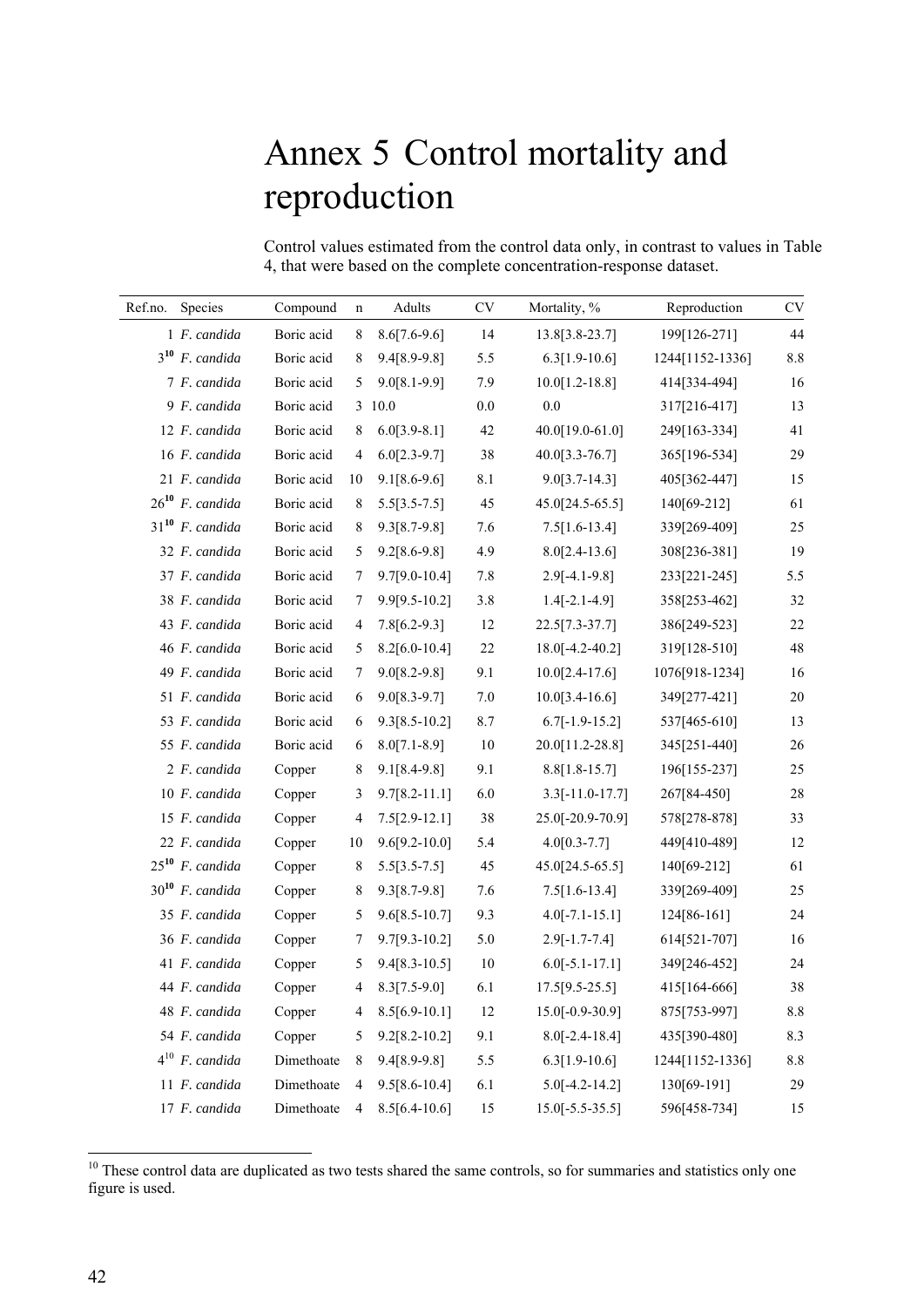# Annex 5 Control mortality and reproduction

Control values estimated from the control data only, in contrast to values in Table 4, that were based on the complete concentration-response dataset.

| Ref.no. | Species | Compound | n | Adults | CV | Mortality, % | Reproduction | CV |
|---|---|---|---|---|---|---|---|---|
| 1 | *F. candida* | Boric acid | 8 | 8.6[7.6-9.6] | 14 | 13.8[3.8-23.7] | 199[126-271] | 44 |
| 3[10] | *F. candida* | Boric acid | 8 | 9.4[8.9-9.8] | 5.5 | 6.3[1.9-10.6] | 1244[1152-1336] | 8.8 |
| 7 | *F. candida* | Boric acid | 5 | 9.0[8.1-9.9] | 7.9 | 10.0[1.2-18.8] | 414[334-494] | 16 |
| 9 | *F. candida* | Boric acid | 3 | 10.0 | 0.0 | 0.0 | 317[216-417] | 13 |
| 12 | *F. candida* | Boric acid | 8 | 6.0[3.9-8.1] | 42 | 40.0[19.0-61.0] | 249[163-334] | 41 |
| 16 | *F. candida* | Boric acid | 4 | 6.0[2.3-9.7] | 38 | 40.0[3.3-76.7] | 365[196-534] | 29 |
| 21 | *F. candida* | Boric acid | 10 | 9.1[8.6-9.6] | 8.1 | 9.0[3.7-14.3] | 405[362-447] | 15 |
| 26[10] | *F. candida* | Boric acid | 8 | 5.5[3.5-7.5] | 45 | 45.0[24.5-65.5] | 140[69-212] | 61 |
| 31[10] | *F. candida* | Boric acid | 8 | 9.3[8.7-9.8] | 7.6 | 7.5[1.6-13.4] | 339[269-409] | 25 |
| 32 | *F. candida* | Boric acid | 5 | 9.2[8.6-9.8] | 4.9 | 8.0[2.4-13.6] | 308[236-381] | 19 |
| 37 | *F. candida* | Boric acid | 7 | 9.7[9.0-10.4] | 7.8 | 2.9[-4.1-9.8] | 233[221-245] | 5.5 |
| 38 | *F. candida* | Boric acid | 7 | 9.9[9.5-10.2] | 3.8 | 1.4[-2.1-4.9] | 358[253-462] | 32 |
| 43 | *F. candida* | Boric acid | 4 | 7.8[6.2-9.3] | 12 | 22.5[7.3-37.7] | 386[249-523] | 22 |
| 46 | *F. candida* | Boric acid | 5 | 8.2[6.0-10.4] | 22 | 18.0[-4.2-40.2] | 319[128-510] | 48 |
| 49 | *F. candida* | Boric acid | 7 | 9.0[8.2-9.8] | 9.1 | 10.0[2.4-17.6] | 1076[918-1234] | 16 |
| 51 | *F. candida* | Boric acid | 6 | 9.0[8.3-9.7] | 7.0 | 10.0[3.4-16.6] | 349[277-421] | 20 |
| 53 | *F. candida* | Boric acid | 6 | 9.3[8.5-10.2] | 8.7 | 6.7[-1.9-15.2] | 537[465-610] | 13 |
| 55 | *F. candida* | Boric acid | 6 | 8.0[7.1-8.9] | 10 | 20.0[11.2-28.8] | 345[251-440] | 26 |
| 2 | *F. candida* | Copper | 8 | 9.1[8.4-9.8] | 9.1 | 8.8[1.8-15.7] | 196[155-237] | 25 |
| 10 | *F. candida* | Copper | 3 | 9.7[8.2-11.1] | 6.0 | 3.3[-11.0-17.7] | 267[84-450] | 28 |
| 15 | *F. candida* | Copper | 4 | 7.5[2.9-12.1] | 38 | 25.0[-20.9-70.9] | 578[278-878] | 33 |
| 22 | *F. candida* | Copper | 10 | 9.6[9.2-10.0] | 5.4 | 4.0[0.3-7.7] | 449[410-489] | 12 |
| 25[10] | *F. candida* | Copper | 8 | 5.5[3.5-7.5] | 45 | 45.0[24.5-65.5] | 140[69-212] | 61 |
| 30[10] | *F. candida* | Copper | 8 | 9.3[8.7-9.8] | 7.6 | 7.5[1.6-13.4] | 339[269-409] | 25 |
| 35 | *F. candida* | Copper | 5 | 9.6[8.5-10.7] | 9.3 | 4.0[-7.1-15.1] | 124[86-161] | 24 |
| 36 | *F. candida* | Copper | 7 | 9.7[9.3-10.2] | 5.0 | 2.9[-1.7-7.4] | 614[521-707] | 16 |
| 41 | *F. candida* | Copper | 5 | 9.4[8.3-10.5] | 10 | 6.0[-5.1-17.1] | 349[246-452] | 24 |
| 44 | *F. candida* | Copper | 4 | 8.3[7.5-9.0] | 6.1 | 17.5[9.5-25.5] | 415[164-666] | 38 |
| 48 | *F. candida* | Copper | 4 | 8.5[6.9-10.1] | 12 | 15.0[-0.9-30.9] | 875[753-997] | 8.8 |
| 54 | *F. candida* | Copper | 5 | 9.2[8.2-10.2] | 9.1 | 8.0[-2.4-18.4] | 435[390-480] | 8.3 |
| 4[10] | *F. candida* | Dimethoate | 8 | 9.4[8.9-9.8] | 5.5 | 6.3[1.9-10.6] | 1244[1152-1336] | 8.8 |
| 11 | *F. candida* | Dimethoate | 4 | 9.5[8.6-10.4] | 6.1 | 5.0[-4.2-14.2] | 130[69-191] | 29 |
| 17 | *F. candida* | Dimethoate | 4 | 8.5[6.4-10.6] | 15 | 15.0[-5.5-35.5] | 596[458-734] | 15 |

[10] These control data are duplicated as two tests shared the same controls, so for summaries and statistics only one figure is used.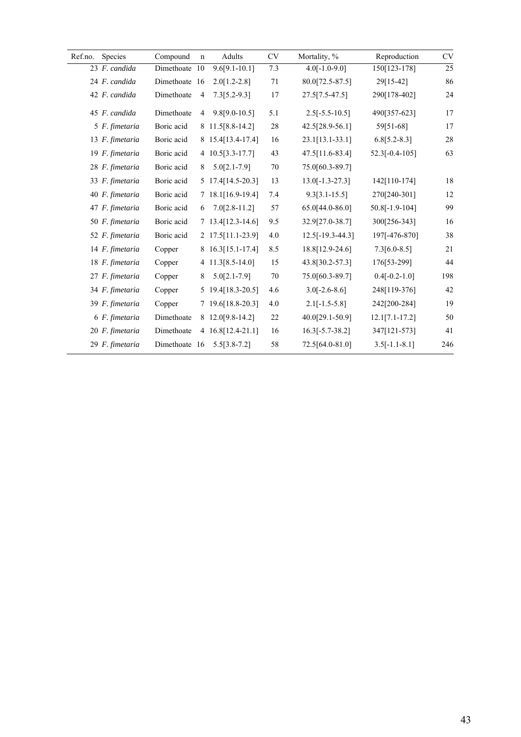| Ref.no. | Species | Compound | n | Adults | CV | Mortality, % | Reproduction | CV |
|---|---|---|---|---|---|---|---|---|
| 23 | *F. candida* | Dimethoate | 10 | 9.6[9.1-10.1] | 7.3 | 4.0[-1.0-9.0] | 150[123-178] | 25 |
| 24 | *F. candida* | Dimethoate | 16 | 2.0[1.2-2.8] | 71 | 80.0[72.5-87.5] | 29[15-42] | 86 |
| 42 | *F. candida* | Dimethoate | 4 | 7.3[5.2-9.3] | 17 | 27.5[7.5-47.5] | 290[178-402] | 24 |
| 45 | *F. candida* | Dimethoate | 4 | 9.8[9.0-10.5] | 5.1 | 2.5[-5.5-10.5] | 490[357-623] | 17 |
| 5 | *F. fimetaria* | Boric acid | 8 | 11.5[8.8-14.2] | 28 | 42.5[28.9-56.1] | 59[51-68] | 17 |
| 13 | *F. fimetaria* | Boric acid | 8 | 15.4[13.4-17.4] | 16 | 23.1[13.1-33.1] | 6.8[5.2-8.3] | 28 |
| 19 | *F. fimetaria* | Boric acid | 4 | 10.5[3.3-17.7] | 43 | 47.5[11.6-83.4] | 52.3[-0.4-105] | 63 |
| 28 | *F. fimetaria* | Boric acid | 8 | 5.0[2.1-7.9] | 70 | 75.0[60.3-89.7] | | |
| 33 | *F. fimetaria* | Boric acid | 5 | 17.4[14.5-20.3] | 13 | 13.0[-1.3-27.3] | 142[110-174] | 18 |
| 40 | *F. fimetaria* | Boric acid | 7 | 18.1[16.9-19.4] | 7.4 | 9.3[3.1-15.5] | 270[240-301] | 12 |
| 47 | *F. fimetaria* | Boric acid | 6 | 7.0[2.8-11.2] | 57 | 65.0[44.0-86.0] | 50.8[-1.9-104] | 99 |
| 50 | *F. fimetaria* | Boric acid | 7 | 13.4[12.3-14.6] | 9.5 | 32.9[27.0-38.7] | 300[256-343] | 16 |
| 52 | *F. fimetaria* | Boric acid | 2 | 17.5[11.1-23.9] | 4.0 | 12.5[-19.3-44.3] | 197[-476-870] | 38 |
| 14 | *F. fimetaria* | Copper | 8 | 16.3[15.1-17.4] | 8.5 | 18.8[12.9-24.6] | 7.3[6.0-8.5] | 21 |
| 18 | *F. fimetaria* | Copper | 4 | 11.3[8.5-14.0] | 15 | 43.8[30.2-57.3] | 176[53-299] | 44 |
| 27 | *F. fimetaria* | Copper | 8 | 5.0[2.1-7.9] | 70 | 75.0[60.3-89.7] | 0.4[-0.2-1.0] | 198 |
| 34 | *F. fimetaria* | Copper | 5 | 19.4[18.3-20.5] | 4.6 | 3.0[-2.6-8.6] | 248[119-376] | 42 |
| 39 | *F. fimetaria* | Copper | 7 | 19.6[18.8-20.3] | 4.0 | 2.1[-1.5-5.8] | 242[200-284] | 19 |
| 6 | *F. fimetaria* | Dimethoate | 8 | 12.0[9.8-14.2] | 22 | 40.0[29.1-50.9] | 12.1[7.1-17.2] | 50 |
| 20 | *F. fimetaria* | Dimethoate | 4 | 16.8[12.4-21.1] | 16 | 16.3[-5.7-38.2] | 347[121-573] | 41 |
| 29 | *F. fimetaria* | Dimethoate | 16 | 5.5[3.8-7.2] | 58 | 72.5[64.0-81.0] | 3.5[-1.1-8.1] | 246 |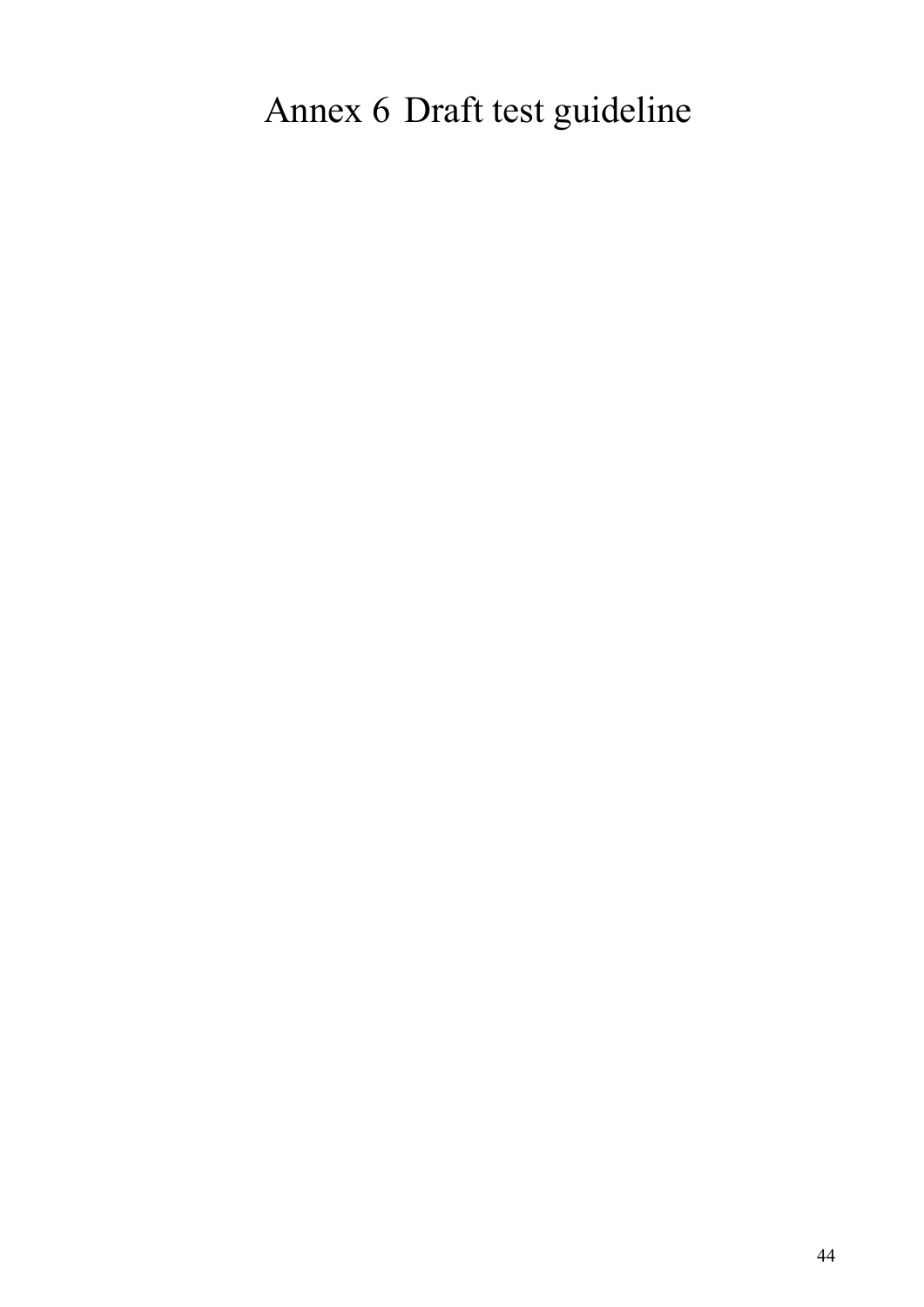# Annex 6 Draft test guideline